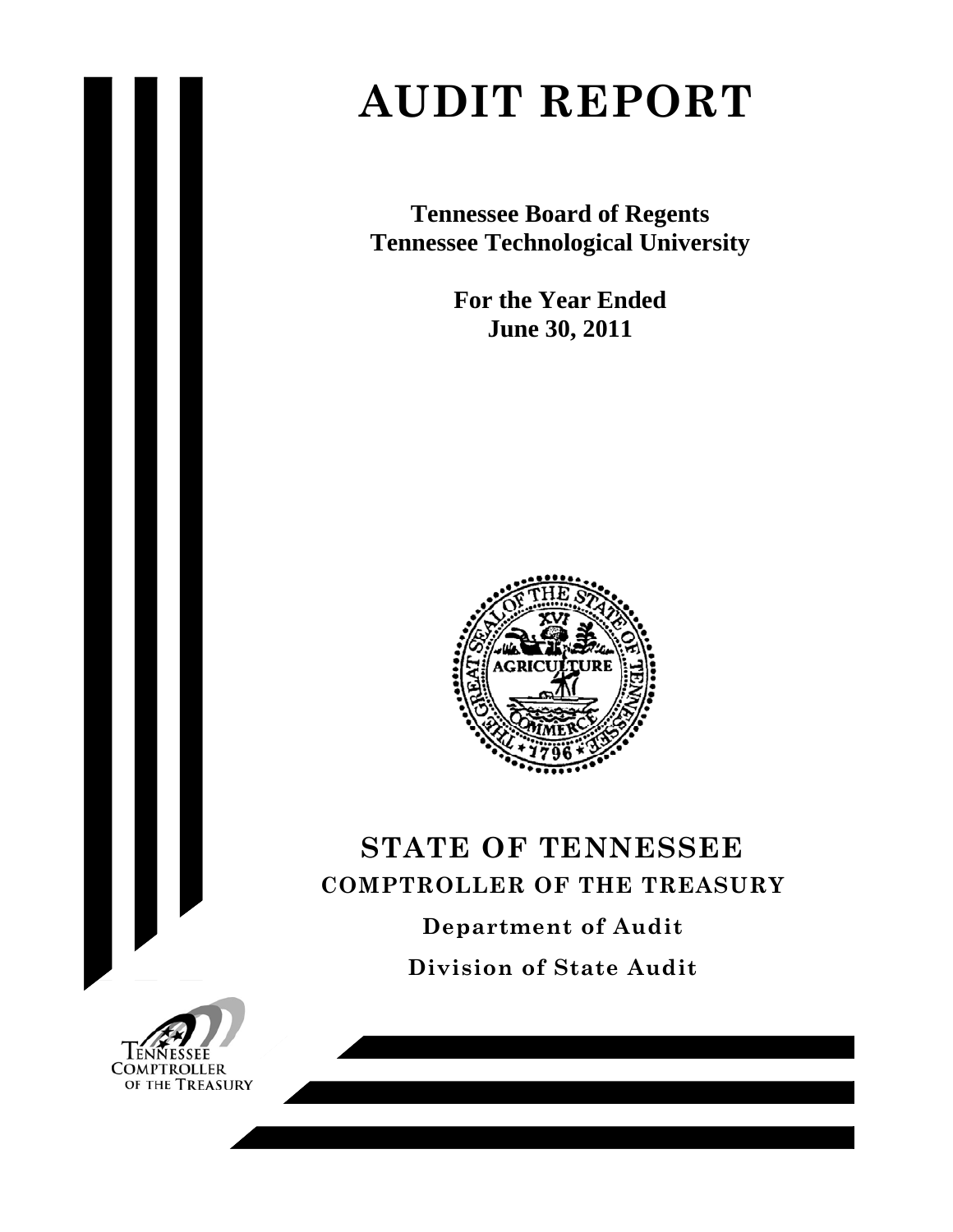# AUDIT REPORT

**Tennessee Board of Regents**
**Tennessee Technological University**

**For the Year Ended**
**June 30, 2011**

## STATE OF TENNESSEE

**COMPTROLLER OF THE TREASURY**

**Department of Audit**

**Division of State Audit**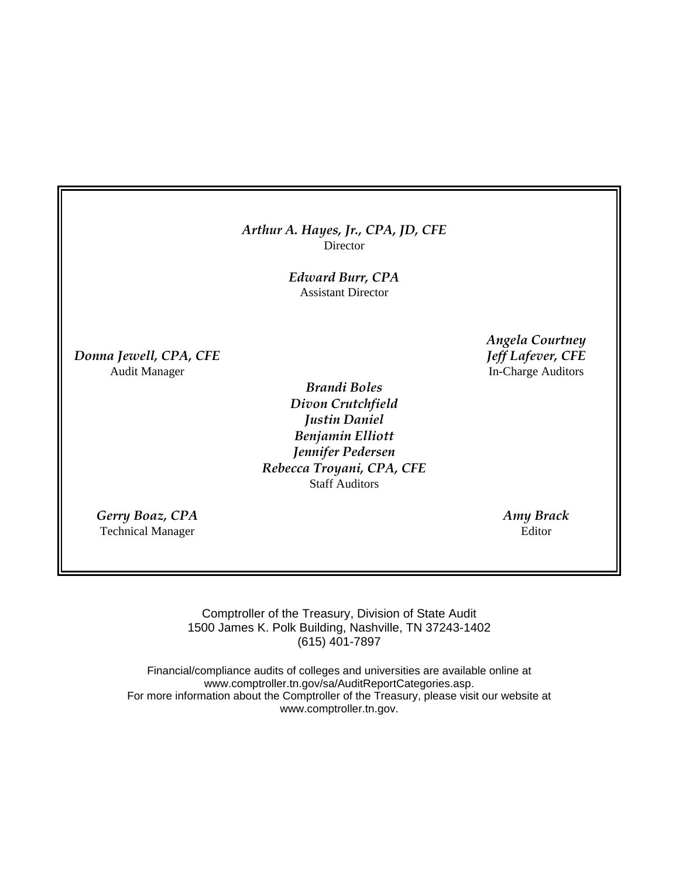*Arthur A. Hayes, Jr., CPA, JD, CFE*
Director

*Edward Burr, CPA*
Assistant Director

*Donna Jewell, CPA, CFE*
Audit Manager

*Angela Courtney*
*Jeff Lafever, CFE*
In-Charge Auditors

*Brandi Boles*
*Divon Crutchfield*
*Justin Daniel*
*Benjamin Elliott*
*Jennifer Pedersen*
*Rebecca Troyani, CPA, CFE*
Staff Auditors

*Gerry Boaz, CPA*
Technical Manager

*Amy Brack*
Editor

Comptroller of the Treasury, Division of State Audit
1500 James K. Polk Building, Nashville, TN 37243-1402
(615) 401-7897

Financial/compliance audits of colleges and universities are available online at
www.comptroller.tn.gov/sa/AuditReportCategories.asp.
For more information about the Comptroller of the Treasury, please visit our website at
www.comptroller.tn.gov.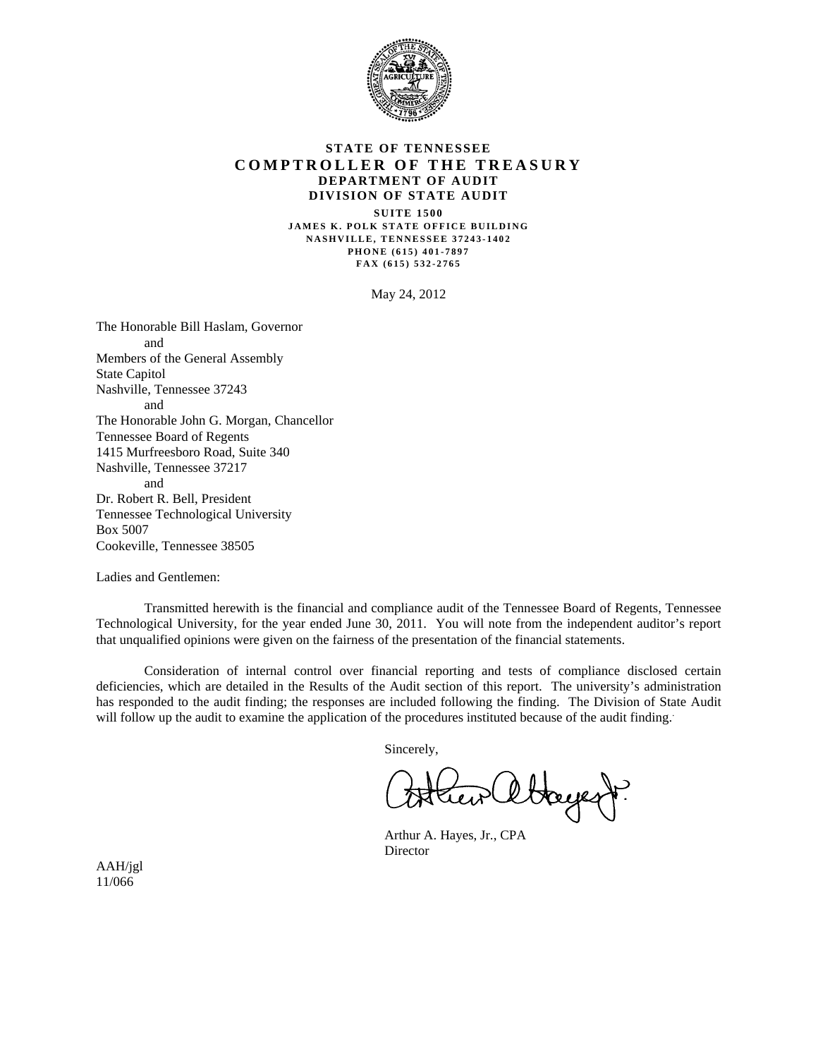**STATE OF TENNESSEE**
**COMPTROLLER OF THE TREASURY**
**DEPARTMENT OF AUDIT**
**DIVISION OF STATE AUDIT**

SUITE 1500
JAMES K. POLK STATE OFFICE BUILDING
NASHVILLE, TENNESSEE 37243-1402
PHONE (615) 401-7897
FAX (615) 532-2765

May 24, 2012

The Honorable Bill Haslam, Governor
and
Members of the General Assembly
State Capitol
Nashville, Tennessee 37243
and
The Honorable John G. Morgan, Chancellor
Tennessee Board of Regents
1415 Murfreesboro Road, Suite 340
Nashville, Tennessee 37217
and
Dr. Robert R. Bell, President
Tennessee Technological University
Box 5007
Cookeville, Tennessee 38505

Ladies and Gentlemen:

Transmitted herewith is the financial and compliance audit of the Tennessee Board of Regents, Tennessee Technological University, for the year ended June 30, 2011. You will note from the independent auditor's report that unqualified opinions were given on the fairness of the presentation of the financial statements.

Consideration of internal control over financial reporting and tests of compliance disclosed certain deficiencies, which are detailed in the Results of the Audit section of this report. The university's administration has responded to the audit finding; the responses are included following the finding. The Division of State Audit will follow up the audit to examine the application of the procedures instituted because of the audit finding.

Sincerely,

Arthur A. Hayes, Jr., CPA
Director

AAH/jgl
11/066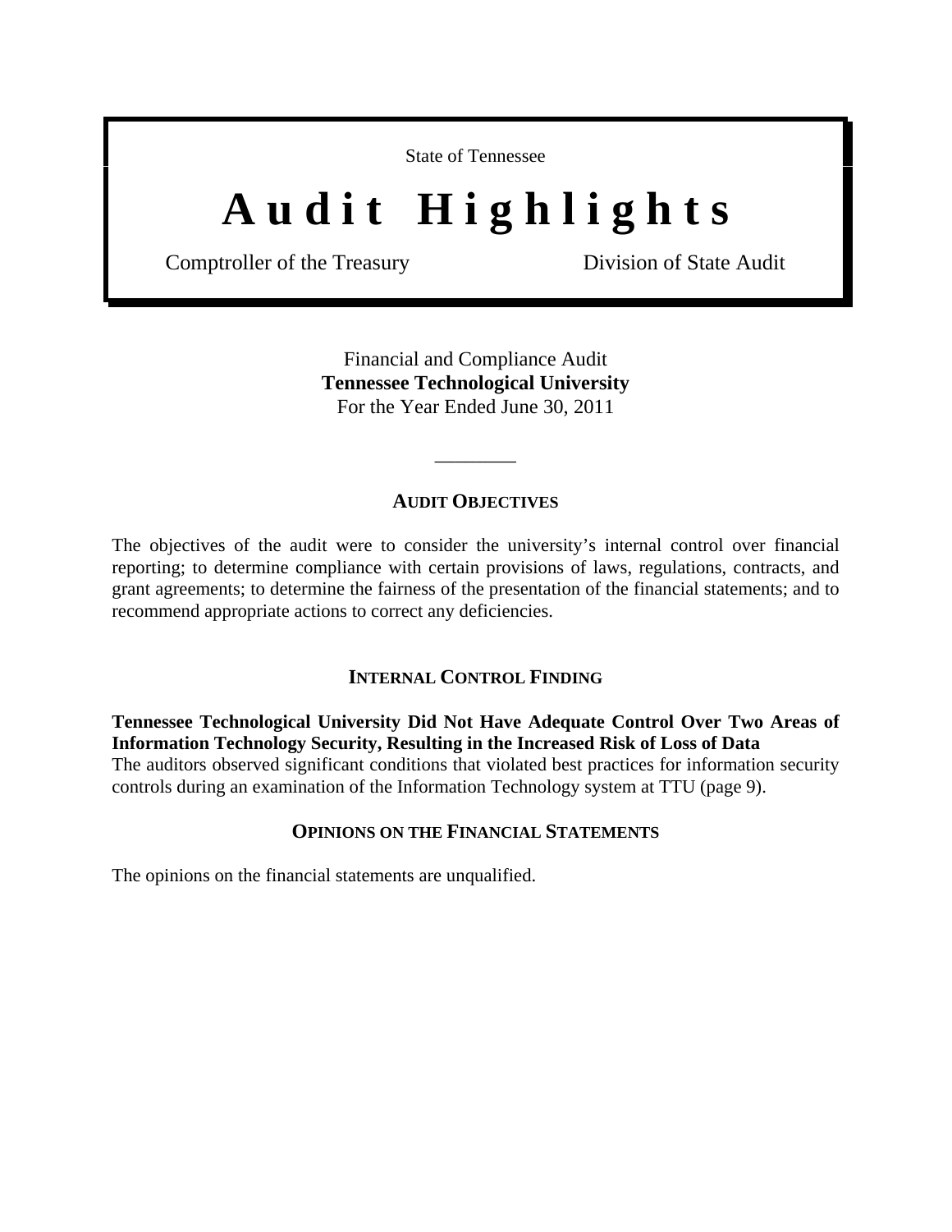State of Tennessee

# Audit Highlights

Comptroller of the Treasury — Division of State Audit

Financial and Compliance Audit
**Tennessee Technological University**
For the Year Ended June 30, 2011

---

## AUDIT OBJECTIVES

The objectives of the audit were to consider the university's internal control over financial reporting; to determine compliance with certain provisions of laws, regulations, contracts, and grant agreements; to determine the fairness of the presentation of the financial statements; and to recommend appropriate actions to correct any deficiencies.

## INTERNAL CONTROL FINDING

**Tennessee Technological University Did Not Have Adequate Control Over Two Areas of Information Technology Security, Resulting in the Increased Risk of Loss of Data**
The auditors observed significant conditions that violated best practices for information security controls during an examination of the Information Technology system at TTU (page 9).

## OPINIONS ON THE FINANCIAL STATEMENTS

The opinions on the financial statements are unqualified.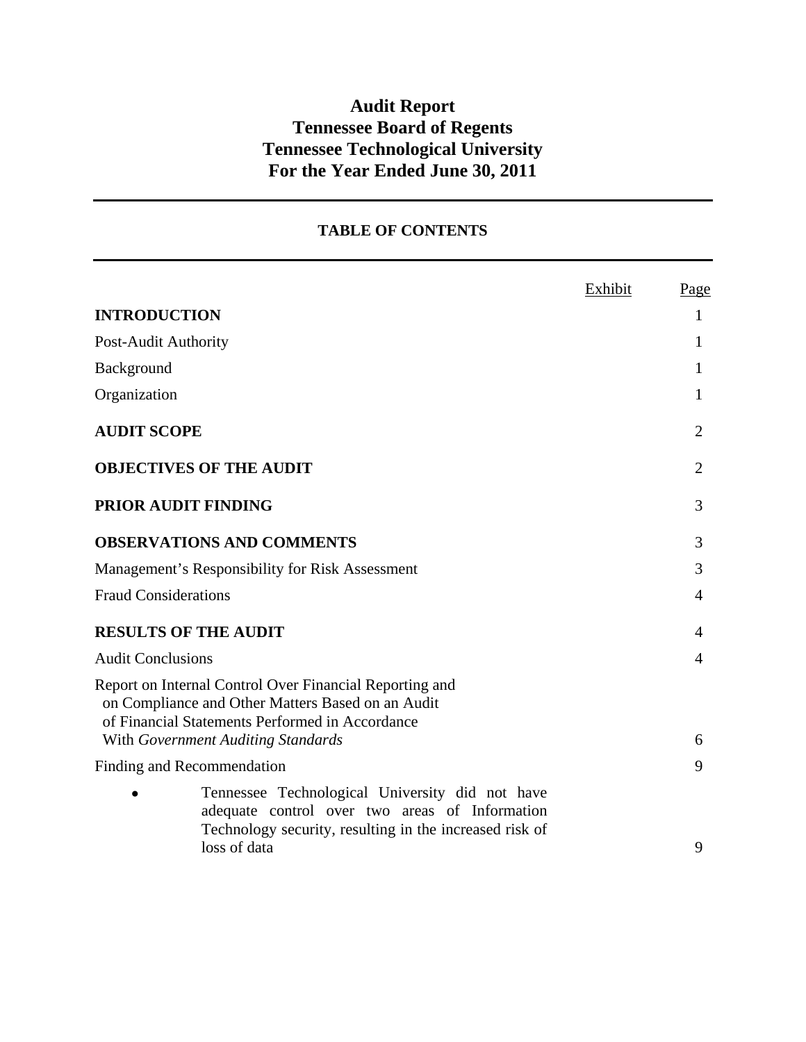# Audit Report
# Tennessee Board of Regents
# Tennessee Technological University
# For the Year Ended June 30, 2011

## TABLE OF CONTENTS

| | Exhibit | Page |
|---|---|---|
| **INTRODUCTION** | | 1 |
| Post-Audit Authority | | 1 |
| Background | | 1 |
| Organization | | 1 |
| **AUDIT SCOPE** | | 2 |
| **OBJECTIVES OF THE AUDIT** | | 2 |
| **PRIOR AUDIT FINDING** | | 3 |
| **OBSERVATIONS AND COMMENTS** | | 3 |
| Management's Responsibility for Risk Assessment | | 3 |
| Fraud Considerations | | 4 |
| **RESULTS OF THE AUDIT** | | 4 |
| Audit Conclusions | | 4 |
| Report on Internal Control Over Financial Reporting and on Compliance and Other Matters Based on an Audit of Financial Statements Performed in Accordance With *Government Auditing Standards* | | 6 |
| Finding and Recommendation | | 9 |
| • Tennessee Technological University did not have adequate control over two areas of Information Technology security, resulting in the increased risk of loss of data | | 9 |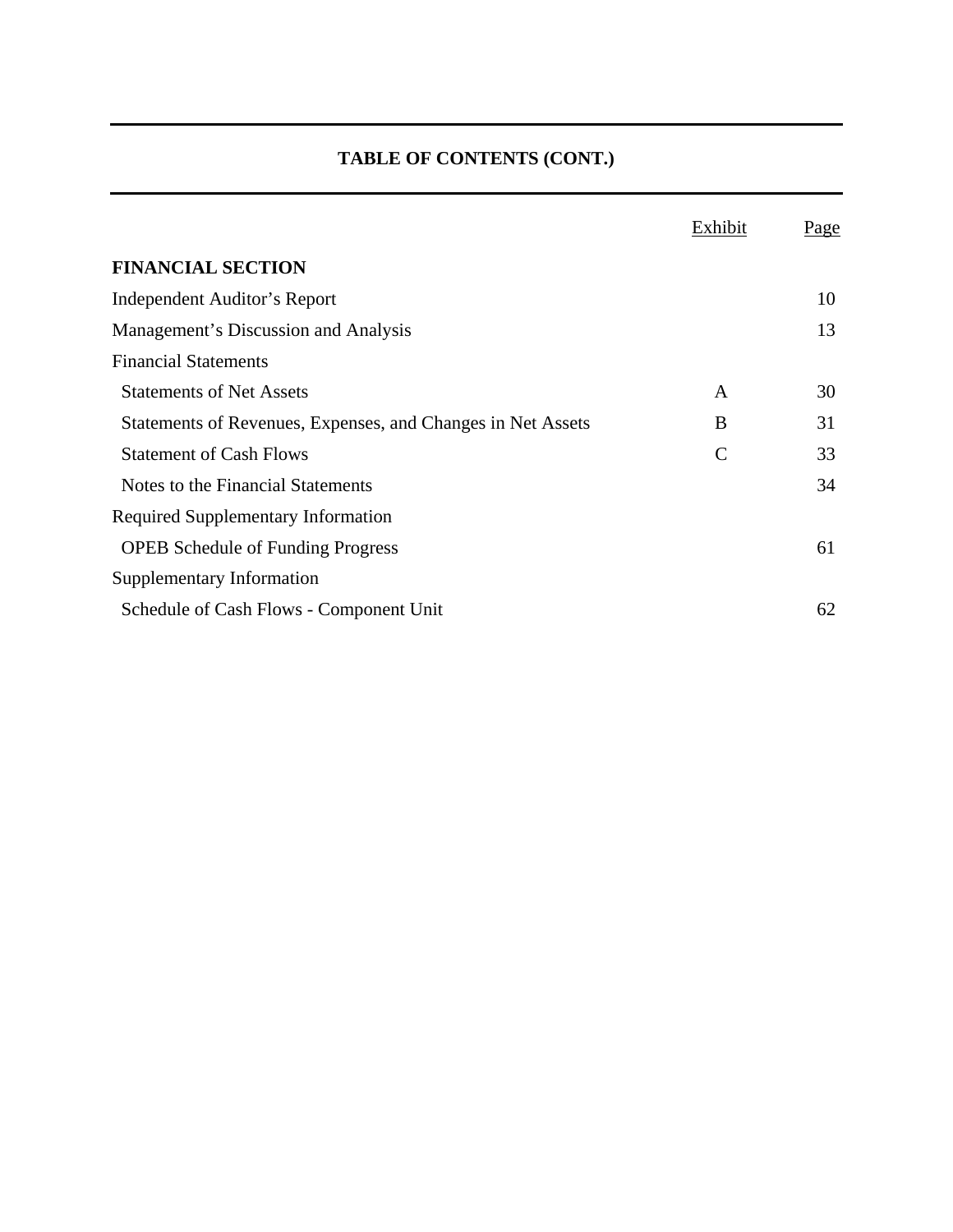# TABLE OF CONTENTS (CONT.)

| | Exhibit | Page |
|---|---|---|
| **FINANCIAL SECTION** | | |
| Independent Auditor's Report | | 10 |
| Management's Discussion and Analysis | | 13 |
| Financial Statements | | |
| Statements of Net Assets | A | 30 |
| Statements of Revenues, Expenses, and Changes in Net Assets | B | 31 |
| Statement of Cash Flows | C | 33 |
| Notes to the Financial Statements | | 34 |
| Required Supplementary Information | | |
| OPEB Schedule of Funding Progress | | 61 |
| Supplementary Information | | |
| Schedule of Cash Flows - Component Unit | | 62 |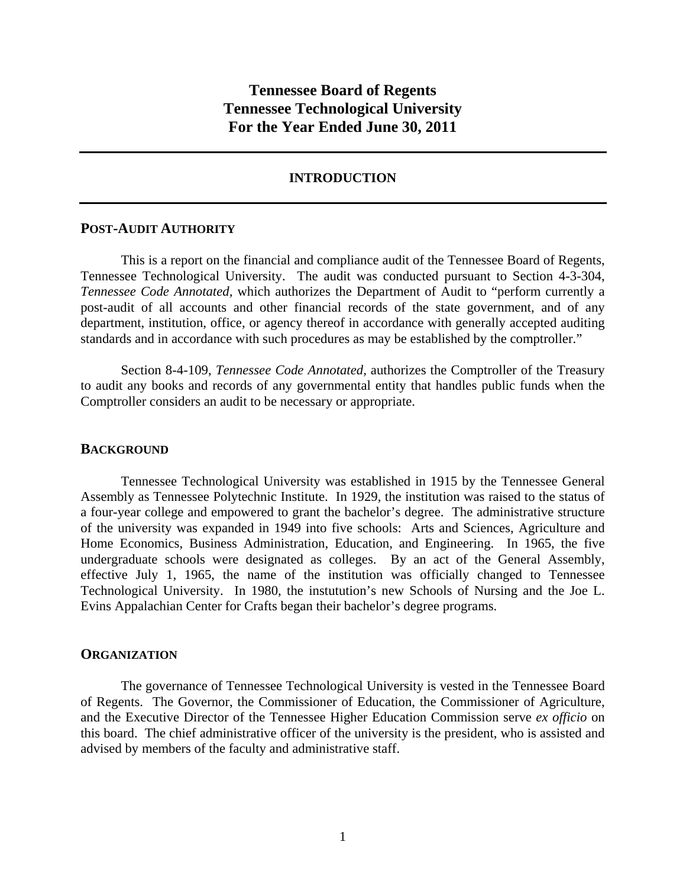# Tennessee Board of Regents
# Tennessee Technological University
# For the Year Ended June 30, 2011

## INTRODUCTION

### POST-AUDIT AUTHORITY

This is a report on the financial and compliance audit of the Tennessee Board of Regents, Tennessee Technological University. The audit was conducted pursuant to Section 4-3-304, *Tennessee Code Annotated,* which authorizes the Department of Audit to "perform currently a post-audit of all accounts and other financial records of the state government, and of any department, institution, office, or agency thereof in accordance with generally accepted auditing standards and in accordance with such procedures as may be established by the comptroller."

Section 8-4-109, *Tennessee Code Annotated,* authorizes the Comptroller of the Treasury to audit any books and records of any governmental entity that handles public funds when the Comptroller considers an audit to be necessary or appropriate.

### BACKGROUND

Tennessee Technological University was established in 1915 by the Tennessee General Assembly as Tennessee Polytechnic Institute. In 1929, the institution was raised to the status of a four-year college and empowered to grant the bachelor's degree. The administrative structure of the university was expanded in 1949 into five schools: Arts and Sciences, Agriculture and Home Economics, Business Administration, Education, and Engineering. In 1965, the five undergraduate schools were designated as colleges. By an act of the General Assembly, effective July 1, 1965, the name of the institution was officially changed to Tennessee Technological University. In 1980, the instutution's new Schools of Nursing and the Joe L. Evins Appalachian Center for Crafts began their bachelor's degree programs.

### ORGANIZATION

The governance of Tennessee Technological University is vested in the Tennessee Board of Regents. The Governor, the Commissioner of Education, the Commissioner of Agriculture, and the Executive Director of the Tennessee Higher Education Commission serve *ex officio* on this board. The chief administrative officer of the university is the president, who is assisted and advised by members of the faculty and administrative staff.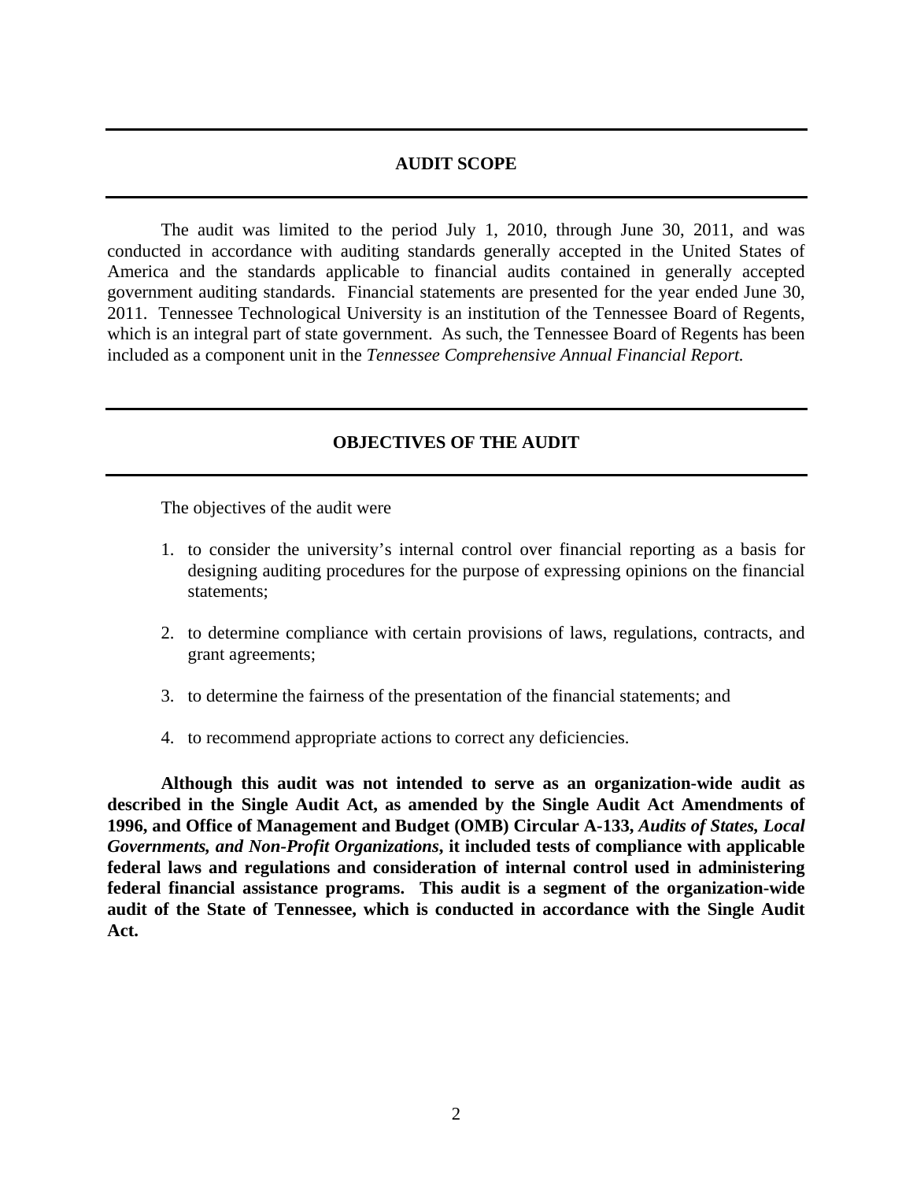## AUDIT SCOPE

The audit was limited to the period July 1, 2010, through June 30, 2011, and was conducted in accordance with auditing standards generally accepted in the United States of America and the standards applicable to financial audits contained in generally accepted government auditing standards. Financial statements are presented for the year ended June 30, 2011. Tennessee Technological University is an institution of the Tennessee Board of Regents, which is an integral part of state government. As such, the Tennessee Board of Regents has been included as a component unit in the *Tennessee Comprehensive Annual Financial Report.*

## OBJECTIVES OF THE AUDIT

The objectives of the audit were

1. to consider the university's internal control over financial reporting as a basis for designing auditing procedures for the purpose of expressing opinions on the financial statements;
2. to determine compliance with certain provisions of laws, regulations, contracts, and grant agreements;
3. to determine the fairness of the presentation of the financial statements; and
4. to recommend appropriate actions to correct any deficiencies.

**Although this audit was not intended to serve as an organization-wide audit as described in the Single Audit Act, as amended by the Single Audit Act Amendments of 1996, and Office of Management and Budget (OMB) Circular A-133, *Audits of States, Local Governments, and Non-Profit Organizations*, it included tests of compliance with applicable federal laws and regulations and consideration of internal control used in administering federal financial assistance programs. This audit is a segment of the organization-wide audit of the State of Tennessee, which is conducted in accordance with the Single Audit Act.**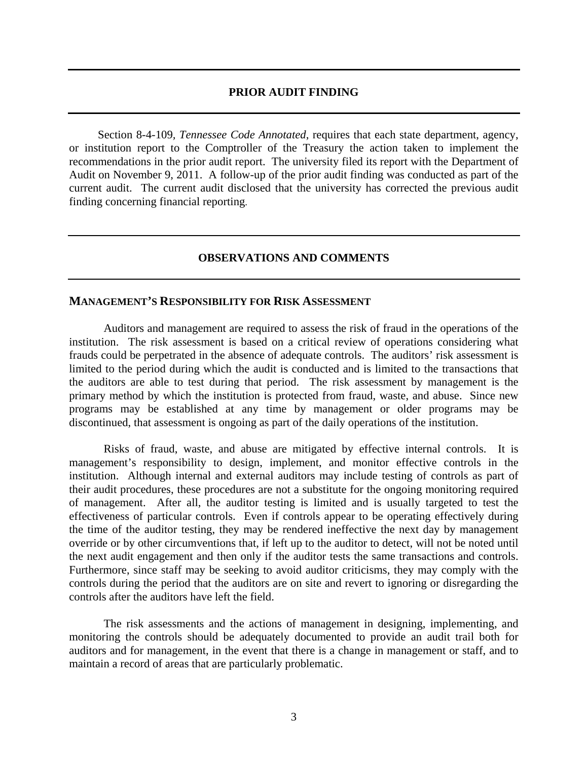## PRIOR AUDIT FINDING

Section 8-4-109, *Tennessee Code Annotated*, requires that each state department, agency, or institution report to the Comptroller of the Treasury the action taken to implement the recommendations in the prior audit report. The university filed its report with the Department of Audit on November 9, 2011. A follow-up of the prior audit finding was conducted as part of the current audit. The current audit disclosed that the university has corrected the previous audit finding concerning financial reporting.

## OBSERVATIONS AND COMMENTS

### MANAGEMENT'S RESPONSIBILITY FOR RISK ASSESSMENT

Auditors and management are required to assess the risk of fraud in the operations of the institution. The risk assessment is based on a critical review of operations considering what frauds could be perpetrated in the absence of adequate controls. The auditors' risk assessment is limited to the period during which the audit is conducted and is limited to the transactions that the auditors are able to test during that period. The risk assessment by management is the primary method by which the institution is protected from fraud, waste, and abuse. Since new programs may be established at any time by management or older programs may be discontinued, that assessment is ongoing as part of the daily operations of the institution.

Risks of fraud, waste, and abuse are mitigated by effective internal controls. It is management's responsibility to design, implement, and monitor effective controls in the institution. Although internal and external auditors may include testing of controls as part of their audit procedures, these procedures are not a substitute for the ongoing monitoring required of management. After all, the auditor testing is limited and is usually targeted to test the effectiveness of particular controls. Even if controls appear to be operating effectively during the time of the auditor testing, they may be rendered ineffective the next day by management override or by other circumventions that, if left up to the auditor to detect, will not be noted until the next audit engagement and then only if the auditor tests the same transactions and controls. Furthermore, since staff may be seeking to avoid auditor criticisms, they may comply with the controls during the period that the auditors are on site and revert to ignoring or disregarding the controls after the auditors have left the field.

The risk assessments and the actions of management in designing, implementing, and monitoring the controls should be adequately documented to provide an audit trail both for auditors and for management, in the event that there is a change in management or staff, and to maintain a record of areas that are particularly problematic.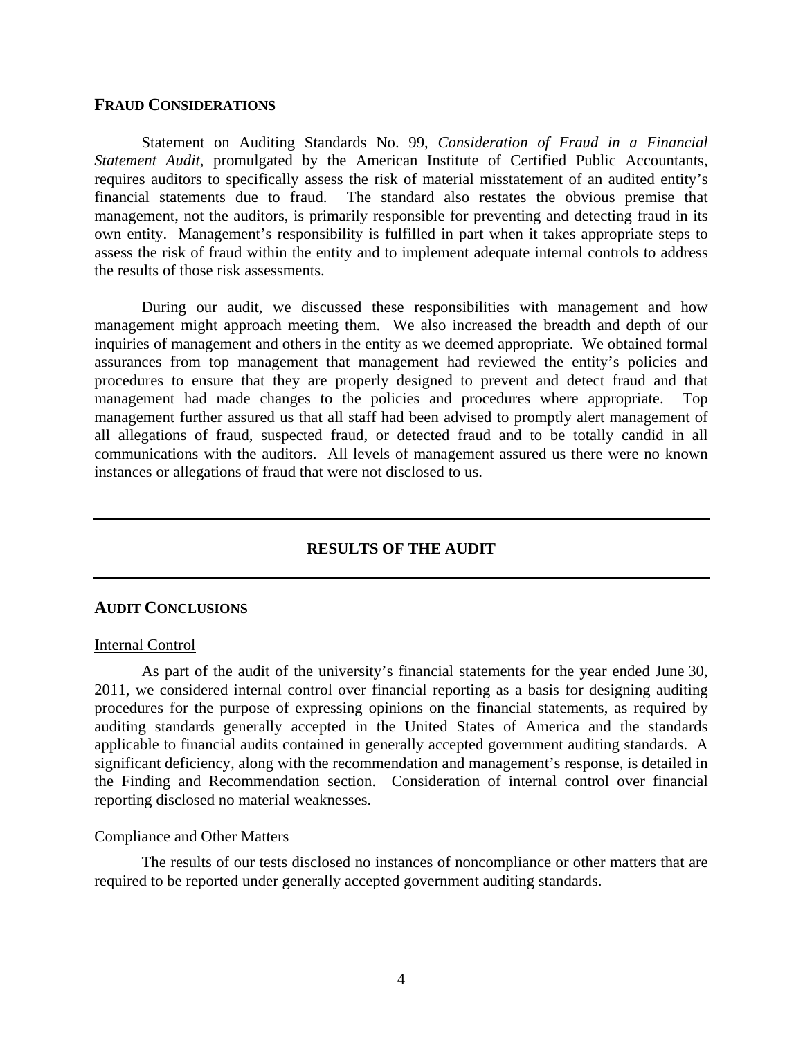## Fraud Considerations

Statement on Auditing Standards No. 99, *Consideration of Fraud in a Financial Statement Audit*, promulgated by the American Institute of Certified Public Accountants, requires auditors to specifically assess the risk of material misstatement of an audited entity's financial statements due to fraud. The standard also restates the obvious premise that management, not the auditors, is primarily responsible for preventing and detecting fraud in its own entity. Management's responsibility is fulfilled in part when it takes appropriate steps to assess the risk of fraud within the entity and to implement adequate internal controls to address the results of those risk assessments.

During our audit, we discussed these responsibilities with management and how management might approach meeting them. We also increased the breadth and depth of our inquiries of management and others in the entity as we deemed appropriate. We obtained formal assurances from top management that management had reviewed the entity's policies and procedures to ensure that they are properly designed to prevent and detect fraud and that management had made changes to the policies and procedures where appropriate. Top management further assured us that all staff had been advised to promptly alert management of all allegations of fraud, suspected fraud, or detected fraud and to be totally candid in all communications with the auditors. All levels of management assured us there were no known instances or allegations of fraud that were not disclosed to us.

---

# RESULTS OF THE AUDIT

---

## Audit Conclusions

### Internal Control

As part of the audit of the university's financial statements for the year ended June 30, 2011, we considered internal control over financial reporting as a basis for designing auditing procedures for the purpose of expressing opinions on the financial statements, as required by auditing standards generally accepted in the United States of America and the standards applicable to financial audits contained in generally accepted government auditing standards. A significant deficiency, along with the recommendation and management's response, is detailed in the Finding and Recommendation section. Consideration of internal control over financial reporting disclosed no material weaknesses.

### Compliance and Other Matters

The results of our tests disclosed no instances of noncompliance or other matters that are required to be reported under generally accepted government auditing standards.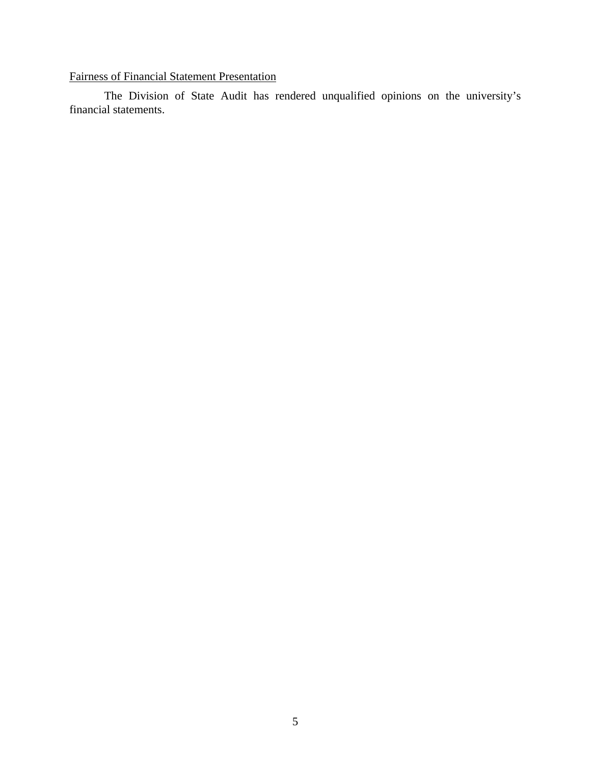Fairness of Financial Statement Presentation

The Division of State Audit has rendered unqualified opinions on the university's financial statements.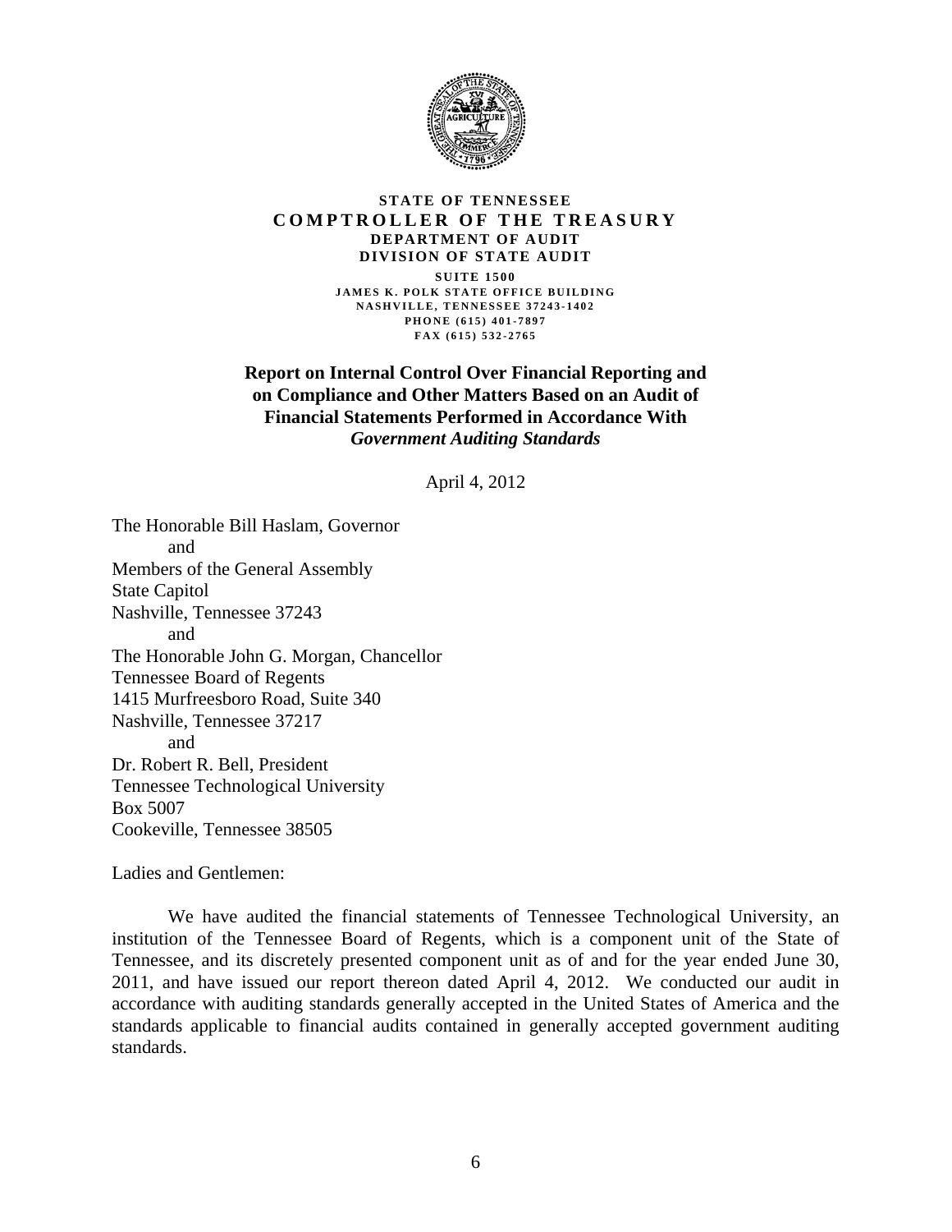**STATE OF TENNESSEE**
**COMPTROLLER OF THE TREASURY**
**DEPARTMENT OF AUDIT**
**DIVISION OF STATE AUDIT**

**SUITE 1500**
**JAMES K. POLK STATE OFFICE BUILDING**
**NASHVILLE, TENNESSEE 37243-1402**
**PHONE (615) 401-7897**
**FAX (615) 532-2765**

**Report on Internal Control Over Financial Reporting and on Compliance and Other Matters Based on an Audit of Financial Statements Performed in Accordance With *Government Auditing Standards***

April 4, 2012

The Honorable Bill Haslam, Governor
and
Members of the General Assembly
State Capitol
Nashville, Tennessee 37243
and
The Honorable John G. Morgan, Chancellor
Tennessee Board of Regents
1415 Murfreesboro Road, Suite 340
Nashville, Tennessee 37217
and
Dr. Robert R. Bell, President
Tennessee Technological University
Box 5007
Cookeville, Tennessee 38505

Ladies and Gentlemen:

We have audited the financial statements of Tennessee Technological University, an institution of the Tennessee Board of Regents, which is a component unit of the State of Tennessee, and its discretely presented component unit as of and for the year ended June 30, 2011, and have issued our report thereon dated April 4, 2012. We conducted our audit in accordance with auditing standards generally accepted in the United States of America and the standards applicable to financial audits contained in generally accepted government auditing standards.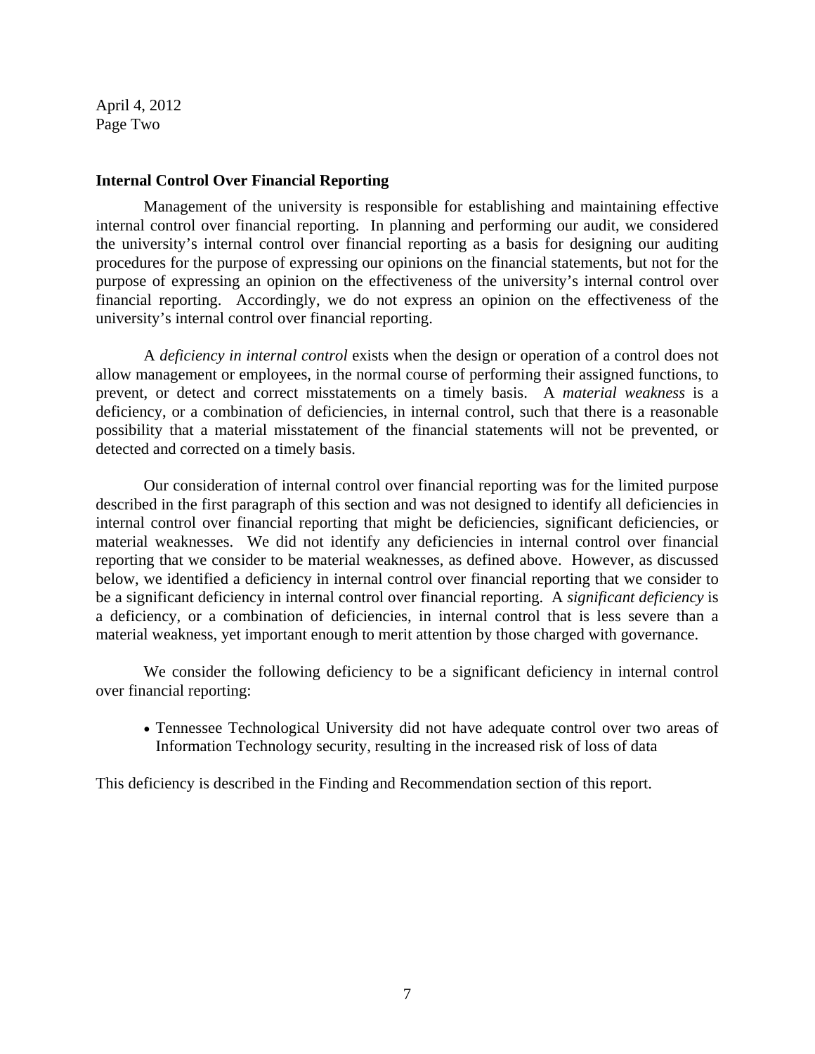April 4, 2012
Page Two

**Internal Control Over Financial Reporting**

Management of the university is responsible for establishing and maintaining effective internal control over financial reporting. In planning and performing our audit, we considered the university's internal control over financial reporting as a basis for designing our auditing procedures for the purpose of expressing our opinions on the financial statements, but not for the purpose of expressing an opinion on the effectiveness of the university's internal control over financial reporting. Accordingly, we do not express an opinion on the effectiveness of the university's internal control over financial reporting.

A *deficiency in internal control* exists when the design or operation of a control does not allow management or employees, in the normal course of performing their assigned functions, to prevent, or detect and correct misstatements on a timely basis. A *material weakness* is a deficiency, or a combination of deficiencies, in internal control, such that there is a reasonable possibility that a material misstatement of the financial statements will not be prevented, or detected and corrected on a timely basis.

Our consideration of internal control over financial reporting was for the limited purpose described in the first paragraph of this section and was not designed to identify all deficiencies in internal control over financial reporting that might be deficiencies, significant deficiencies, or material weaknesses. We did not identify any deficiencies in internal control over financial reporting that we consider to be material weaknesses, as defined above. However, as discussed below, we identified a deficiency in internal control over financial reporting that we consider to be a significant deficiency in internal control over financial reporting. A *significant deficiency* is a deficiency, or a combination of deficiencies, in internal control that is less severe than a material weakness, yet important enough to merit attention by those charged with governance.

We consider the following deficiency to be a significant deficiency in internal control over financial reporting:

- Tennessee Technological University did not have adequate control over two areas of Information Technology security, resulting in the increased risk of loss of data

This deficiency is described in the Finding and Recommendation section of this report.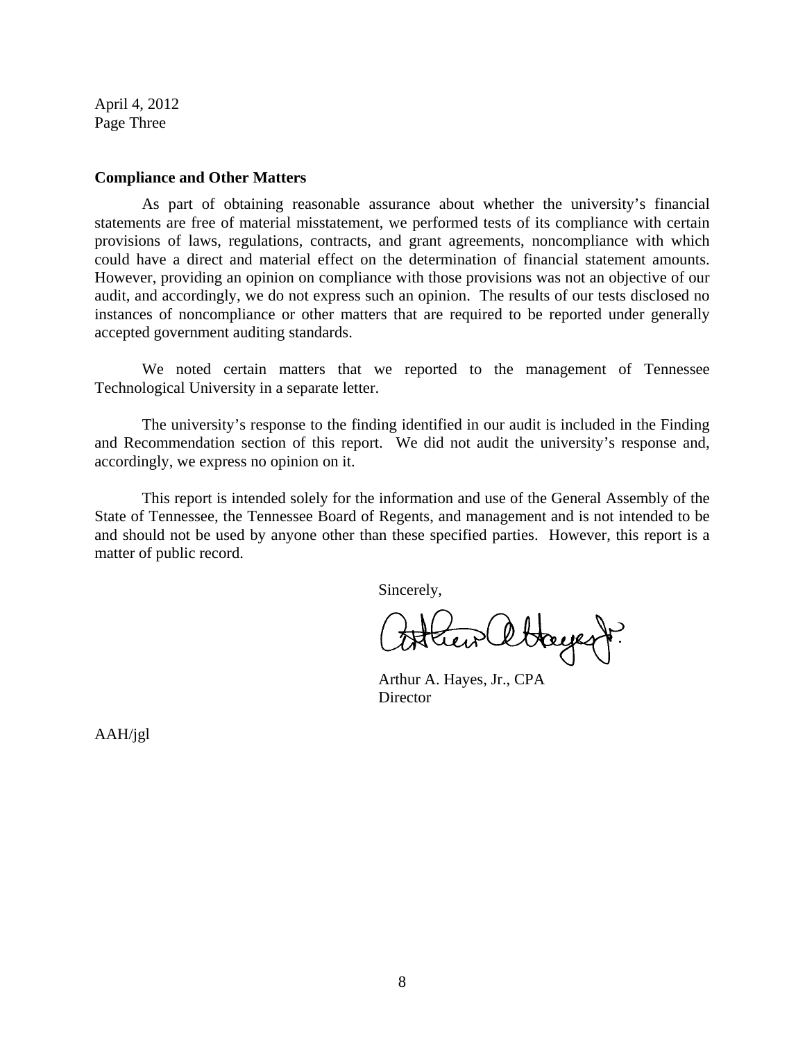April 4, 2012
Page Three

**Compliance and Other Matters**

As part of obtaining reasonable assurance about whether the university's financial statements are free of material misstatement, we performed tests of its compliance with certain provisions of laws, regulations, contracts, and grant agreements, noncompliance with which could have a direct and material effect on the determination of financial statement amounts. However, providing an opinion on compliance with those provisions was not an objective of our audit, and accordingly, we do not express such an opinion. The results of our tests disclosed no instances of noncompliance or other matters that are required to be reported under generally accepted government auditing standards.

We noted certain matters that we reported to the management of Tennessee Technological University in a separate letter.

The university's response to the finding identified in our audit is included in the Finding and Recommendation section of this report. We did not audit the university's response and, accordingly, we express no opinion on it.

This report is intended solely for the information and use of the General Assembly of the State of Tennessee, the Tennessee Board of Regents, and management and is not intended to be and should not be used by anyone other than these specified parties. However, this report is a matter of public record.

Sincerely,

Arthur A. Hayes, Jr., CPA
Director

AAH/jgl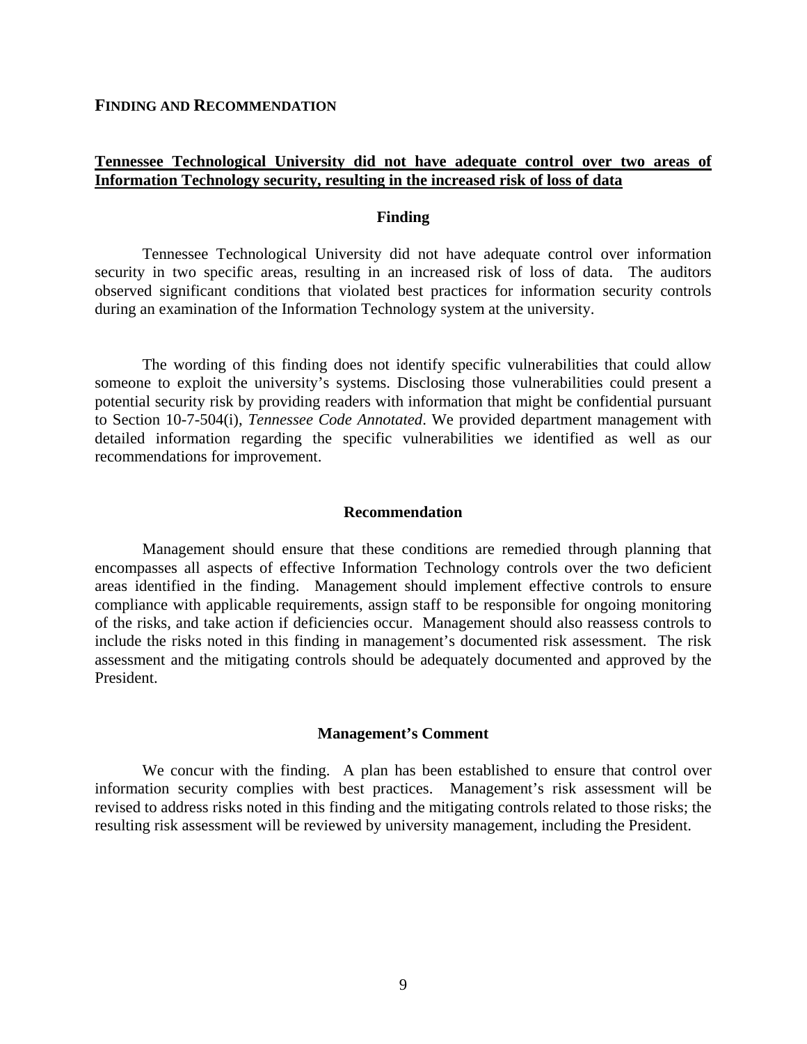## FINDING AND RECOMMENDATION

**Tennessee Technological University did not have adequate control over two areas of Information Technology security, resulting in the increased risk of loss of data**

### Finding

Tennessee Technological University did not have adequate control over information security in two specific areas, resulting in an increased risk of loss of data. The auditors observed significant conditions that violated best practices for information security controls during an examination of the Information Technology system at the university.

The wording of this finding does not identify specific vulnerabilities that could allow someone to exploit the university's systems. Disclosing those vulnerabilities could present a potential security risk by providing readers with information that might be confidential pursuant to Section 10-7-504(i), *Tennessee Code Annotated*. We provided department management with detailed information regarding the specific vulnerabilities we identified as well as our recommendations for improvement.

### Recommendation

Management should ensure that these conditions are remedied through planning that encompasses all aspects of effective Information Technology controls over the two deficient areas identified in the finding. Management should implement effective controls to ensure compliance with applicable requirements, assign staff to be responsible for ongoing monitoring of the risks, and take action if deficiencies occur. Management should also reassess controls to include the risks noted in this finding in management's documented risk assessment. The risk assessment and the mitigating controls should be adequately documented and approved by the President.

### Management's Comment

We concur with the finding. A plan has been established to ensure that control over information security complies with best practices. Management's risk assessment will be revised to address risks noted in this finding and the mitigating controls related to those risks; the resulting risk assessment will be reviewed by university management, including the President.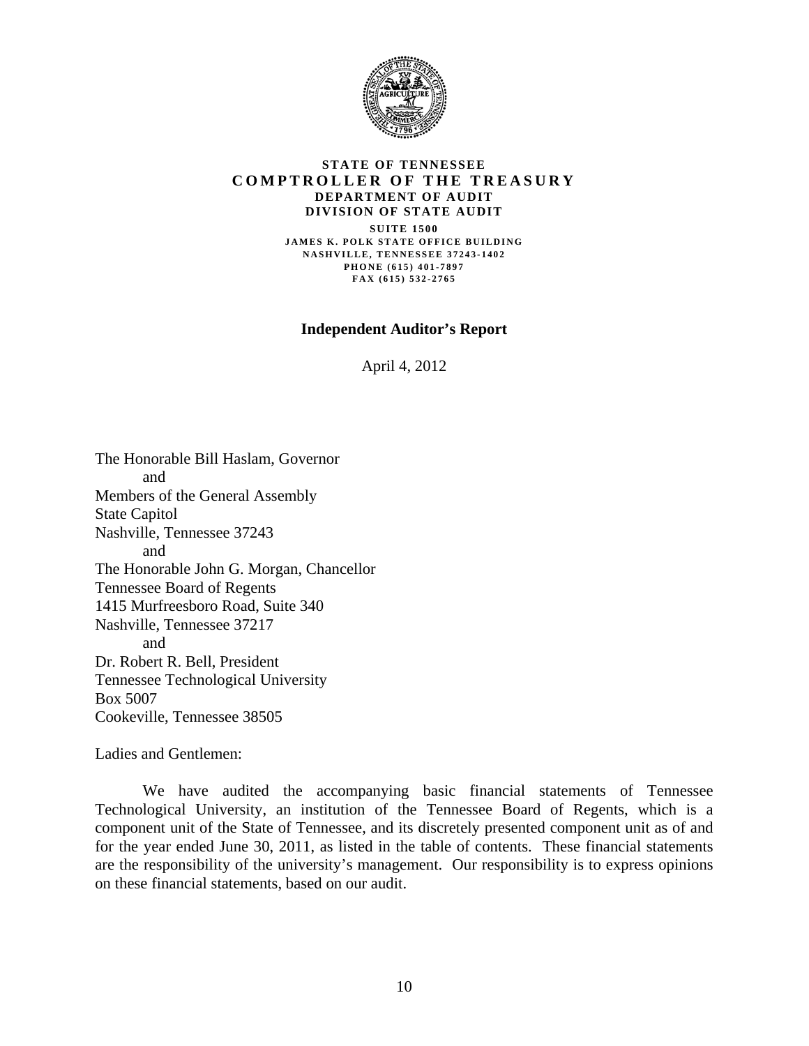**STATE OF TENNESSEE**
**COMPTROLLER OF THE TREASURY**
**DEPARTMENT OF AUDIT**
**DIVISION OF STATE AUDIT**

**SUITE 1500**
**JAMES K. POLK STATE OFFICE BUILDING**
**NASHVILLE, TENNESSEE 37243-1402**
**PHONE (615) 401-7897**
**FAX (615) 532-2765**

## Independent Auditor's Report

April 4, 2012

The Honorable Bill Haslam, Governor
and
Members of the General Assembly
State Capitol
Nashville, Tennessee 37243
and
The Honorable John G. Morgan, Chancellor
Tennessee Board of Regents
1415 Murfreesboro Road, Suite 340
Nashville, Tennessee 37217
and
Dr. Robert R. Bell, President
Tennessee Technological University
Box 5007
Cookeville, Tennessee 38505

Ladies and Gentlemen:

We have audited the accompanying basic financial statements of Tennessee Technological University, an institution of the Tennessee Board of Regents, which is a component unit of the State of Tennessee, and its discretely presented component unit as of and for the year ended June 30, 2011, as listed in the table of contents. These financial statements are the responsibility of the university's management. Our responsibility is to express opinions on these financial statements, based on our audit.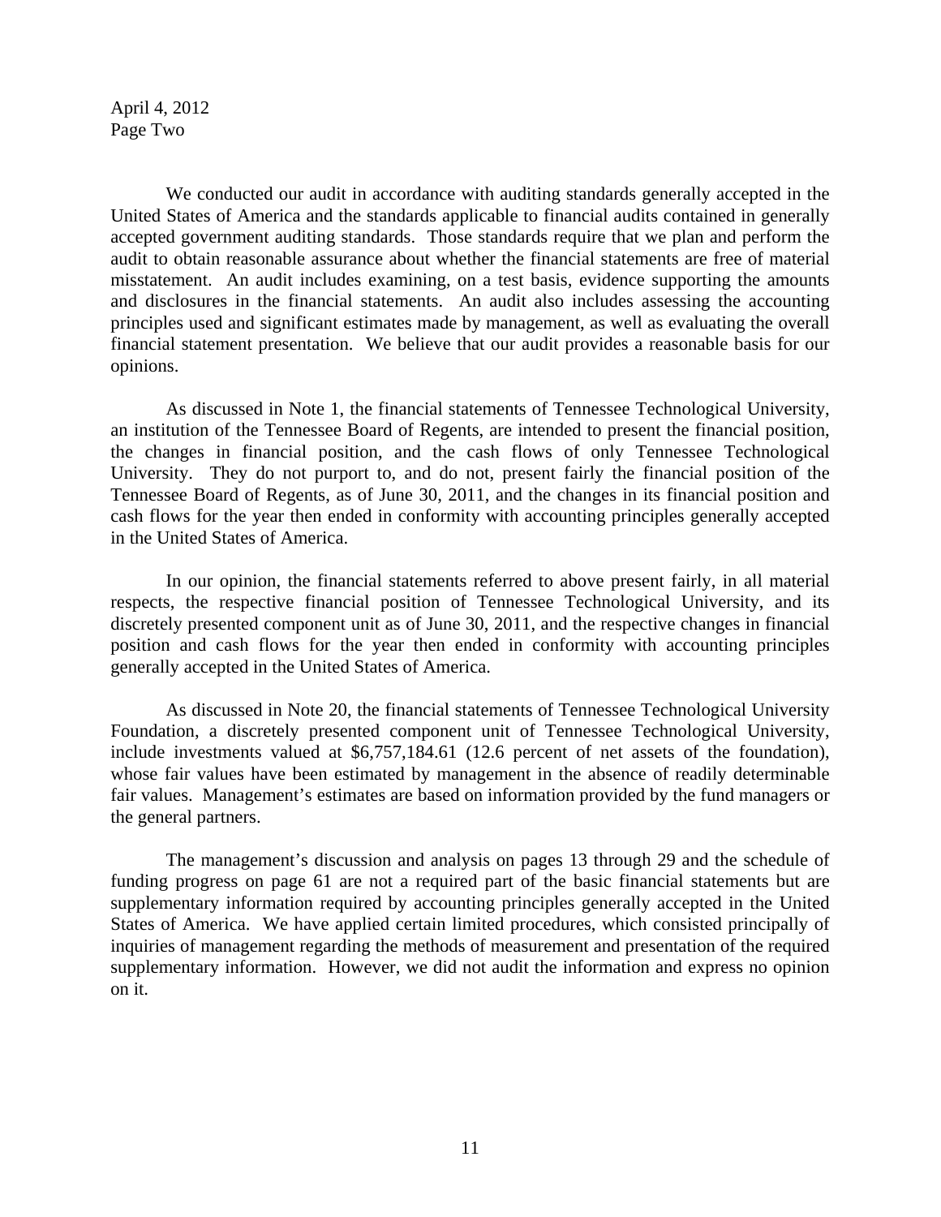April 4, 2012
Page Two

We conducted our audit in accordance with auditing standards generally accepted in the United States of America and the standards applicable to financial audits contained in generally accepted government auditing standards. Those standards require that we plan and perform the audit to obtain reasonable assurance about whether the financial statements are free of material misstatement. An audit includes examining, on a test basis, evidence supporting the amounts and disclosures in the financial statements. An audit also includes assessing the accounting principles used and significant estimates made by management, as well as evaluating the overall financial statement presentation. We believe that our audit provides a reasonable basis for our opinions.

As discussed in Note 1, the financial statements of Tennessee Technological University, an institution of the Tennessee Board of Regents, are intended to present the financial position, the changes in financial position, and the cash flows of only Tennessee Technological University. They do not purport to, and do not, present fairly the financial position of the Tennessee Board of Regents, as of June 30, 2011, and the changes in its financial position and cash flows for the year then ended in conformity with accounting principles generally accepted in the United States of America.

In our opinion, the financial statements referred to above present fairly, in all material respects, the respective financial position of Tennessee Technological University, and its discretely presented component unit as of June 30, 2011, and the respective changes in financial position and cash flows for the year then ended in conformity with accounting principles generally accepted in the United States of America.

As discussed in Note 20, the financial statements of Tennessee Technological University Foundation, a discretely presented component unit of Tennessee Technological University, include investments valued at $6,757,184.61 (12.6 percent of net assets of the foundation), whose fair values have been estimated by management in the absence of readily determinable fair values. Management's estimates are based on information provided by the fund managers or the general partners.

The management's discussion and analysis on pages 13 through 29 and the schedule of funding progress on page 61 are not a required part of the basic financial statements but are supplementary information required by accounting principles generally accepted in the United States of America. We have applied certain limited procedures, which consisted principally of inquiries of management regarding the methods of measurement and presentation of the required supplementary information. However, we did not audit the information and express no opinion on it.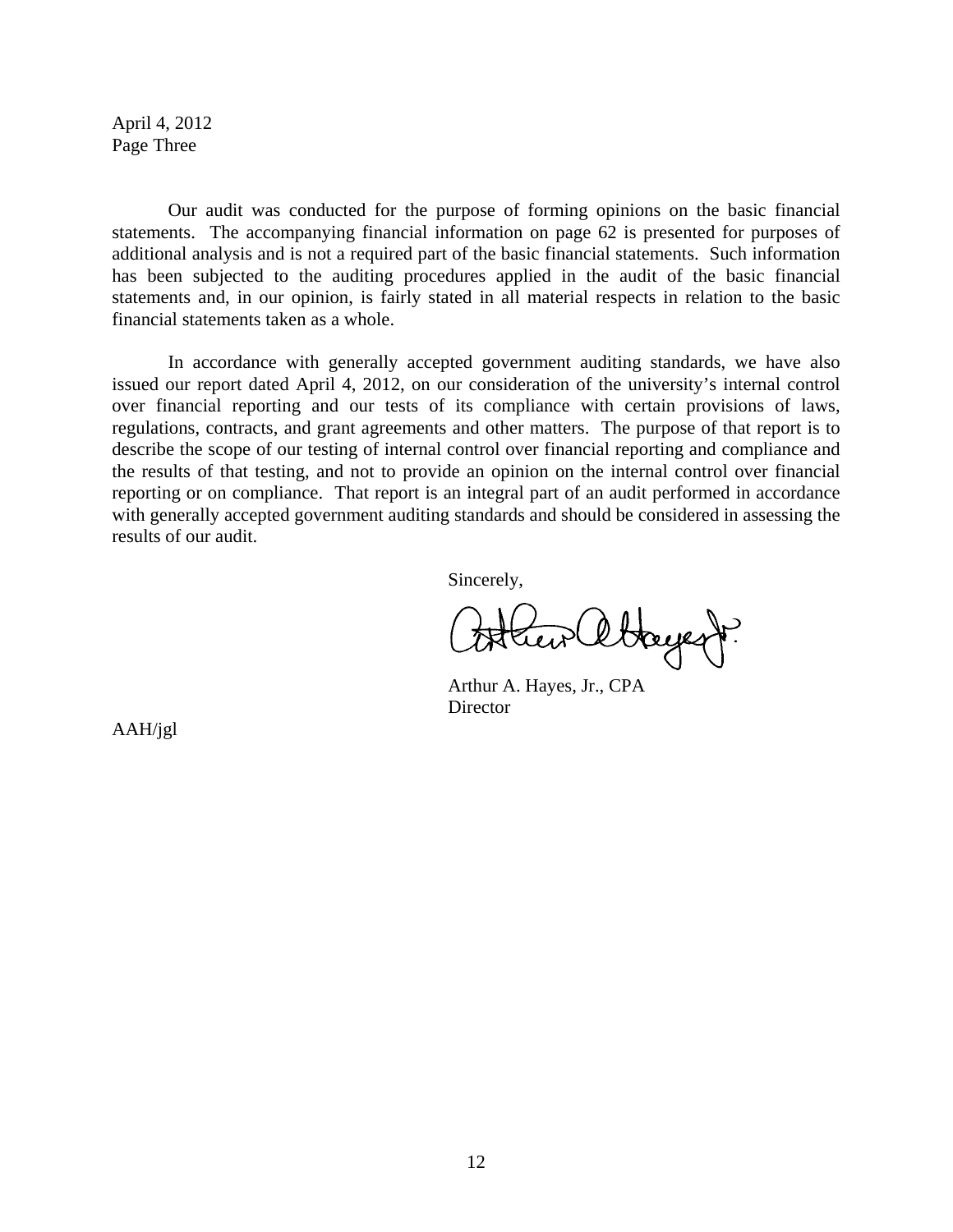April 4, 2012
Page Three

Our audit was conducted for the purpose of forming opinions on the basic financial statements. The accompanying financial information on page 62 is presented for purposes of additional analysis and is not a required part of the basic financial statements. Such information has been subjected to the auditing procedures applied in the audit of the basic financial statements and, in our opinion, is fairly stated in all material respects in relation to the basic financial statements taken as a whole.

In accordance with generally accepted government auditing standards, we have also issued our report dated April 4, 2012, on our consideration of the university's internal control over financial reporting and our tests of its compliance with certain provisions of laws, regulations, contracts, and grant agreements and other matters. The purpose of that report is to describe the scope of our testing of internal control over financial reporting and compliance and the results of that testing, and not to provide an opinion on the internal control over financial reporting or on compliance. That report is an integral part of an audit performed in accordance with generally accepted government auditing standards and should be considered in assessing the results of our audit.

Sincerely,

Arthur A. Hayes, Jr., CPA
Director

AAH/jgl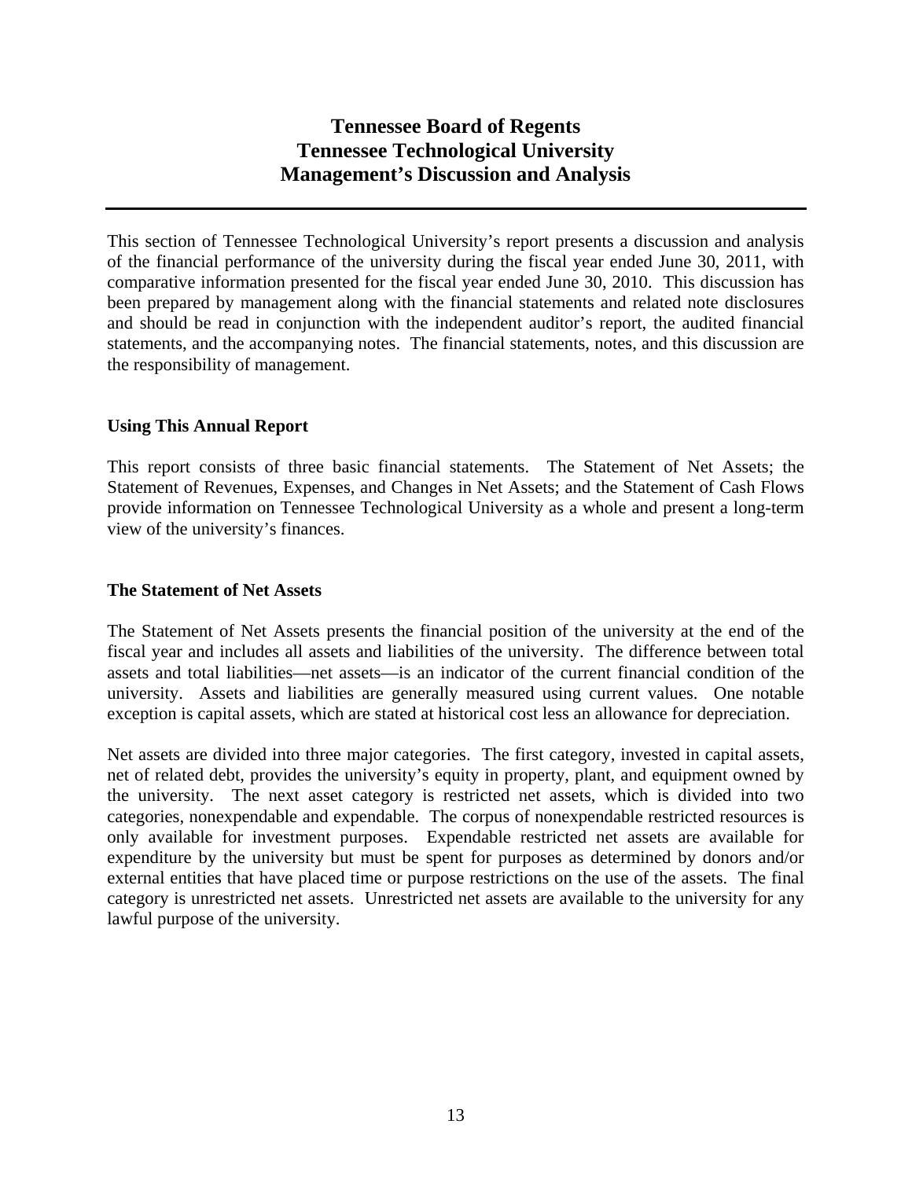# Tennessee Board of Regents
# Tennessee Technological University
# Management's Discussion and Analysis

This section of Tennessee Technological University's report presents a discussion and analysis of the financial performance of the university during the fiscal year ended June 30, 2011, with comparative information presented for the fiscal year ended June 30, 2010. This discussion has been prepared by management along with the financial statements and related note disclosures and should be read in conjunction with the independent auditor's report, the audited financial statements, and the accompanying notes. The financial statements, notes, and this discussion are the responsibility of management.

### Using This Annual Report

This report consists of three basic financial statements. The Statement of Net Assets; the Statement of Revenues, Expenses, and Changes in Net Assets; and the Statement of Cash Flows provide information on Tennessee Technological University as a whole and present a long-term view of the university's finances.

### The Statement of Net Assets

The Statement of Net Assets presents the financial position of the university at the end of the fiscal year and includes all assets and liabilities of the university. The difference between total assets and total liabilities—net assets—is an indicator of the current financial condition of the university. Assets and liabilities are generally measured using current values. One notable exception is capital assets, which are stated at historical cost less an allowance for depreciation.

Net assets are divided into three major categories. The first category, invested in capital assets, net of related debt, provides the university's equity in property, plant, and equipment owned by the university. The next asset category is restricted net assets, which is divided into two categories, nonexpendable and expendable. The corpus of nonexpendable restricted resources is only available for investment purposes. Expendable restricted net assets are available for expenditure by the university but must be spent for purposes as determined by donors and/or external entities that have placed time or purpose restrictions on the use of the assets. The final category is unrestricted net assets. Unrestricted net assets are available to the university for any lawful purpose of the university.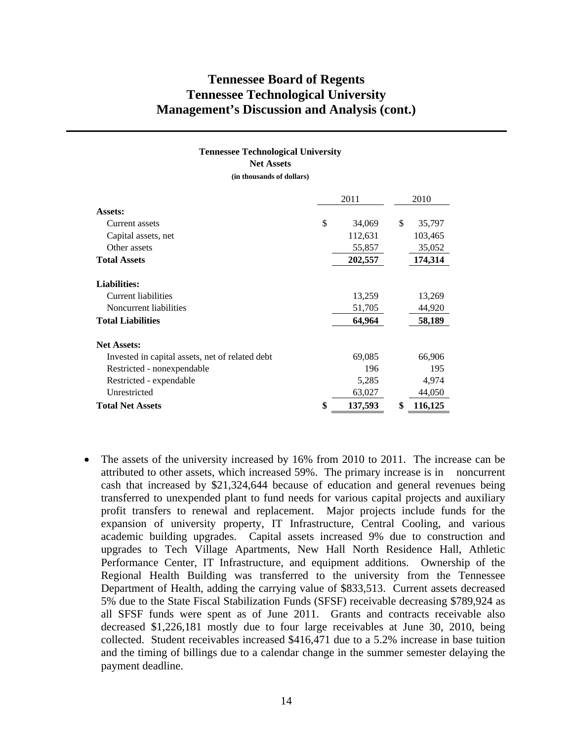# Tennessee Board of Regents
# Tennessee Technological University
# Management's Discussion and Analysis (cont.)

**Tennessee Technological University**
**Net Assets**
**(in thousands of dollars)**

| | 2011 | 2010 |
|---|---|---|
| **Assets:** | | |
| Current assets | $ 34,069 | $ 35,797 |
| Capital assets, net | 112,631 | 103,465 |
| Other assets | 55,857 | 35,052 |
| **Total Assets** | **202,557** | **174,314** |
| **Liabilities:** | | |
| Current liabilities | 13,259 | 13,269 |
| Noncurrent liabilities | 51,705 | 44,920 |
| **Total Liabilities** | **64,964** | **58,189** |
| **Net Assets:** | | |
| Invested in capital assets, net of related debt | 69,085 | 66,906 |
| Restricted - nonexpendable | 196 | 195 |
| Restricted - expendable | 5,285 | 4,974 |
| Unrestricted | 63,027 | 44,050 |
| **Total Net Assets** | **$ 137,593** | **$ 116,125** |

- The assets of the university increased by 16% from 2010 to 2011. The increase can be attributed to other assets, which increased 59%. The primary increase is in noncurrent cash that increased by $21,324,644 because of education and general revenues being transferred to unexpended plant to fund needs for various capital projects and auxiliary profit transfers to renewal and replacement. Major projects include funds for the expansion of university property, IT Infrastructure, Central Cooling, and various academic building upgrades. Capital assets increased 9% due to construction and upgrades to Tech Village Apartments, New Hall North Residence Hall, Athletic Performance Center, IT Infrastructure, and equipment additions. Ownership of the Regional Health Building was transferred to the university from the Tennessee Department of Health, adding the carrying value of $833,513. Current assets decreased 5% due to the State Fiscal Stabilization Funds (SFSF) receivable decreasing $789,924 as all SFSF funds were spent as of June 2011. Grants and contracts receivable also decreased $1,226,181 mostly due to four large receivables at June 30, 2010, being collected. Student receivables increased $416,471 due to a 5.2% increase in base tuition and the timing of billings due to a calendar change in the summer semester delaying the payment deadline.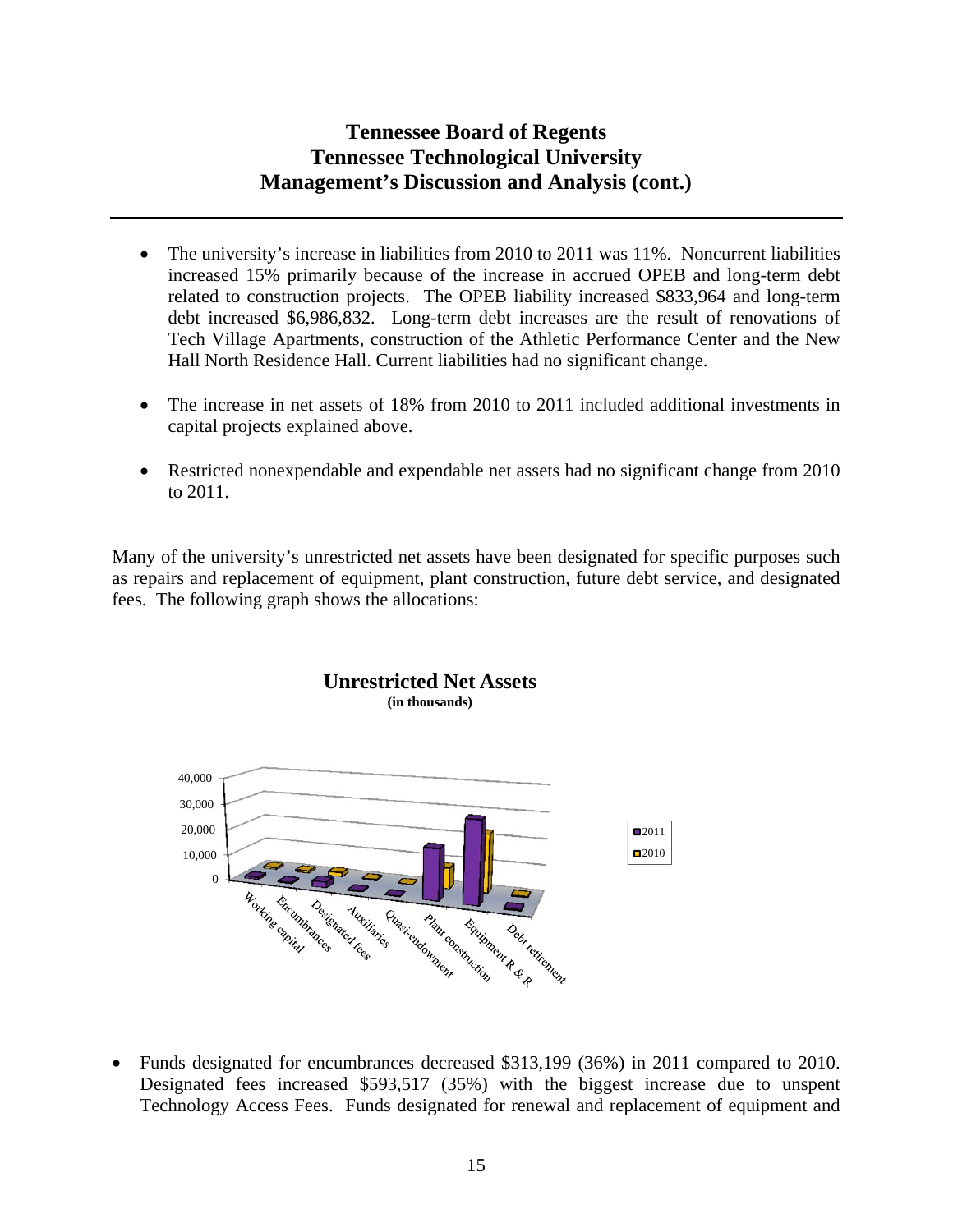- The university's increase in liabilities from 2010 to 2011 was 11%. Noncurrent liabilities increased 15% primarily because of the increase in accrued OPEB and long-term debt related to construction projects. The OPEB liability increased $833,964 and long-term debt increased $6,986,832. Long-term debt increases are the result of renovations of Tech Village Apartments, construction of the Athletic Performance Center and the New Hall North Residence Hall. Current liabilities had no significant change.

- The increase in net assets of 18% from 2010 to 2011 included additional investments in capital projects explained above.

- Restricted nonexpendable and expendable net assets had no significant change from 2010 to 2011.

Many of the university's unrestricted net assets have been designated for specific purposes such as repairs and replacement of equipment, plant construction, future debt service, and designated fees. The following graph shows the allocations:

**Unrestricted Net Assets**
**(in thousands)**

- Funds designated for encumbrances decreased $313,199 (36%) in 2011 compared to 2010. Designated fees increased $593,517 (35%) with the biggest increase due to unspent Technology Access Fees. Funds designated for renewal and replacement of equipment and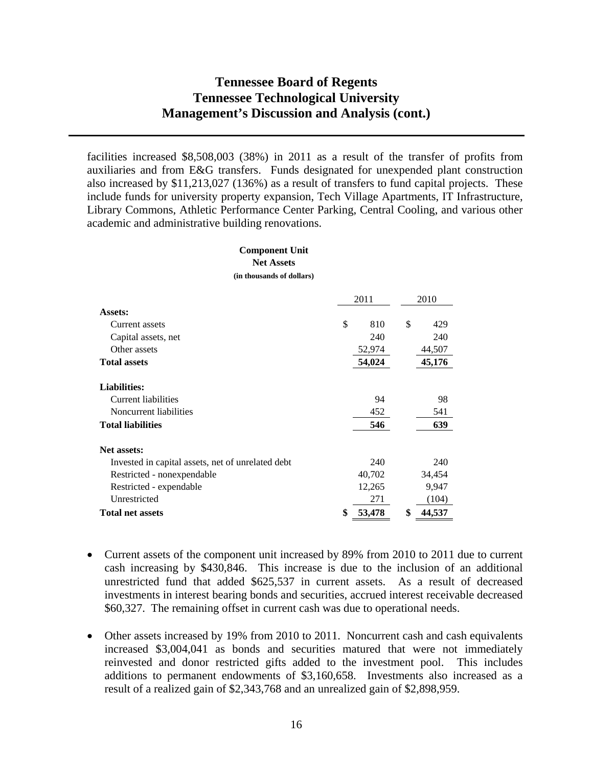facilities increased $8,508,003 (38%) in 2011 as a result of the transfer of profits from auxiliaries and from E&G transfers. Funds designated for unexpended plant construction also increased by $11,213,027 (136%) as a result of transfers to fund capital projects. These include funds for university property expansion, Tech Village Apartments, IT Infrastructure, Library Commons, Athletic Performance Center Parking, Central Cooling, and various other academic and administrative building renovations.

**Component Unit**
**Net Assets**
**(in thousands of dollars)**

| | 2011 | 2010 |
|---|---|---|
| **Assets:** | | |
| Current assets | $ 810 | $ 429 |
| Capital assets, net | 240 | 240 |
| Other assets | 52,974 | 44,507 |
| **Total assets** | **54,024** | **45,176** |
| **Liabilities:** | | |
| Current liabilities | 94 | 98 |
| Noncurrent liabilities | 452 | 541 |
| **Total liabilities** | **546** | **639** |
| **Net assets:** | | |
| Invested in capital assets, net of unrelated debt | 240 | 240 |
| Restricted - nonexpendable | 40,702 | 34,454 |
| Restricted - expendable | 12,265 | 9,947 |
| Unrestricted | 271 | (104) |
| **Total net assets** | **$ 53,478** | **$ 44,537** |

- Current assets of the component unit increased by 89% from 2010 to 2011 due to current cash increasing by $430,846. This increase is due to the inclusion of an additional unrestricted fund that added $625,537 in current assets. As a result of decreased investments in interest bearing bonds and securities, accrued interest receivable decreased $60,327. The remaining offset in current cash was due to operational needs.

- Other assets increased by 19% from 2010 to 2011. Noncurrent cash and cash equivalents increased $3,004,041 as bonds and securities matured that were not immediately reinvested and donor restricted gifts added to the investment pool. This includes additions to permanent endowments of $3,160,658. Investments also increased as a result of a realized gain of $2,343,768 and an unrealized gain of $2,898,959.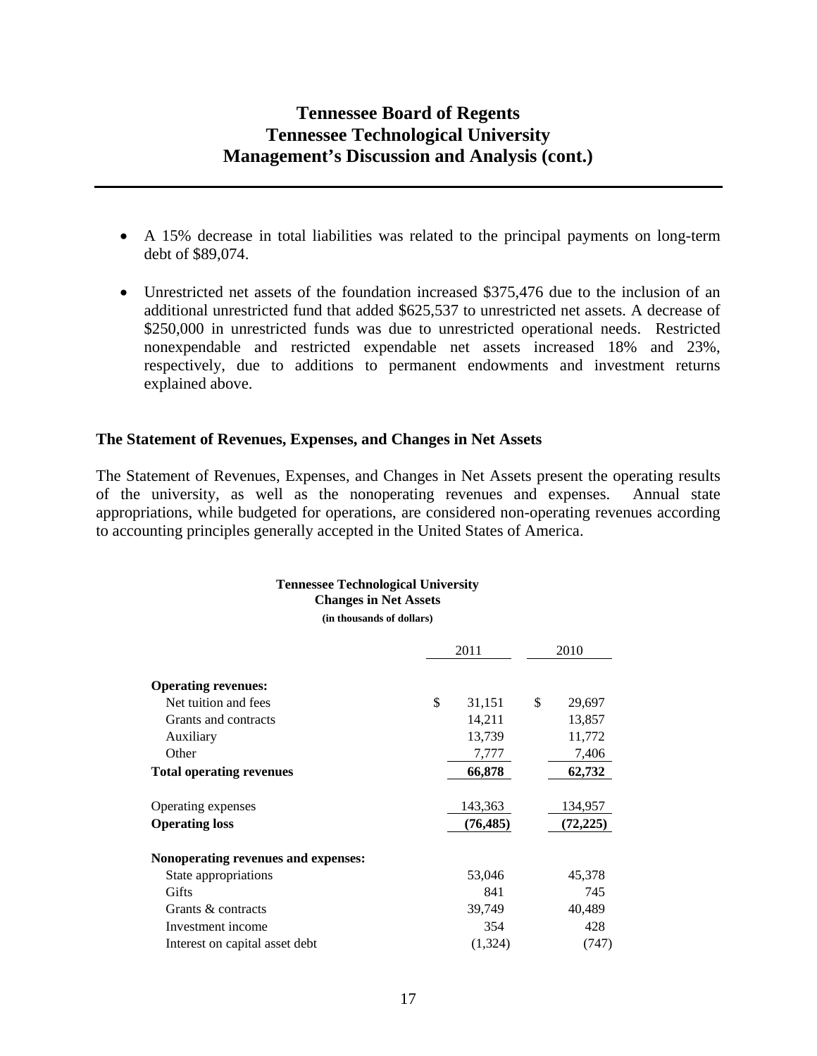- A 15% decrease in total liabilities was related to the principal payments on long-term debt of $89,074.

- Unrestricted net assets of the foundation increased $375,476 due to the inclusion of an additional unrestricted fund that added $625,537 to unrestricted net assets. A decrease of $250,000 in unrestricted funds was due to unrestricted operational needs. Restricted nonexpendable and restricted expendable net assets increased 18% and 23%, respectively, due to additions to permanent endowments and investment returns explained above.

### The Statement of Revenues, Expenses, and Changes in Net Assets

The Statement of Revenues, Expenses, and Changes in Net Assets present the operating results of the university, as well as the nonoperating revenues and expenses. Annual state appropriations, while budgeted for operations, are considered non-operating revenues according to accounting principles generally accepted in the United States of America.

**Tennessee Technological University**
**Changes in Net Assets**
**(in thousands of dollars)**

| | 2011 | 2010 |
|---|---|---|
| **Operating revenues:** | | |
| Net tuition and fees | $ 31,151 | $ 29,697 |
| Grants and contracts | 14,211 | 13,857 |
| Auxiliary | 13,739 | 11,772 |
| Other | 7,777 | 7,406 |
| **Total operating revenues** | **66,878** | **62,732** |
| Operating expenses | 143,363 | 134,957 |
| **Operating loss** | **(76,485)** | **(72,225)** |
| **Nonoperating revenues and expenses:** | | |
| State appropriations | 53,046 | 45,378 |
| Gifts | 841 | 745 |
| Grants & contracts | 39,749 | 40,489 |
| Investment income | 354 | 428 |
| Interest on capital asset debt | (1,324) | (747) |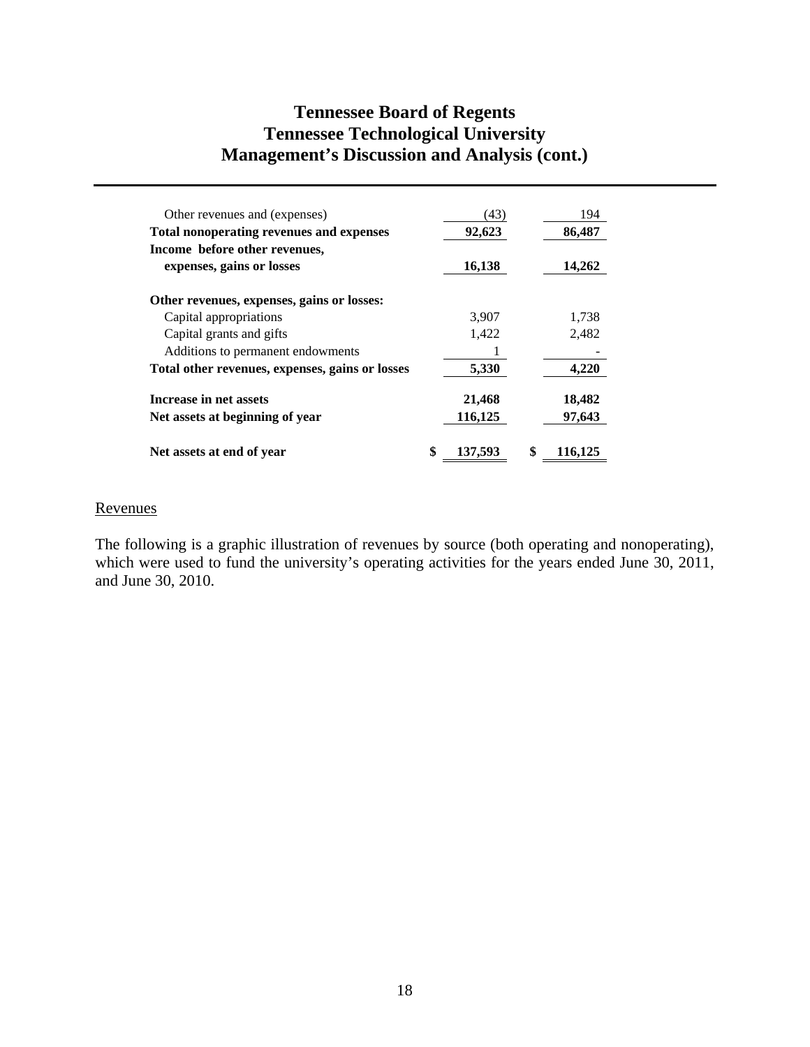# Tennessee Board of Regents
# Tennessee Technological University
# Management's Discussion and Analysis (cont.)

| | | |
|---|---|---|
| Other revenues and (expenses) | (43) | 194 |
| **Total nonoperating revenues and expenses** | **92,623** | **86,487** |
| **Income before other revenues, expenses, gains or losses** | **16,138** | **14,262** |
| **Other revenues, expenses, gains or losses:** | | |
| Capital appropriations | 3,907 | 1,738 |
| Capital grants and gifts | 1,422 | 2,482 |
| Additions to permanent endowments | 1 | - |
| **Total other revenues, expenses, gains or losses** | **5,330** | **4,220** |
| **Increase in net assets** | **21,468** | **18,482** |
| **Net assets at beginning of year** | **116,125** | **97,643** |
| **Net assets at end of year** | **$ 137,593** | **$ 116,125** |

Revenues

The following is a graphic illustration of revenues by source (both operating and nonoperating), which were used to fund the university's operating activities for the years ended June 30, 2011, and June 30, 2010.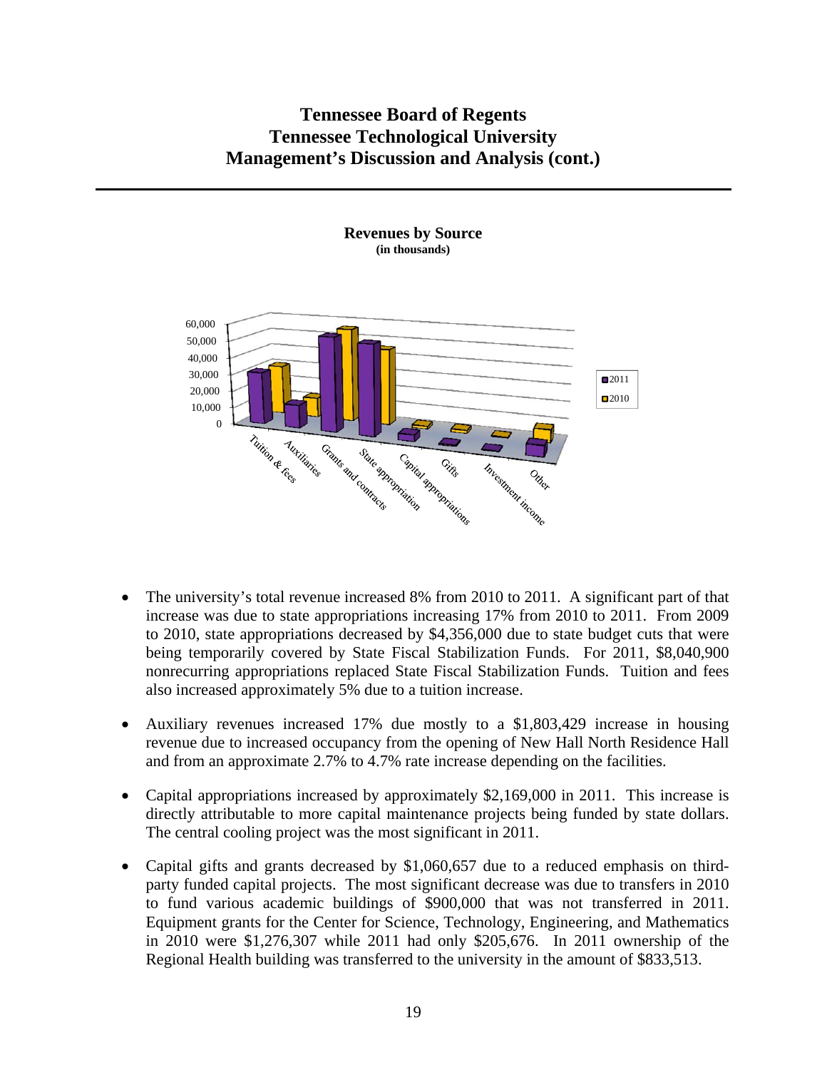# Tennessee Board of Regents
# Tennessee Technological University
# Management's Discussion and Analysis (cont.)

**Revenues by Source**
**(in thousands)**

- The university's total revenue increased 8% from 2010 to 2011. A significant part of that increase was due to state appropriations increasing 17% from 2010 to 2011. From 2009 to 2010, state appropriations decreased by $4,356,000 due to state budget cuts that were being temporarily covered by State Fiscal Stabilization Funds. For 2011, $8,040,900 nonrecurring appropriations replaced State Fiscal Stabilization Funds. Tuition and fees also increased approximately 5% due to a tuition increase.

- Auxiliary revenues increased 17% due mostly to a $1,803,429 increase in housing revenue due to increased occupancy from the opening of New Hall North Residence Hall and from an approximate 2.7% to 4.7% rate increase depending on the facilities.

- Capital appropriations increased by approximately $2,169,000 in 2011. This increase is directly attributable to more capital maintenance projects being funded by state dollars. The central cooling project was the most significant in 2011.

- Capital gifts and grants decreased by $1,060,657 due to a reduced emphasis on third-party funded capital projects. The most significant decrease was due to transfers in 2010 to fund various academic buildings of $900,000 that was not transferred in 2011. Equipment grants for the Center for Science, Technology, Engineering, and Mathematics in 2010 were $1,276,307 while 2011 had only $205,676. In 2011 ownership of the Regional Health building was transferred to the university in the amount of $833,513.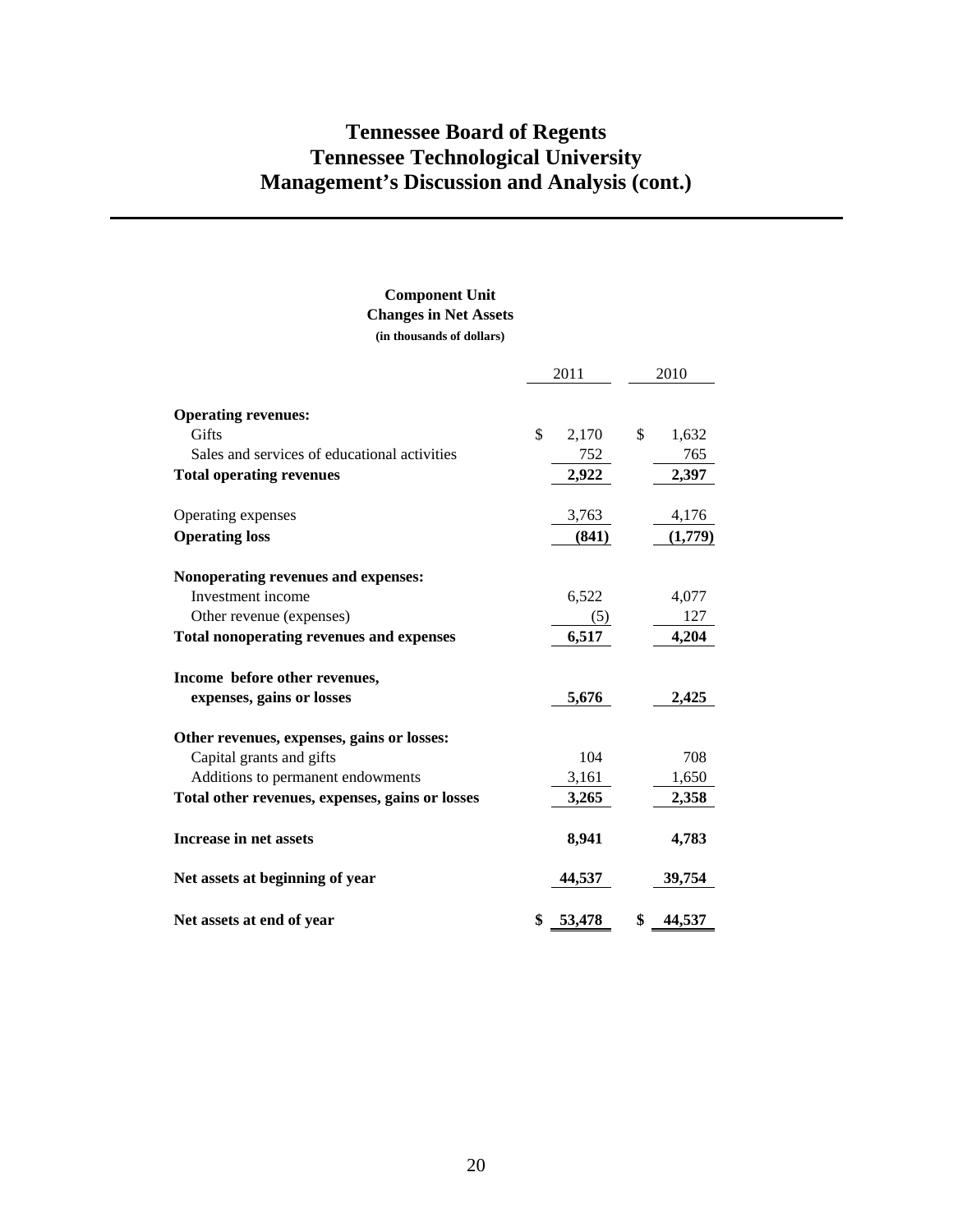# Tennessee Board of Regents
# Tennessee Technological University
# Management's Discussion and Analysis (cont.)

### Component Unit
### Changes in Net Assets
**(in thousands of dollars)**

| | 2011 | 2010 |
|---|---|---|
| **Operating revenues:** | | |
| Gifts | $ 2,170 | $ 1,632 |
| Sales and services of educational activities | 752 | 765 |
| **Total operating revenues** | **2,922** | **2,397** |
| Operating expenses | 3,763 | 4,176 |
| **Operating loss** | **(841)** | **(1,779)** |
| **Nonoperating revenues and expenses:** | | |
| Investment income | 6,522 | 4,077 |
| Other revenue (expenses) | (5) | 127 |
| **Total nonoperating revenues and expenses** | **6,517** | **4,204** |
| **Income before other revenues, expenses, gains or losses** | **5,676** | **2,425** |
| **Other revenues, expenses, gains or losses:** | | |
| Capital grants and gifts | 104 | 708 |
| Additions to permanent endowments | 3,161 | 1,650 |
| **Total other revenues, expenses, gains or losses** | **3,265** | **2,358** |
| **Increase in net assets** | **8,941** | **4,783** |
| **Net assets at beginning of year** | **44,537** | **39,754** |
| **Net assets at end of year** | **$ 53,478** | **$ 44,537** |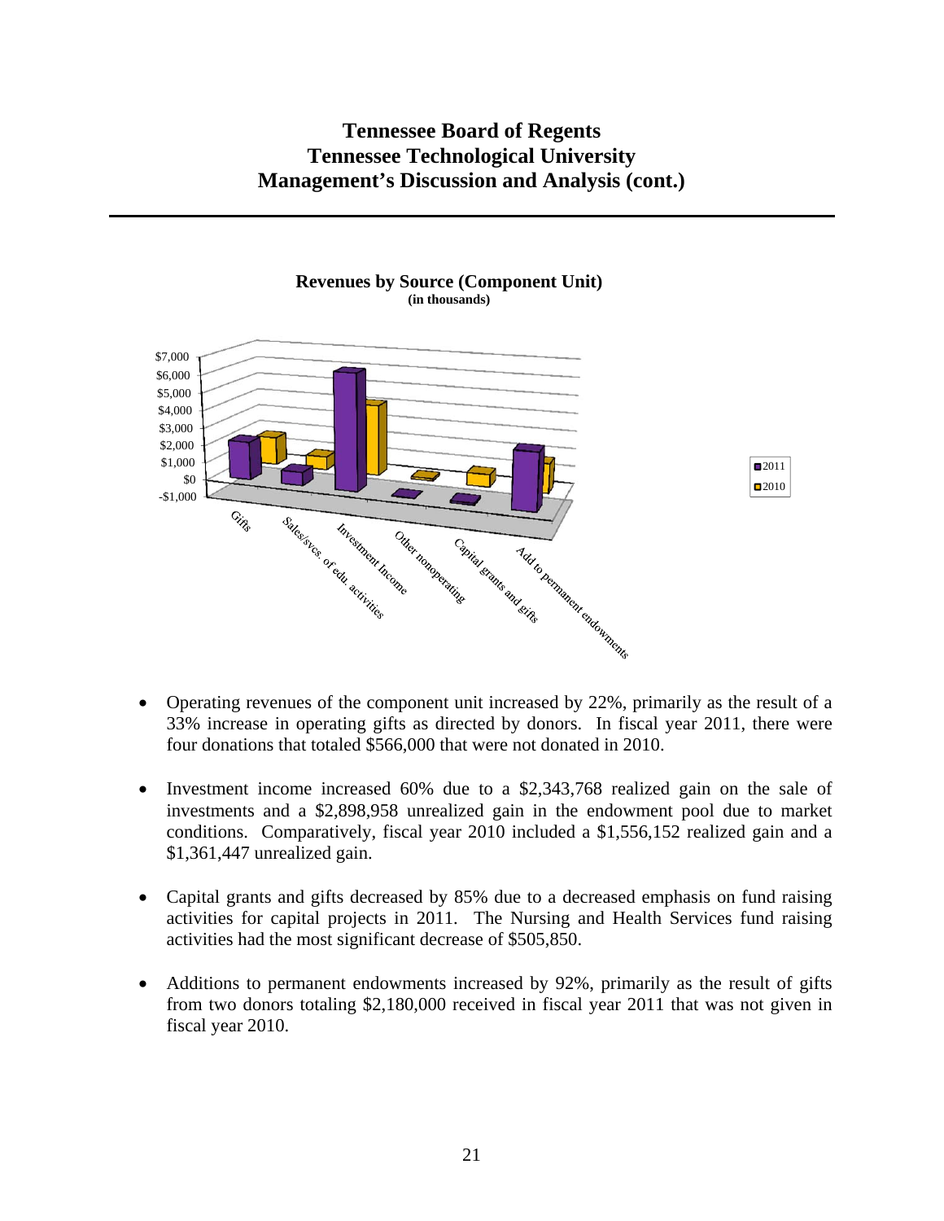**Revenues by Source (Component Unit)**
**(in thousands)**

- Operating revenues of the component unit increased by 22%, primarily as the result of a 33% increase in operating gifts as directed by donors. In fiscal year 2011, there were four donations that totaled \$566,000 that were not donated in 2010.

- Investment income increased 60% due to a \$2,343,768 realized gain on the sale of investments and a \$2,898,958 unrealized gain in the endowment pool due to market conditions. Comparatively, fiscal year 2010 included a \$1,556,152 realized gain and a \$1,361,447 unrealized gain.

- Capital grants and gifts decreased by 85% due to a decreased emphasis on fund raising activities for capital projects in 2011. The Nursing and Health Services fund raising activities had the most significant decrease of \$505,850.

- Additions to permanent endowments increased by 92%, primarily as the result of gifts from two donors totaling \$2,180,000 received in fiscal year 2011 that was not given in fiscal year 2010.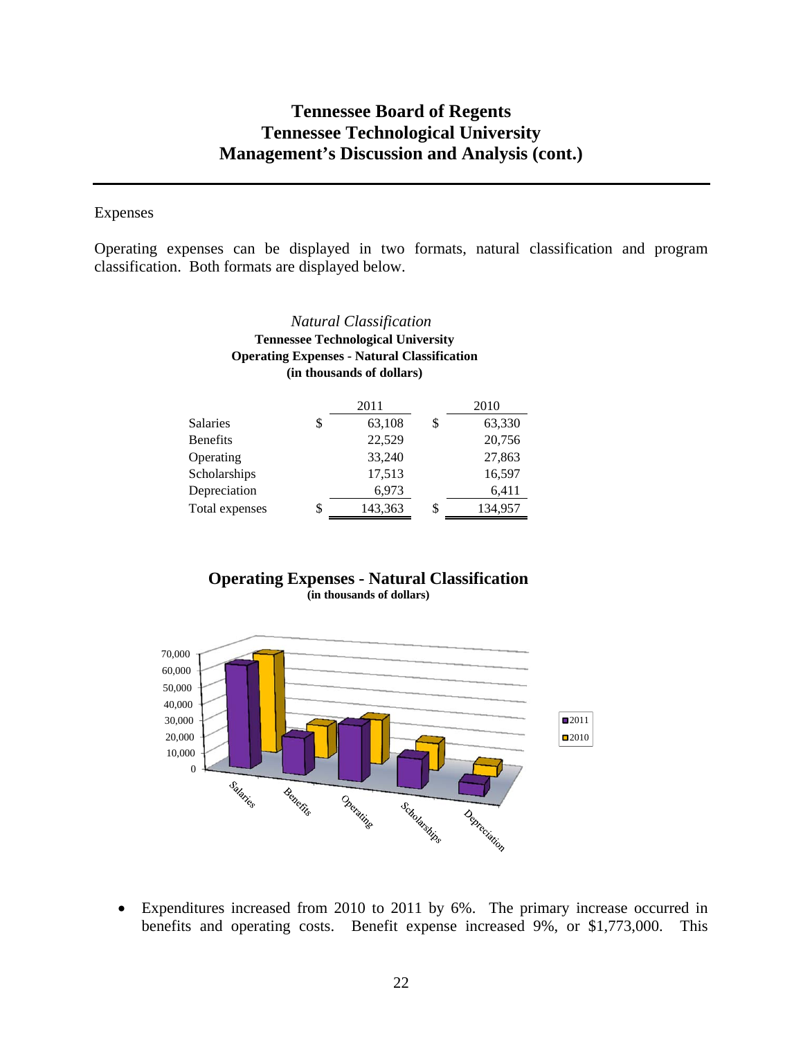# Tennessee Board of Regents
# Tennessee Technological University
# Management's Discussion and Analysis (cont.)

Expenses

Operating expenses can be displayed in two formats, natural classification and program classification. Both formats are displayed below.

*Natural Classification*

**Tennessee Technological University**
**Operating Expenses - Natural Classification**
**(in thousands of dollars)**

| | 2011 | 2010 |
|---|---|---|
| Salaries | $ 63,108 | $ 63,330 |
| Benefits | 22,529 | 20,756 |
| Operating | 33,240 | 27,863 |
| Scholarships | 17,513 | 16,597 |
| Depreciation | 6,973 | 6,411 |
| Total expenses | $ 143,363 | $ 134,957 |

**Operating Expenses - Natural Classification**
**(in thousands of dollars)**

- Expenditures increased from 2010 to 2011 by 6%. The primary increase occurred in benefits and operating costs. Benefit expense increased 9%, or $1,773,000. This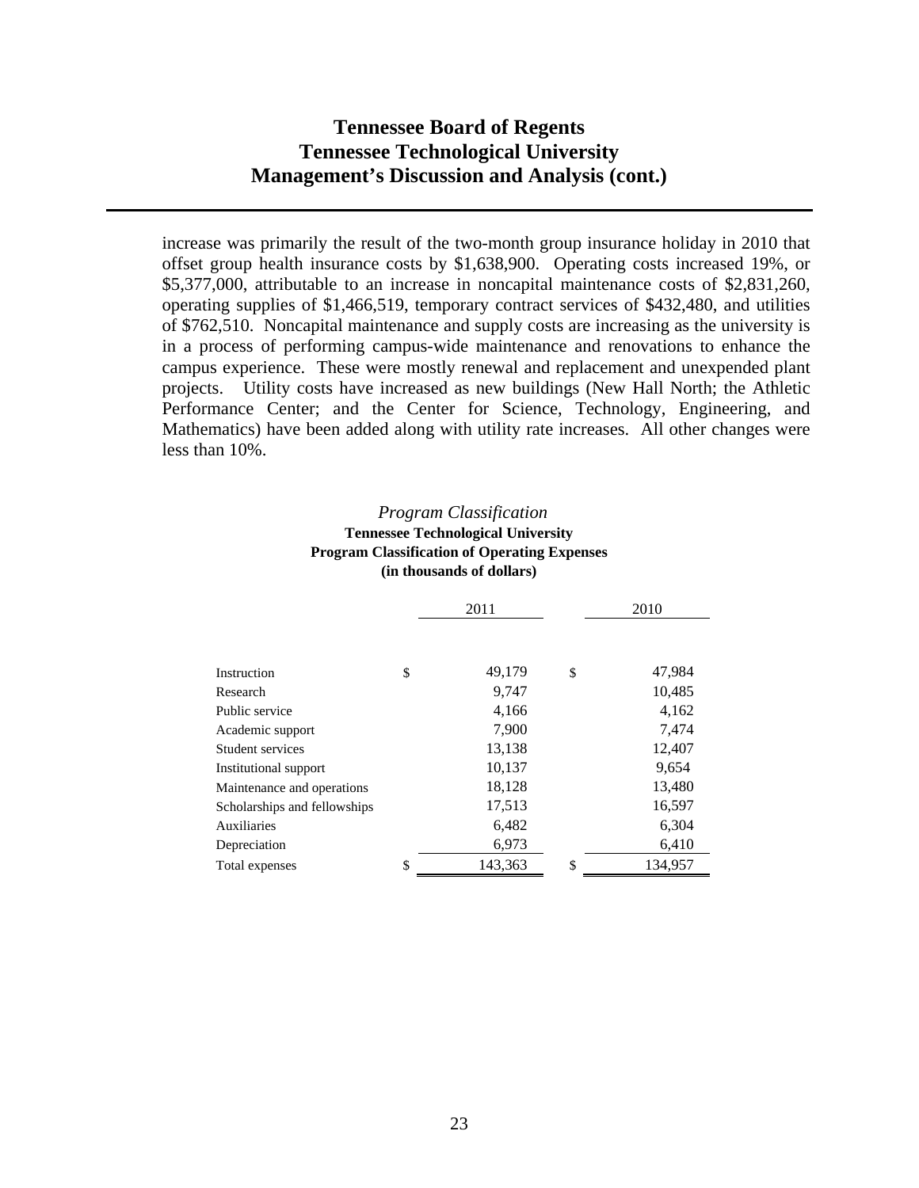increase was primarily the result of the two-month group insurance holiday in 2010 that offset group health insurance costs by $1,638,900. Operating costs increased 19%, or $5,377,000, attributable to an increase in noncapital maintenance costs of $2,831,260, operating supplies of $1,466,519, temporary contract services of $432,480, and utilities of $762,510. Noncapital maintenance and supply costs are increasing as the university is in a process of performing campus-wide maintenance and renovations to enhance the campus experience. These were mostly renewal and replacement and unexpended plant projects. Utility costs have increased as new buildings (New Hall North; the Athletic Performance Center; and the Center for Science, Technology, Engineering, and Mathematics) have been added along with utility rate increases. All other changes were less than 10%.

*Program Classification*

**Tennessee Technological University**
**Program Classification of Operating Expenses**
**(in thousands of dollars)**

| | 2011 | 2010 |
|---|---|---|
| Instruction | $ 49,179 | $ 47,984 |
| Research | 9,747 | 10,485 |
| Public service | 4,166 | 4,162 |
| Academic support | 7,900 | 7,474 |
| Student services | 13,138 | 12,407 |
| Institutional support | 10,137 | 9,654 |
| Maintenance and operations | 18,128 | 13,480 |
| Scholarships and fellowships | 17,513 | 16,597 |
| Auxiliaries | 6,482 | 6,304 |
| Depreciation | 6,973 | 6,410 |
| Total expenses | $ 143,363 | $ 134,957 |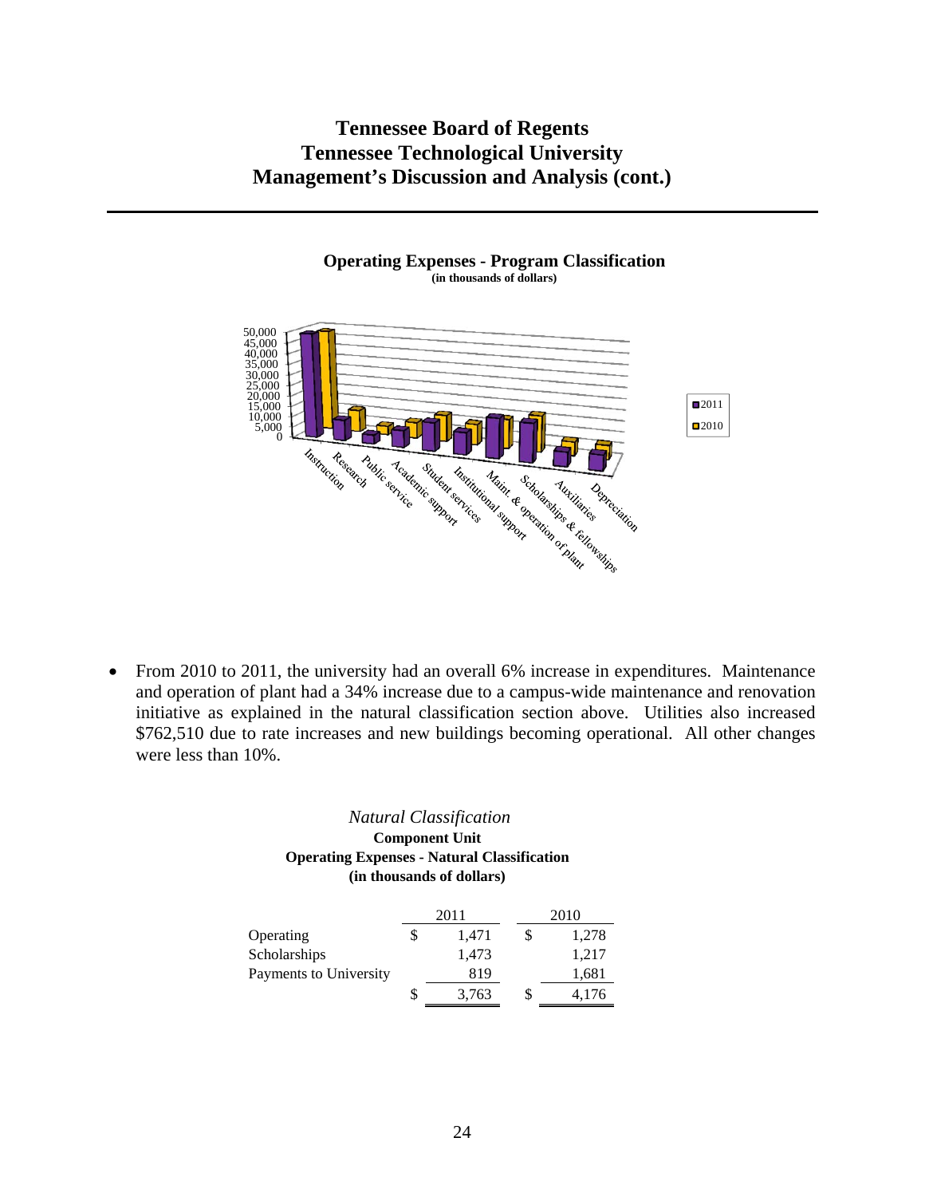# Tennessee Board of Regents
# Tennessee Technological University
# Management's Discussion and Analysis (cont.)

**Operating Expenses - Program Classification**
**(in thousands of dollars)**

- From 2010 to 2011, the university had an overall 6% increase in expenditures. Maintenance and operation of plant had a 34% increase due to a campus-wide maintenance and renovation initiative as explained in the natural classification section above. Utilities also increased $762,510 due to rate increases and new buildings becoming operational. All other changes were less than 10%.

*Natural Classification*

**Component Unit**
**Operating Expenses - Natural Classification**
**(in thousands of dollars)**

| | 2011 | 2010 |
|---|---|---|
| Operating | $ 1,471 | $ 1,278 |
| Scholarships | 1,473 | 1,217 |
| Payments to University | 819 | 1,681 |
| | $ 3,763 | $ 4,176 |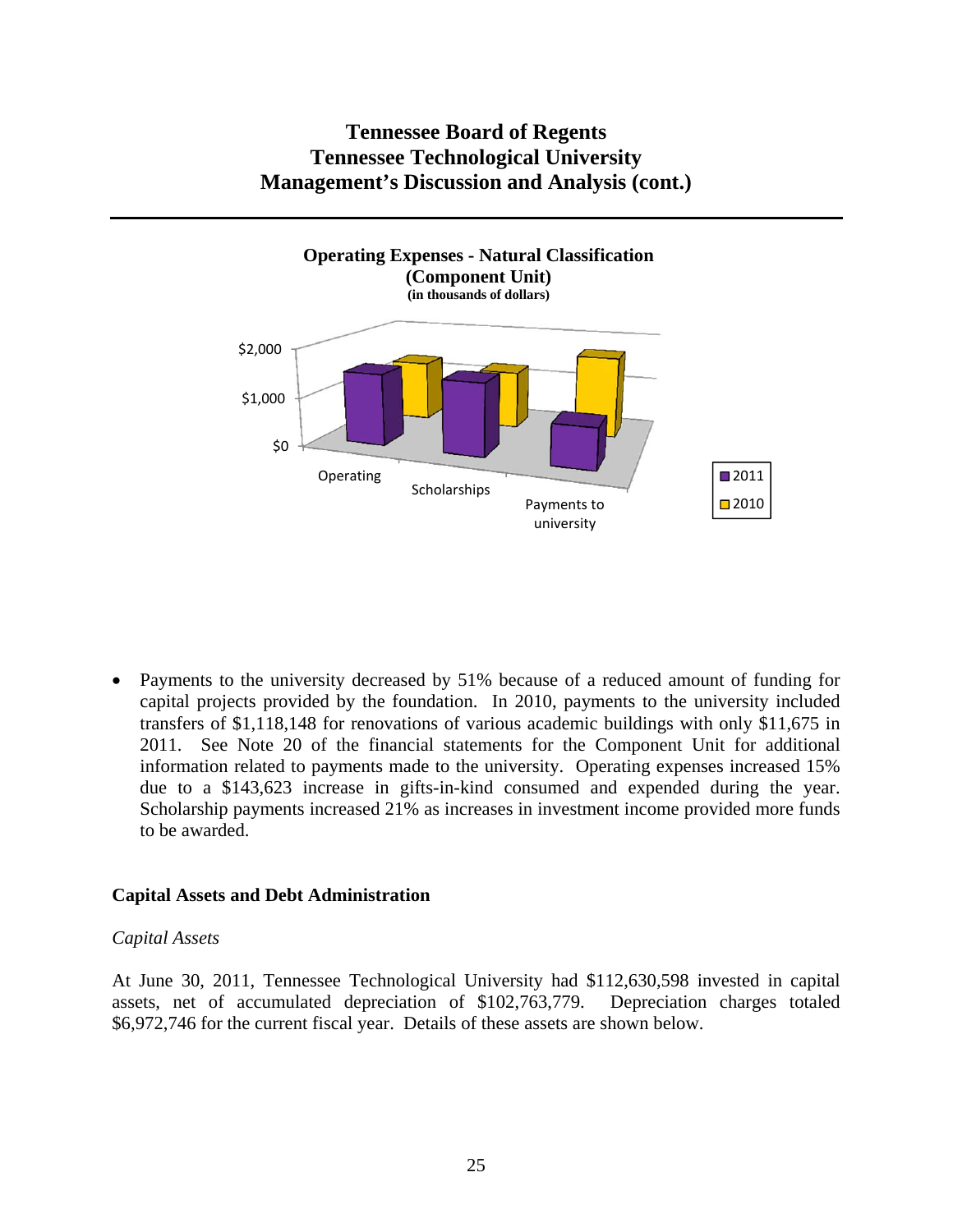**Operating Expenses - Natural Classification (Component Unit)**
**(in thousands of dollars)**

- Payments to the university decreased by 51% because of a reduced amount of funding for capital projects provided by the foundation. In 2010, payments to the university included transfers of $1,118,148 for renovations of various academic buildings with only $11,675 in 2011. See Note 20 of the financial statements for the Component Unit for additional information related to payments made to the university. Operating expenses increased 15% due to a $143,623 increase in gifts-in-kind consumed and expended during the year. Scholarship payments increased 21% as increases in investment income provided more funds to be awarded.

## Capital Assets and Debt Administration

*Capital Assets*

At June 30, 2011, Tennessee Technological University had $112,630,598 invested in capital assets, net of accumulated depreciation of $102,763,779. Depreciation charges totaled $6,972,746 for the current fiscal year. Details of these assets are shown below.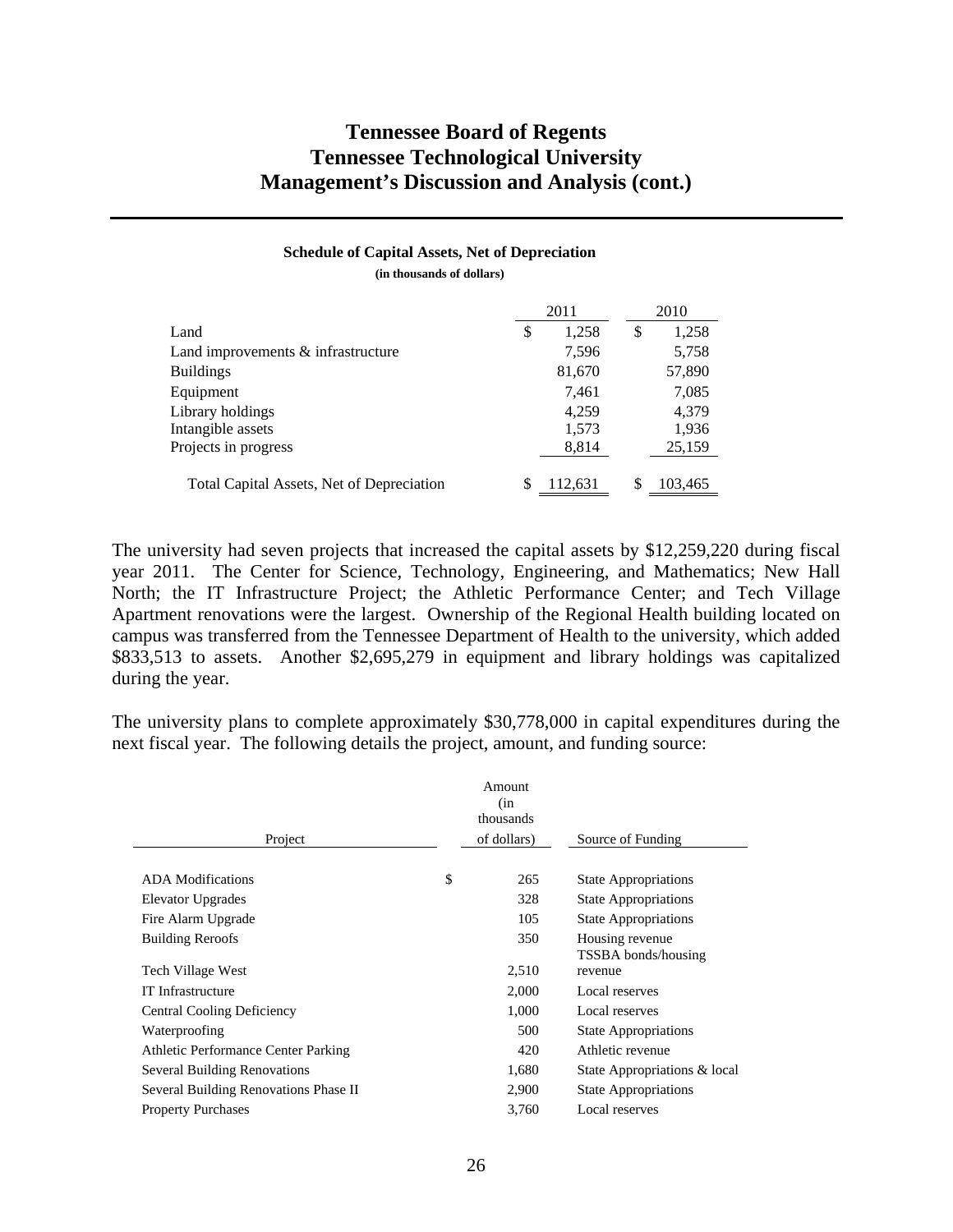## Schedule of Capital Assets, Net of Depreciation

**(in thousands of dollars)**

| | 2011 | 2010 |
|---|---|---|
| Land | $ 1,258 | $ 1,258 |
| Land improvements & infrastructure | 7,596 | 5,758 |
| Buildings | 81,670 | 57,890 |
| Equipment | 7,461 | 7,085 |
| Library holdings | 4,259 | 4,379 |
| Intangible assets | 1,573 | 1,936 |
| Projects in progress | 8,814 | 25,159 |
| Total Capital Assets, Net of Depreciation | $ 112,631 | $ 103,465 |

The university had seven projects that increased the capital assets by $12,259,220 during fiscal year 2011. The Center for Science, Technology, Engineering, and Mathematics; New Hall North; the IT Infrastructure Project; the Athletic Performance Center; and Tech Village Apartment renovations were the largest. Ownership of the Regional Health building located on campus was transferred from the Tennessee Department of Health to the university, which added $833,513 to assets. Another $2,695,279 in equipment and library holdings was capitalized during the year.

The university plans to complete approximately $30,778,000 in capital expenditures during the next fiscal year. The following details the project, amount, and funding source:

| Project | Amount (in thousands of dollars) | Source of Funding |
|---|---|---|
| ADA Modifications | $ 265 | State Appropriations |
| Elevator Upgrades | 328 | State Appropriations |
| Fire Alarm Upgrade | 105 | State Appropriations |
| Building Reroofs | 350 | Housing revenue |
| Tech Village West | 2,510 | TSSBA bonds/housing revenue |
| IT Infrastructure | 2,000 | Local reserves |
| Central Cooling Deficiency | 1,000 | Local reserves |
| Waterproofing | 500 | State Appropriations |
| Athletic Performance Center Parking | 420 | Athletic revenue |
| Several Building Renovations | 1,680 | State Appropriations & local |
| Several Building Renovations Phase II | 2,900 | State Appropriations |
| Property Purchases | 3,760 | Local reserves |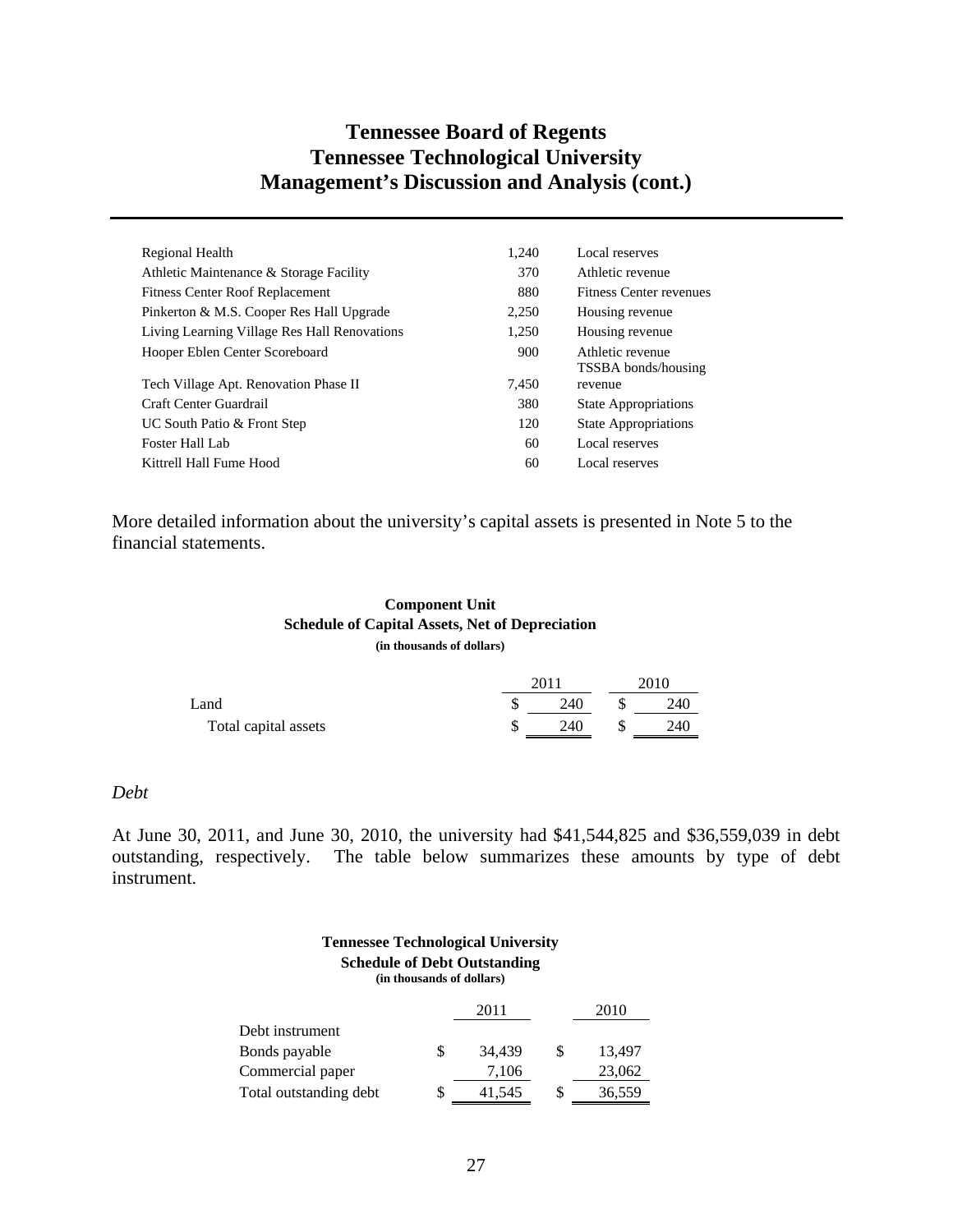# Tennessee Board of Regents
# Tennessee Technological University
# Management's Discussion and Analysis (cont.)

| | | |
|---|---|---|
| Regional Health | 1,240 | Local reserves |
| Athletic Maintenance & Storage Facility | 370 | Athletic revenue |
| Fitness Center Roof Replacement | 880 | Fitness Center revenues |
| Pinkerton & M.S. Cooper Res Hall Upgrade | 2,250 | Housing revenue |
| Living Learning Village Res Hall Renovations | 1,250 | Housing revenue |
| Hooper Eblen Center Scoreboard | 900 | Athletic revenue |
| Tech Village Apt. Renovation Phase II | 7,450 | TSSBA bonds/housing revenue |
| Craft Center Guardrail | 380 | State Appropriations |
| UC South Patio & Front Step | 120 | State Appropriations |
| Foster Hall Lab | 60 | Local reserves |
| Kittrell Hall Fume Hood | 60 | Local reserves |

More detailed information about the university's capital assets is presented in Note 5 to the financial statements.

**Component Unit**
**Schedule of Capital Assets, Net of Depreciation**
**(in thousands of dollars)**

| | 2011 | 2010 |
|---|---|---|
| Land | $ 240 | $ 240 |
| Total capital assets | $ 240 | $ 240 |

*Debt*

At June 30, 2011, and June 30, 2010, the university had $41,544,825 and $36,559,039 in debt outstanding, respectively. The table below summarizes these amounts by type of debt instrument.

**Tennessee Technological University**
**Schedule of Debt Outstanding**
**(in thousands of dollars)**

| | 2011 | 2010 |
|---|---|---|
| Debt instrument | | |
| Bonds payable | $ 34,439 | $ 13,497 |
| Commercial paper | 7,106 | 23,062 |
| Total outstanding debt | $ 41,545 | $ 36,559 |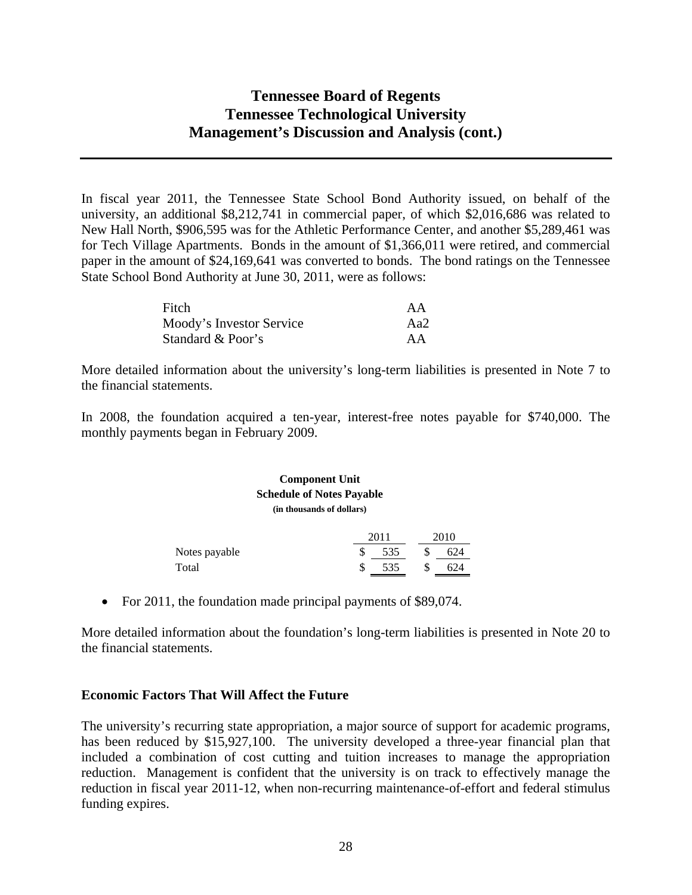In fiscal year 2011, the Tennessee State School Bond Authority issued, on behalf of the university, an additional $8,212,741 in commercial paper, of which $2,016,686 was related to New Hall North, $906,595 was for the Athletic Performance Center, and another $5,289,461 was for Tech Village Apartments. Bonds in the amount of $1,366,011 were retired, and commercial paper in the amount of $24,169,641 was converted to bonds. The bond ratings on the Tennessee State School Bond Authority at June 30, 2011, were as follows:

| | |
|---|---|
| Fitch | AA |
| Moody's Investor Service | Aa2 |
| Standard & Poor's | AA |

More detailed information about the university's long-term liabilities is presented in Note 7 to the financial statements.

In 2008, the foundation acquired a ten-year, interest-free notes payable for $740,000. The monthly payments began in February 2009.

**Component Unit**
**Schedule of Notes Payable**
**(in thousands of dollars)**

| | 2011 | 2010 |
|---|---|---|
| Notes payable | $ 535 | $ 624 |
| Total | $ 535 | $ 624 |

- For 2011, the foundation made principal payments of $89,074.

More detailed information about the foundation's long-term liabilities is presented in Note 20 to the financial statements.

## Economic Factors That Will Affect the Future

The university's recurring state appropriation, a major source of support for academic programs, has been reduced by $15,927,100. The university developed a three-year financial plan that included a combination of cost cutting and tuition increases to manage the appropriation reduction. Management is confident that the university is on track to effectively manage the reduction in fiscal year 2011-12, when non-recurring maintenance-of-effort and federal stimulus funding expires.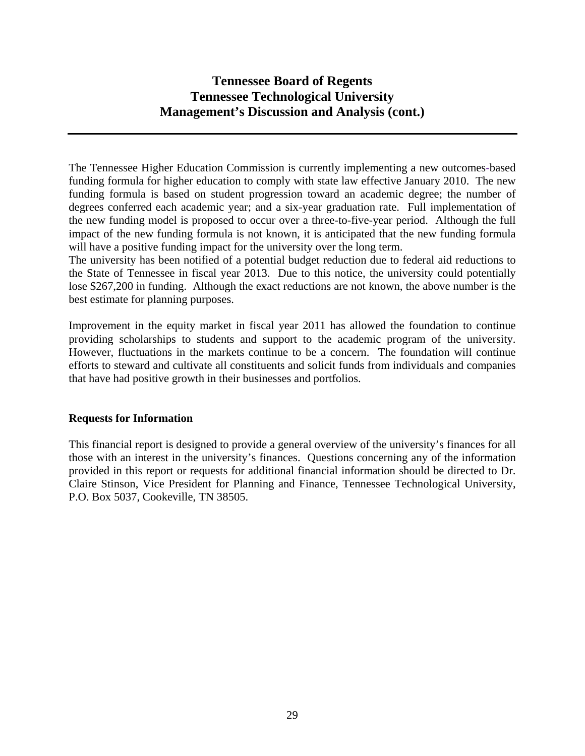The Tennessee Higher Education Commission is currently implementing a new outcomes-based funding formula for higher education to comply with state law effective January 2010. The new funding formula is based on student progression toward an academic degree; the number of degrees conferred each academic year; and a six-year graduation rate. Full implementation of the new funding model is proposed to occur over a three-to-five-year period. Although the full impact of the new funding formula is not known, it is anticipated that the new funding formula will have a positive funding impact for the university over the long term.
The university has been notified of a potential budget reduction due to federal aid reductions to the State of Tennessee in fiscal year 2013. Due to this notice, the university could potentially lose $267,200 in funding. Although the exact reductions are not known, the above number is the best estimate for planning purposes.

Improvement in the equity market in fiscal year 2011 has allowed the foundation to continue providing scholarships to students and support to the academic program of the university. However, fluctuations in the markets continue to be a concern. The foundation will continue efforts to steward and cultivate all constituents and solicit funds from individuals and companies that have had positive growth in their businesses and portfolios.

## Requests for Information

This financial report is designed to provide a general overview of the university's finances for all those with an interest in the university's finances. Questions concerning any of the information provided in this report or requests for additional financial information should be directed to Dr. Claire Stinson, Vice President for Planning and Finance, Tennessee Technological University, P.O. Box 5037, Cookeville, TN 38505.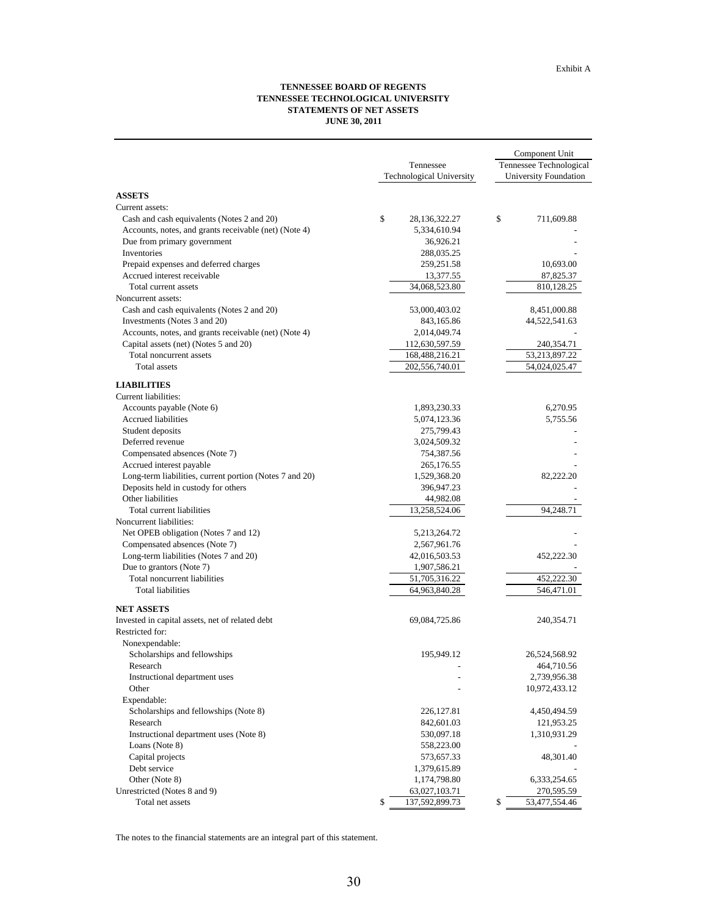Exhibit A

**TENNESSEE BOARD OF REGENTS**
**TENNESSEE TECHNOLOGICAL UNIVERSITY**
**STATEMENTS OF NET ASSETS**
**JUNE 30, 2011**

| | Tennessee Technological University | Component Unit Tennessee Technological University Foundation |
|---|---|---|
| **ASSETS** | | |
| Current assets: | | |
| Cash and cash equivalents (Notes 2 and 20) | $ 28,136,322.27 | $ 711,609.88 |
| Accounts, notes, and grants receivable (net) (Note 4) | 5,334,610.94 | - |
| Due from primary government | 36,926.21 | - |
| Inventories | 288,035.25 | - |
| Prepaid expenses and deferred charges | 259,251.58 | 10,693.00 |
| Accrued interest receivable | 13,377.55 | 87,825.37 |
| Total current assets | 34,068,523.80 | 810,128.25 |
| Noncurrent assets: | | |
| Cash and cash equivalents (Notes 2 and 20) | 53,000,403.02 | 8,451,000.88 |
| Investments (Notes 3 and 20) | 843,165.86 | 44,522,541.63 |
| Accounts, notes, and grants receivable (net) (Note 4) | 2,014,049.74 | - |
| Capital assets (net) (Notes 5 and 20) | 112,630,597.59 | 240,354.71 |
| Total noncurrent assets | 168,488,216.21 | 53,213,897.22 |
| Total assets | 202,556,740.01 | 54,024,025.47 |
| **LIABILITIES** | | |
| Current liabilities: | | |
| Accounts payable (Note 6) | 1,893,230.33 | 6,270.95 |
| Accrued liabilities | 5,074,123.36 | 5,755.56 |
| Student deposits | 275,799.43 | - |
| Deferred revenue | 3,024,509.32 | - |
| Compensated absences (Note 7) | 754,387.56 | - |
| Accrued interest payable | 265,176.55 | - |
| Long-term liabilities, current portion (Notes 7 and 20) | 1,529,368.20 | 82,222.20 |
| Deposits held in custody for others | 396,947.23 | - |
| Other liabilities | 44,982.08 | - |
| Total current liabilities | 13,258,524.06 | 94,248.71 |
| Noncurrent liabilities: | | |
| Net OPEB obligation (Notes 7 and 12) | 5,213,264.72 | - |
| Compensated absences (Note 7) | 2,567,961.76 | - |
| Long-term liabilities (Notes 7 and 20) | 42,016,503.53 | 452,222.30 |
| Due to grantors (Note 7) | 1,907,586.21 | - |
| Total noncurrent liabilities | 51,705,316.22 | 452,222.30 |
| Total liabilities | 64,963,840.28 | 546,471.01 |
| **NET ASSETS** | | |
| Invested in capital assets, net of related debt | 69,084,725.86 | 240,354.71 |
| Restricted for: | | |
| Nonexpendable: | | |
| Scholarships and fellowships | 195,949.12 | 26,524,568.92 |
| Research | - | 464,710.56 |
| Instructional department uses | - | 2,739,956.38 |
| Other | - | 10,972,433.12 |
| Expendable: | | |
| Scholarships and fellowships (Note 8) | 226,127.81 | 4,450,494.59 |
| Research | 842,601.03 | 121,953.25 |
| Instructional department uses (Note 8) | 530,097.18 | 1,310,931.29 |
| Loans (Note 8) | 558,223.00 | - |
| Capital projects | 573,657.33 | 48,301.40 |
| Debt service | 1,379,615.89 | - |
| Other (Note 8) | 1,174,798.80 | 6,333,254.65 |
| Unrestricted (Notes 8 and 9) | 63,027,103.71 | 270,595.59 |
| Total net assets | $ 137,592,899.73 | $ 53,477,554.46 |

The notes to the financial statements are an integral part of this statement.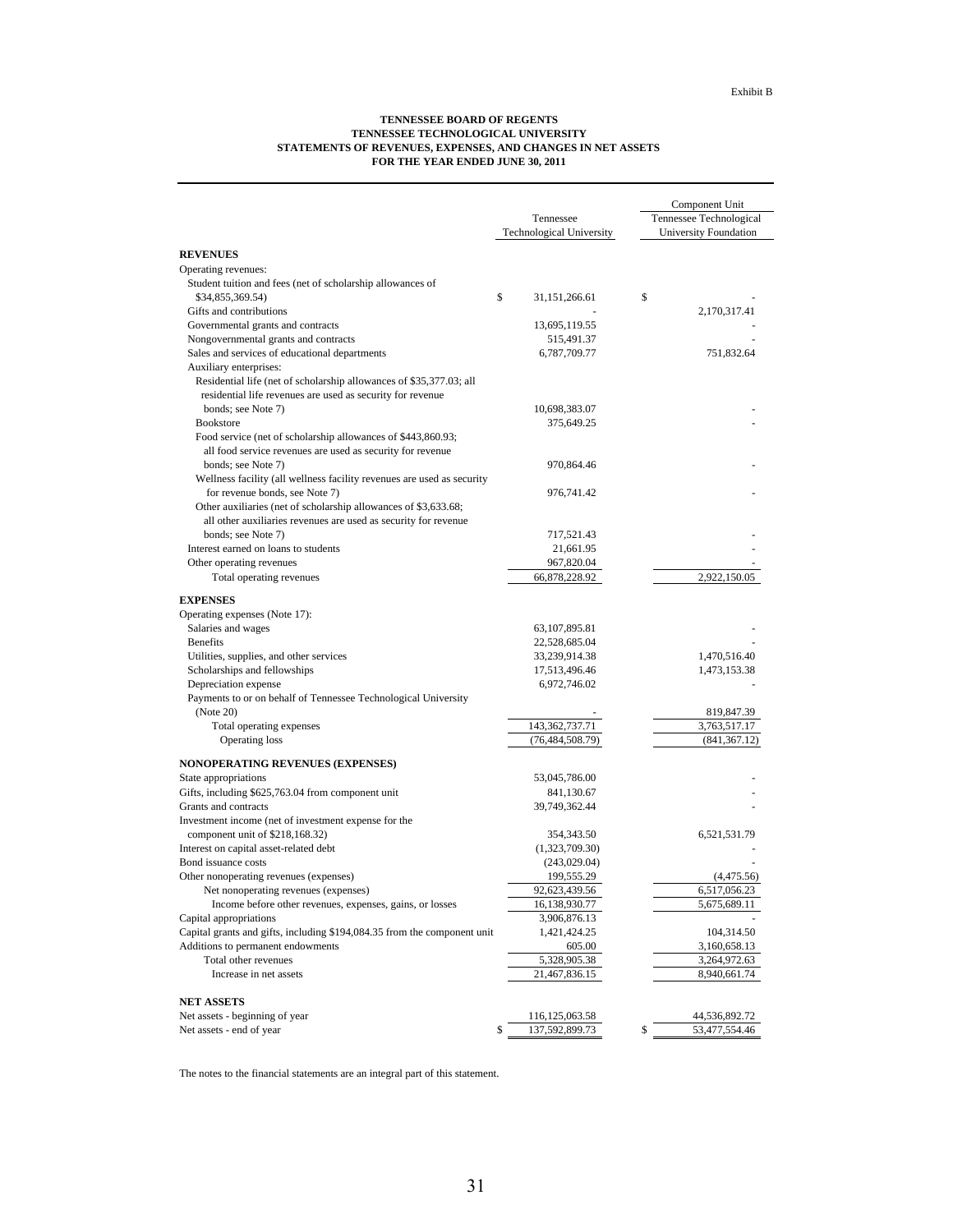Exhibit B

**TENNESSEE BOARD OF REGENTS**
**TENNESSEE TECHNOLOGICAL UNIVERSITY**
**STATEMENTS OF REVENUES, EXPENSES, AND CHANGES IN NET ASSETS**
**FOR THE YEAR ENDED JUNE 30, 2011**

| | Tennessee Technological University | Component Unit Tennessee Technological University Foundation |
|---|---|---|
| **REVENUES** | | |
| Operating revenues: | | |
| Student tuition and fees (net of scholarship allowances of $34,855,369.54) | $ 31,151,266.61 | $ - |
| Gifts and contributions | - | 2,170,317.41 |
| Governmental grants and contracts | 13,695,119.55 | - |
| Nongovernmental grants and contracts | 515,491.37 | - |
| Sales and services of educational departments | 6,787,709.77 | 751,832.64 |
| Auxiliary enterprises: | | |
| Residential life (net of scholarship allowances of $35,377.03; all residential life revenues are used as security for revenue bonds; see Note 7) | 10,698,383.07 | - |
| Bookstore | 375,649.25 | - |
| Food service (net of scholarship allowances of $443,860.93; all food service revenues are used as security for revenue bonds; see Note 7) | 970,864.46 | - |
| Wellness facility (all wellness facility revenues are used as security for revenue bonds, see Note 7) | 976,741.42 | - |
| Other auxiliaries (net of scholarship allowances of $3,633.68; all other auxiliaries revenues are used as security for revenue bonds; see Note 7) | 717,521.43 | - |
| Interest earned on loans to students | 21,661.95 | - |
| Other operating revenues | 967,820.04 | - |
| Total operating revenues | 66,878,228.92 | 2,922,150.05 |
| **EXPENSES** | | |
| Operating expenses (Note 17): | | |
| Salaries and wages | 63,107,895.81 | - |
| Benefits | 22,528,685.04 | - |
| Utilities, supplies, and other services | 33,239,914.38 | 1,470,516.40 |
| Scholarships and fellowships | 17,513,496.46 | 1,473,153.38 |
| Depreciation expense | 6,972,746.02 | - |
| Payments to or on behalf of Tennessee Technological University (Note 20) | - | 819,847.39 |
| Total operating expenses | 143,362,737.71 | 3,763,517.17 |
| Operating loss | (76,484,508.79) | (841,367.12) |
| **NONOPERATING REVENUES (EXPENSES)** | | |
| State appropriations | 53,045,786.00 | - |
| Gifts, including $625,763.04 from component unit | 841,130.67 | - |
| Grants and contracts | 39,749,362.44 | - |
| Investment income (net of investment expense for the component unit of $218,168.32) | 354,343.50 | 6,521,531.79 |
| Interest on capital asset-related debt | (1,323,709.30) | - |
| Bond issuance costs | (243,029.04) | - |
| Other nonoperating revenues (expenses) | 199,555.29 | (4,475.56) |
| Net nonoperating revenues (expenses) | 92,623,439.56 | 6,517,056.23 |
| Income before other revenues, expenses, gains, or losses | 16,138,930.77 | 5,675,689.11 |
| Capital appropriations | 3,906,876.13 | - |
| Capital grants and gifts, including $194,084.35 from the component unit | 1,421,424.25 | 104,314.50 |
| Additions to permanent endowments | 605.00 | 3,160,658.13 |
| Total other revenues | 5,328,905.38 | 3,264,972.63 |
| Increase in net assets | 21,467,836.15 | 8,940,661.74 |
| **NET ASSETS** | | |
| Net assets - beginning of year | 116,125,063.58 | 44,536,892.72 |
| Net assets - end of year | $ 137,592,899.73 | $ 53,477,554.46 |

The notes to the financial statements are an integral part of this statement.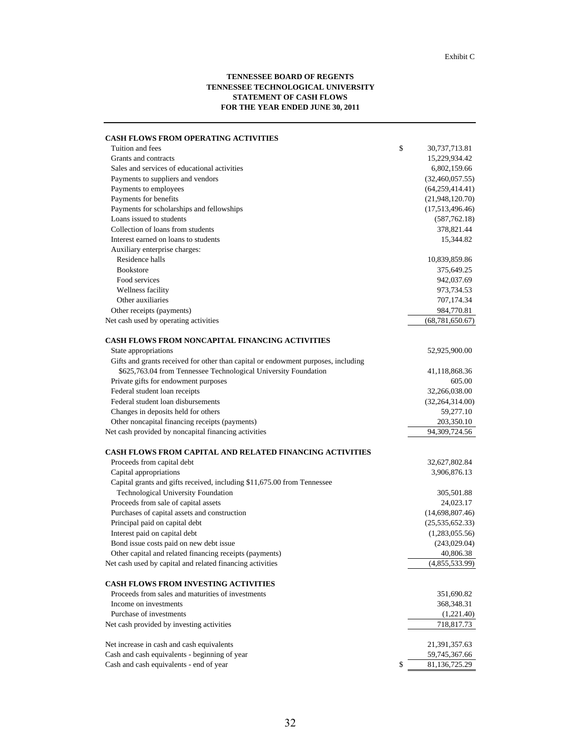Exhibit C

**TENNESSEE BOARD OF REGENTS**
**TENNESSEE TECHNOLOGICAL UNIVERSITY**
**STATEMENT OF CASH FLOWS**
**FOR THE YEAR ENDED JUNE 30, 2011**

| | |
|---|---|
| **CASH FLOWS FROM OPERATING ACTIVITIES** | |
| Tuition and fees | $ 30,737,713.81 |
| Grants and contracts | 15,229,934.42 |
| Sales and services of educational activities | 6,802,159.66 |
| Payments to suppliers and vendors | (32,460,057.55) |
| Payments to employees | (64,259,414.41) |
| Payments for benefits | (21,948,120.70) |
| Payments for scholarships and fellowships | (17,513,496.46) |
| Loans issued to students | (587,762.18) |
| Collection of loans from students | 378,821.44 |
| Interest earned on loans to students | 15,344.82 |
| Auxiliary enterprise charges: | |
| Residence halls | 10,839,859.86 |
| Bookstore | 375,649.25 |
| Food services | 942,037.69 |
| Wellness facility | 973,734.53 |
| Other auxiliaries | 707,174.34 |
| Other receipts (payments) | 984,770.81 |
| Net cash used by operating activities | (68,781,650.67) |
| | |
| **CASH FLOWS FROM NONCAPITAL FINANCING ACTIVITIES** | |
| State appropriations | 52,925,900.00 |
| Gifts and grants received for other than capital or endowment purposes, including $625,763.04 from Tennessee Technological University Foundation | 41,118,868.36 |
| Private gifts for endowment purposes | 605.00 |
| Federal student loan receipts | 32,266,038.00 |
| Federal student loan disbursements | (32,264,314.00) |
| Changes in deposits held for others | 59,277.10 |
| Other noncapital financing receipts (payments) | 203,350.10 |
| Net cash provided by noncapital financing activities | 94,309,724.56 |
| | |
| **CASH FLOWS FROM CAPITAL AND RELATED FINANCING ACTIVITIES** | |
| Proceeds from capital debt | 32,627,802.84 |
| Capital appropriations | 3,906,876.13 |
| Capital grants and gifts received, including $11,675.00 from Tennessee Technological University Foundation | 305,501.88 |
| Proceeds from sale of capital assets | 24,023.17 |
| Purchases of capital assets and construction | (14,698,807.46) |
| Principal paid on capital debt | (25,535,652.33) |
| Interest paid on capital debt | (1,283,055.56) |
| Bond issue costs paid on new debt issue | (243,029.04) |
| Other capital and related financing receipts (payments) | 40,806.38 |
| Net cash used by capital and related financing activities | (4,855,533.99) |
| | |
| **CASH FLOWS FROM INVESTING ACTIVITIES** | |
| Proceeds from sales and maturities of investments | 351,690.82 |
| Income on investments | 368,348.31 |
| Purchase of investments | (1,221.40) |
| Net cash provided by investing activities | 718,817.73 |
| | |
| Net increase in cash and cash equivalents | 21,391,357.63 |
| Cash and cash equivalents - beginning of year | 59,745,367.66 |
| Cash and cash equivalents - end of year | $ 81,136,725.29 |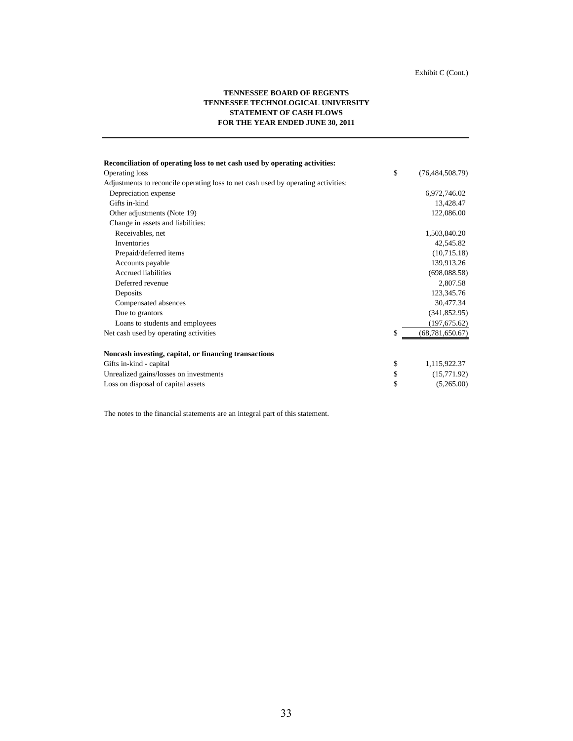Exhibit C (Cont.)

**TENNESSEE BOARD OF REGENTS**
**TENNESSEE TECHNOLOGICAL UNIVERSITY**
**STATEMENT OF CASH FLOWS**
**FOR THE YEAR ENDED JUNE 30, 2011**

| | |
|---|---|
| **Reconciliation of operating loss to net cash used by operating activities:** | |
| Operating loss | $ (76,484,508.79) |
| Adjustments to reconcile operating loss to net cash used by operating activities: | |
| Depreciation expense | 6,972,746.02 |
| Gifts in-kind | 13,428.47 |
| Other adjustments (Note 19) | 122,086.00 |
| Change in assets and liabilities: | |
| Receivables, net | 1,503,840.20 |
| Inventories | 42,545.82 |
| Prepaid/deferred items | (10,715.18) |
| Accounts payable | 139,913.26 |
| Accrued liabilities | (698,088.58) |
| Deferred revenue | 2,807.58 |
| Deposits | 123,345.76 |
| Compensated absences | 30,477.34 |
| Due to grantors | (341,852.95) |
| Loans to students and employees | (197,675.62) |
| Net cash used by operating activities | $ (68,781,650.67) |
| | |
| **Noncash investing, capital, or financing transactions** | |
| Gifts in-kind - capital | $ 1,115,922.37 |
| Unrealized gains/losses on investments | $ (15,771.92) |
| Loss on disposal of capital assets | $ (5,265.00) |

The notes to the financial statements are an integral part of this statement.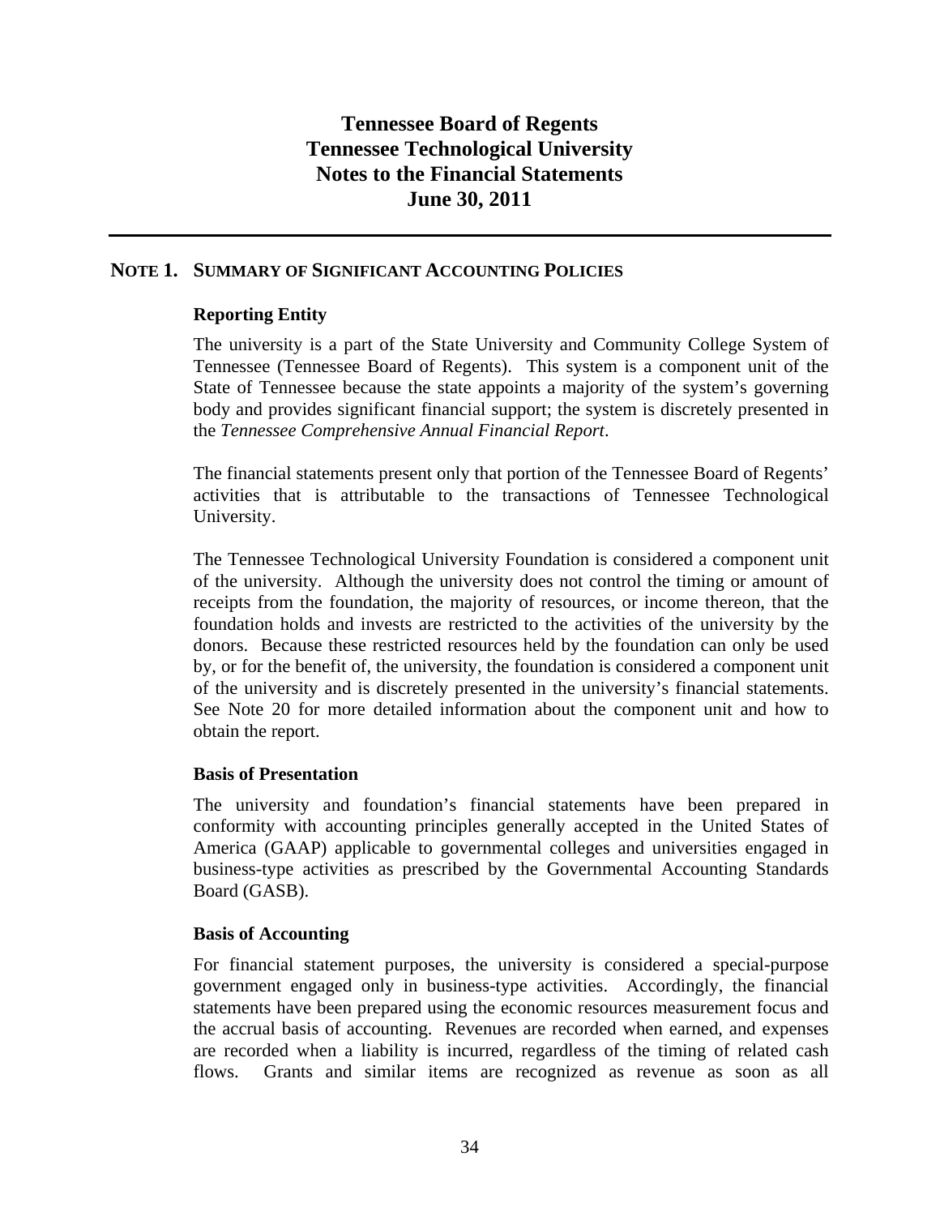# Tennessee Board of Regents
# Tennessee Technological University
# Notes to the Financial Statements
# June 30, 2011

## NOTE 1. SUMMARY OF SIGNIFICANT ACCOUNTING POLICIES

### Reporting Entity

The university is a part of the State University and Community College System of Tennessee (Tennessee Board of Regents). This system is a component unit of the State of Tennessee because the state appoints a majority of the system's governing body and provides significant financial support; the system is discretely presented in the *Tennessee Comprehensive Annual Financial Report*.

The financial statements present only that portion of the Tennessee Board of Regents' activities that is attributable to the transactions of Tennessee Technological University.

The Tennessee Technological University Foundation is considered a component unit of the university. Although the university does not control the timing or amount of receipts from the foundation, the majority of resources, or income thereon, that the foundation holds and invests are restricted to the activities of the university by the donors. Because these restricted resources held by the foundation can only be used by, or for the benefit of, the university, the foundation is considered a component unit of the university and is discretely presented in the university's financial statements. See Note 20 for more detailed information about the component unit and how to obtain the report.

### Basis of Presentation

The university and foundation's financial statements have been prepared in conformity with accounting principles generally accepted in the United States of America (GAAP) applicable to governmental colleges and universities engaged in business-type activities as prescribed by the Governmental Accounting Standards Board (GASB).

### Basis of Accounting

For financial statement purposes, the university is considered a special-purpose government engaged only in business-type activities. Accordingly, the financial statements have been prepared using the economic resources measurement focus and the accrual basis of accounting. Revenues are recorded when earned, and expenses are recorded when a liability is incurred, regardless of the timing of related cash flows. Grants and similar items are recognized as revenue as soon as all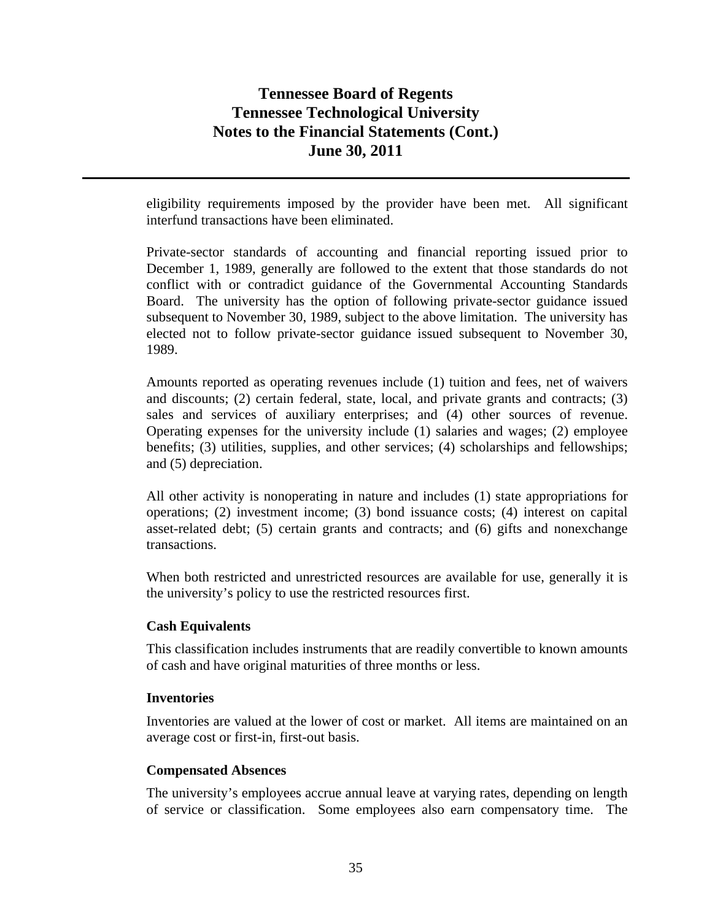eligibility requirements imposed by the provider have been met. All significant interfund transactions have been eliminated.

Private-sector standards of accounting and financial reporting issued prior to December 1, 1989, generally are followed to the extent that those standards do not conflict with or contradict guidance of the Governmental Accounting Standards Board. The university has the option of following private-sector guidance issued subsequent to November 30, 1989, subject to the above limitation. The university has elected not to follow private-sector guidance issued subsequent to November 30, 1989.

Amounts reported as operating revenues include (1) tuition and fees, net of waivers and discounts; (2) certain federal, state, local, and private grants and contracts; (3) sales and services of auxiliary enterprises; and (4) other sources of revenue. Operating expenses for the university include (1) salaries and wages; (2) employee benefits; (3) utilities, supplies, and other services; (4) scholarships and fellowships; and (5) depreciation.

All other activity is nonoperating in nature and includes (1) state appropriations for operations; (2) investment income; (3) bond issuance costs; (4) interest on capital asset-related debt; (5) certain grants and contracts; and (6) gifts and nonexchange transactions.

When both restricted and unrestricted resources are available for use, generally it is the university's policy to use the restricted resources first.

### Cash Equivalents

This classification includes instruments that are readily convertible to known amounts of cash and have original maturities of three months or less.

### Inventories

Inventories are valued at the lower of cost or market. All items are maintained on an average cost or first-in, first-out basis.

### Compensated Absences

The university's employees accrue annual leave at varying rates, depending on length of service or classification. Some employees also earn compensatory time. The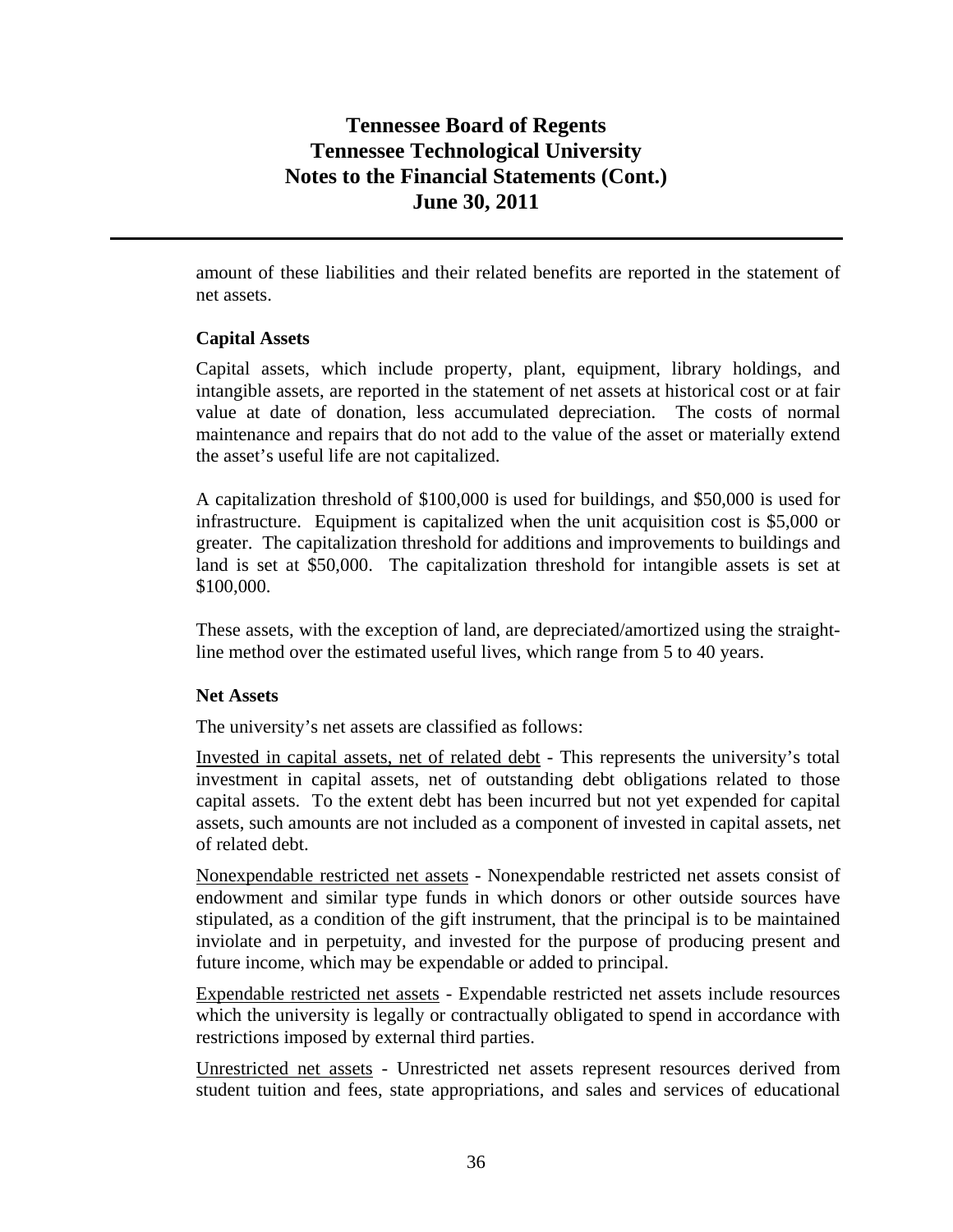amount of these liabilities and their related benefits are reported in the statement of net assets.

### Capital Assets

Capital assets, which include property, plant, equipment, library holdings, and intangible assets, are reported in the statement of net assets at historical cost or at fair value at date of donation, less accumulated depreciation. The costs of normal maintenance and repairs that do not add to the value of the asset or materially extend the asset's useful life are not capitalized.

A capitalization threshold of $100,000 is used for buildings, and $50,000 is used for infrastructure. Equipment is capitalized when the unit acquisition cost is $5,000 or greater. The capitalization threshold for additions and improvements to buildings and land is set at $50,000. The capitalization threshold for intangible assets is set at $100,000.

These assets, with the exception of land, are depreciated/amortized using the straight-line method over the estimated useful lives, which range from 5 to 40 years.

### Net Assets

The university's net assets are classified as follows:

Invested in capital assets, net of related debt - This represents the university's total investment in capital assets, net of outstanding debt obligations related to those capital assets. To the extent debt has been incurred but not yet expended for capital assets, such amounts are not included as a component of invested in capital assets, net of related debt.

Nonexpendable restricted net assets - Nonexpendable restricted net assets consist of endowment and similar type funds in which donors or other outside sources have stipulated, as a condition of the gift instrument, that the principal is to be maintained inviolate and in perpetuity, and invested for the purpose of producing present and future income, which may be expendable or added to principal.

Expendable restricted net assets - Expendable restricted net assets include resources which the university is legally or contractually obligated to spend in accordance with restrictions imposed by external third parties.

Unrestricted net assets - Unrestricted net assets represent resources derived from student tuition and fees, state appropriations, and sales and services of educational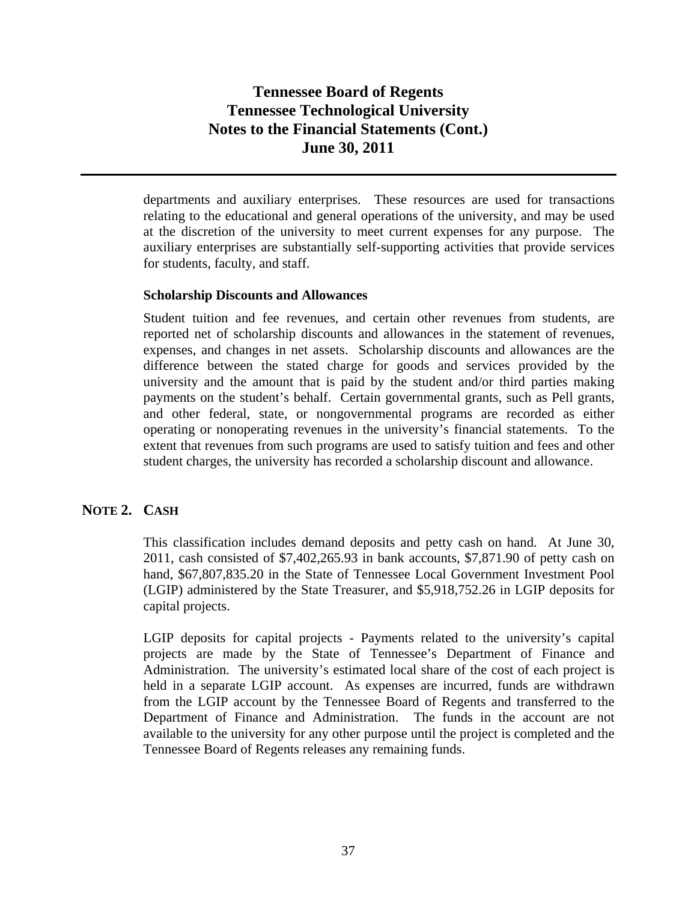departments and auxiliary enterprises. These resources are used for transactions relating to the educational and general operations of the university, and may be used at the discretion of the university to meet current expenses for any purpose. The auxiliary enterprises are substantially self-supporting activities that provide services for students, faculty, and staff.

**Scholarship Discounts and Allowances**

Student tuition and fee revenues, and certain other revenues from students, are reported net of scholarship discounts and allowances in the statement of revenues, expenses, and changes in net assets. Scholarship discounts and allowances are the difference between the stated charge for goods and services provided by the university and the amount that is paid by the student and/or third parties making payments on the student's behalf. Certain governmental grants, such as Pell grants, and other federal, state, or nongovernmental programs are recorded as either operating or nonoperating revenues in the university's financial statements. To the extent that revenues from such programs are used to satisfy tuition and fees and other student charges, the university has recorded a scholarship discount and allowance.

## NOTE 2. CASH

This classification includes demand deposits and petty cash on hand. At June 30, 2011, cash consisted of $7,402,265.93 in bank accounts, $7,871.90 of petty cash on hand, $67,807,835.20 in the State of Tennessee Local Government Investment Pool (LGIP) administered by the State Treasurer, and $5,918,752.26 in LGIP deposits for capital projects.

LGIP deposits for capital projects - Payments related to the university's capital projects are made by the State of Tennessee's Department of Finance and Administration. The university's estimated local share of the cost of each project is held in a separate LGIP account. As expenses are incurred, funds are withdrawn from the LGIP account by the Tennessee Board of Regents and transferred to the Department of Finance and Administration. The funds in the account are not available to the university for any other purpose until the project is completed and the Tennessee Board of Regents releases any remaining funds.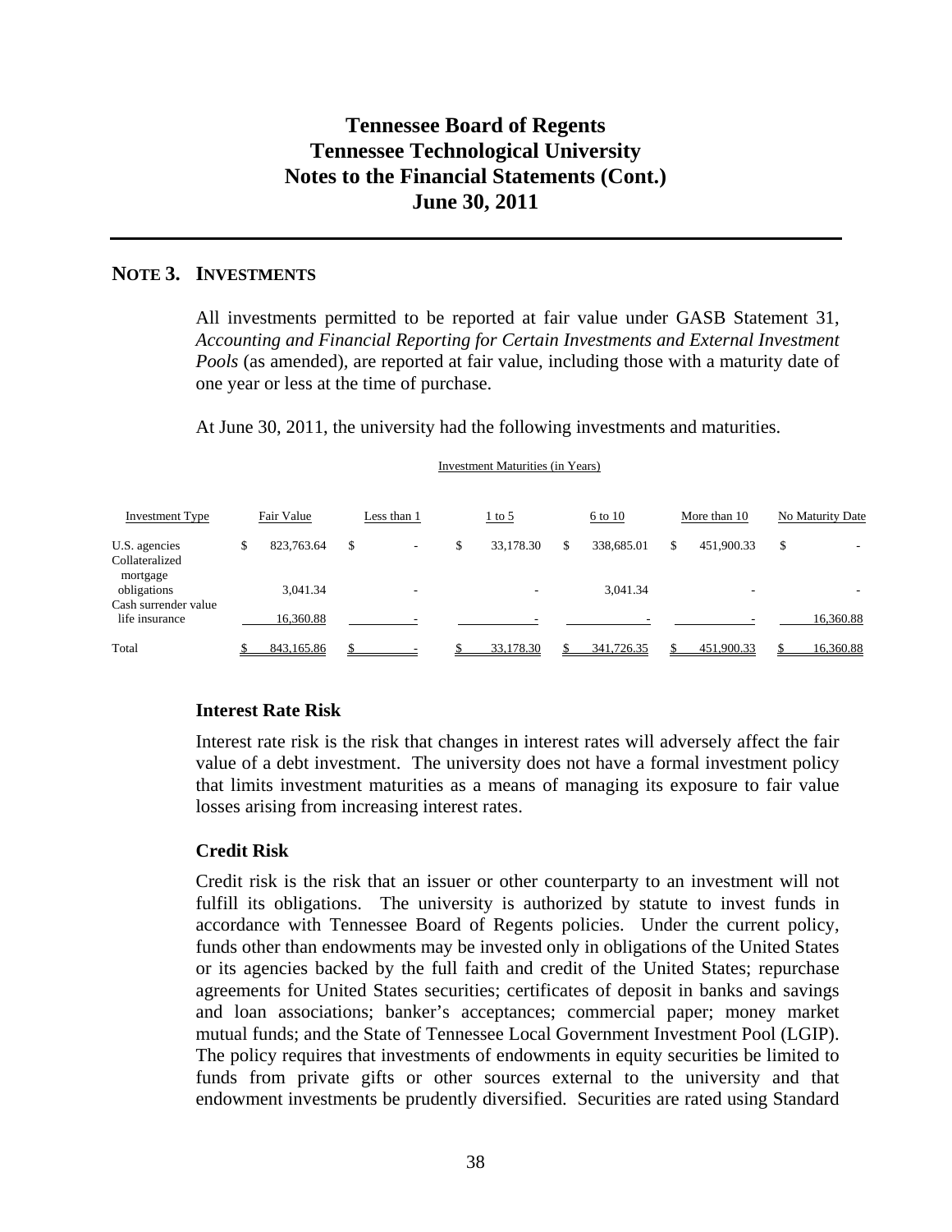# Tennessee Board of Regents
# Tennessee Technological University
# Notes to the Financial Statements (Cont.)
# June 30, 2011

## NOTE 3. INVESTMENTS

All investments permitted to be reported at fair value under GASB Statement 31, *Accounting and Financial Reporting for Certain Investments and External Investment Pools* (as amended), are reported at fair value, including those with a maturity date of one year or less at the time of purchase.

At June 30, 2011, the university had the following investments and maturities.

| | | Investment Maturities (in Years) | | | | |
|---|---|---|---|---|---|---|
| Investment Type | Fair Value | Less than 1 | 1 to 5 | 6 to 10 | More than 10 | No Maturity Date |
| U.S. agencies | $ 823,763.64 | $ - | $ 33,178.30 | $ 338,685.01 | $ 451,900.33 | $ - |
| Collateralized mortgage obligations | 3,041.34 | - | - | 3,041.34 | - | - |
| Cash surrender value life insurance | 16,360.88 | - | - | - | - | 16,360.88 |
| Total | $ 843,165.86 | $ - | $ 33,178.30 | $ 341,726.35 | $ 451,900.33 | $ 16,360.88 |

### Interest Rate Risk

Interest rate risk is the risk that changes in interest rates will adversely affect the fair value of a debt investment. The university does not have a formal investment policy that limits investment maturities as a means of managing its exposure to fair value losses arising from increasing interest rates.

### Credit Risk

Credit risk is the risk that an issuer or other counterparty to an investment will not fulfill its obligations. The university is authorized by statute to invest funds in accordance with Tennessee Board of Regents policies. Under the current policy, funds other than endowments may be invested only in obligations of the United States or its agencies backed by the full faith and credit of the United States; repurchase agreements for United States securities; certificates of deposit in banks and savings and loan associations; banker's acceptances; commercial paper; money market mutual funds; and the State of Tennessee Local Government Investment Pool (LGIP). The policy requires that investments of endowments in equity securities be limited to funds from private gifts or other sources external to the university and that endowment investments be prudently diversified. Securities are rated using Standard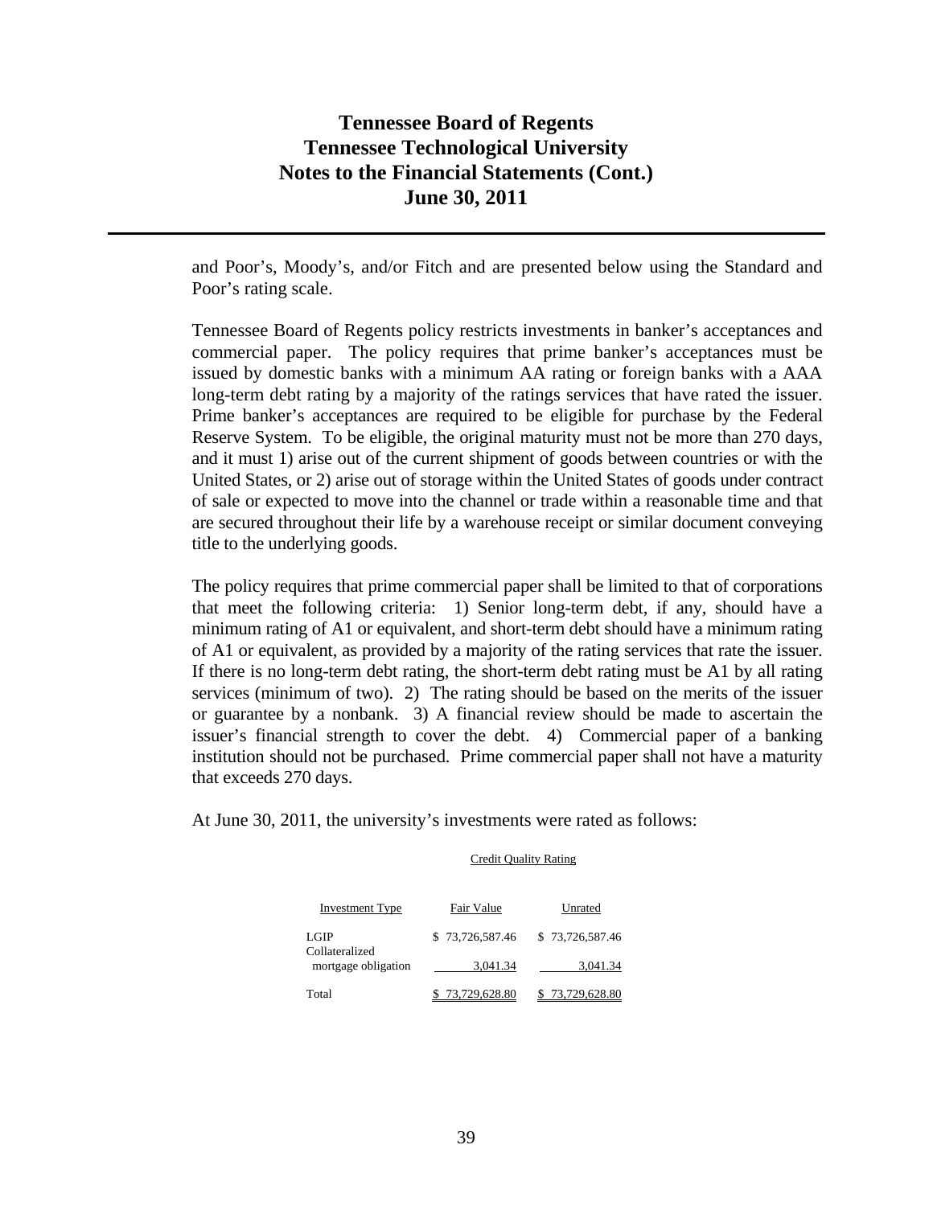and Poor's, Moody's, and/or Fitch and are presented below using the Standard and Poor's rating scale.

Tennessee Board of Regents policy restricts investments in banker's acceptances and commercial paper. The policy requires that prime banker's acceptances must be issued by domestic banks with a minimum AA rating or foreign banks with a AAA long-term debt rating by a majority of the ratings services that have rated the issuer. Prime banker's acceptances are required to be eligible for purchase by the Federal Reserve System. To be eligible, the original maturity must not be more than 270 days, and it must 1) arise out of the current shipment of goods between countries or with the United States, or 2) arise out of storage within the United States of goods under contract of sale or expected to move into the channel or trade within a reasonable time and that are secured throughout their life by a warehouse receipt or similar document conveying title to the underlying goods.

The policy requires that prime commercial paper shall be limited to that of corporations that meet the following criteria: 1) Senior long-term debt, if any, should have a minimum rating of A1 or equivalent, and short-term debt should have a minimum rating of A1 or equivalent, as provided by a majority of the rating services that rate the issuer. If there is no long-term debt rating, the short-term debt rating must be A1 by all rating services (minimum of two). 2) The rating should be based on the merits of the issuer or guarantee by a nonbank. 3) A financial review should be made to ascertain the issuer's financial strength to cover the debt. 4) Commercial paper of a banking institution should not be purchased. Prime commercial paper shall not have a maturity that exceeds 270 days.

At June 30, 2011, the university's investments were rated as follows:

| | | Credit Quality Rating |
|---|---|---|
| Investment Type | Fair Value | Unrated |
| LGIP | $ 73,726,587.46 | $ 73,726,587.46 |
| Collateralized mortgage obligation | 3,041.34 | 3,041.34 |
| Total | $ 73,729,628.80 | $ 73,729,628.80 |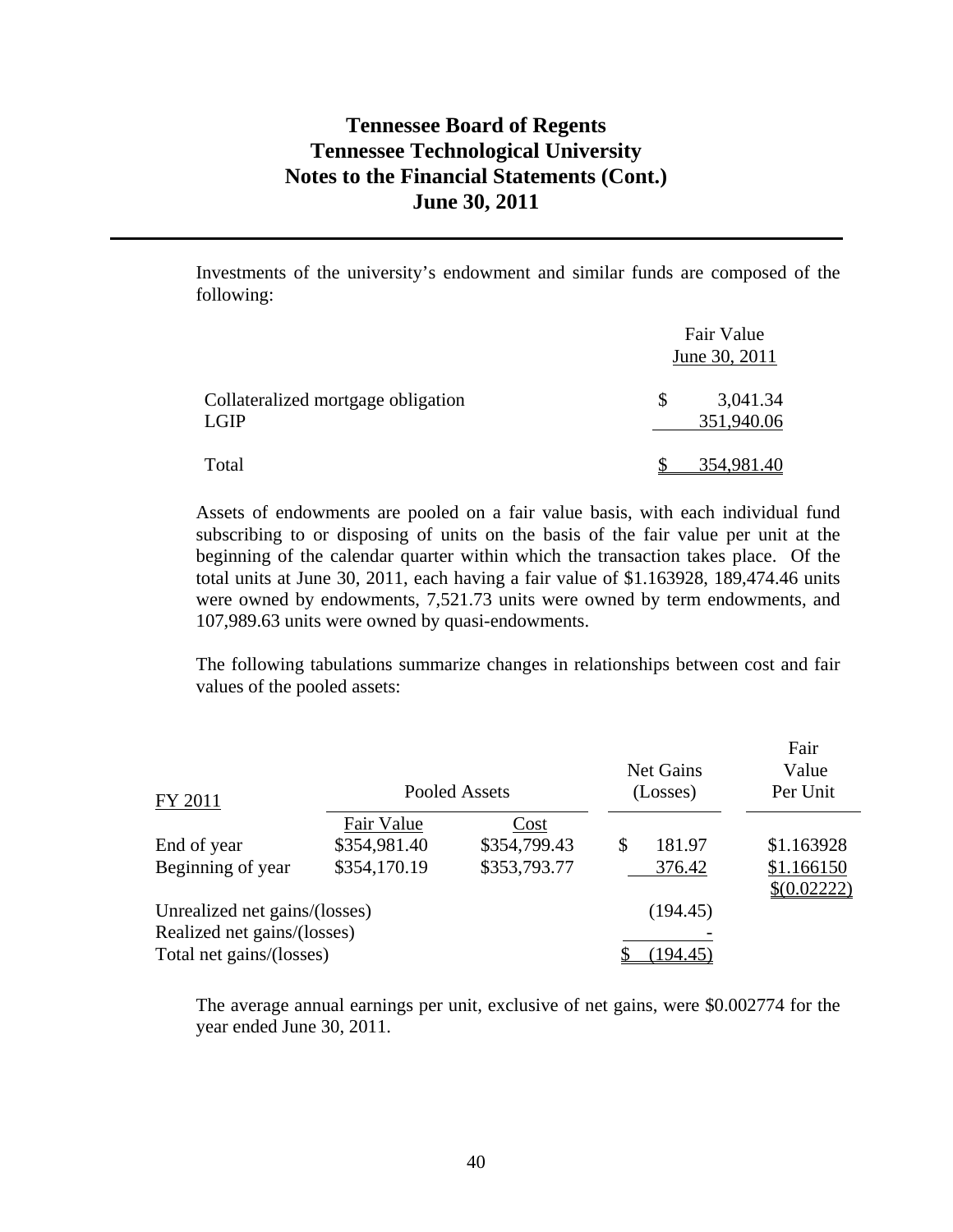# Tennessee Board of Regents
# Tennessee Technological University
# Notes to the Financial Statements (Cont.)
# June 30, 2011

Investments of the university's endowment and similar funds are composed of the following:

| | Fair Value June 30, 2011 |
|---|---|
| Collateralized mortgage obligation | $ 3,041.34 |
| LGIP | 351,940.06 |
| Total | $ 354,981.40 |

Assets of endowments are pooled on a fair value basis, with each individual fund subscribing to or disposing of units on the basis of the fair value per unit at the beginning of the calendar quarter within which the transaction takes place. Of the total units at June 30, 2011, each having a fair value of $1.163928, 189,474.46 units were owned by endowments, 7,521.73 units were owned by term endowments, and 107,989.63 units were owned by quasi-endowments.

The following tabulations summarize changes in relationships between cost and fair values of the pooled assets:

| FY 2011 | Pooled Assets | | Net Gains (Losses) | Fair Value Per Unit |
|---|---|---|---|---|
| | Fair Value | Cost | | |
| End of year | $354,981.40 | $354,799.43 | $ 181.97 | $1.163928 |
| Beginning of year | $354,170.19 | $353,793.77 | 376.42 | $1.166150 |
| | | | | $(0.02222) |
| Unrealized net gains/(losses) | | | (194.45) | |
| Realized net gains/(losses) | | | - | |
| Total net gains/(losses) | | | $ (194.45) | |

The average annual earnings per unit, exclusive of net gains, were $0.002774 for the year ended June 30, 2011.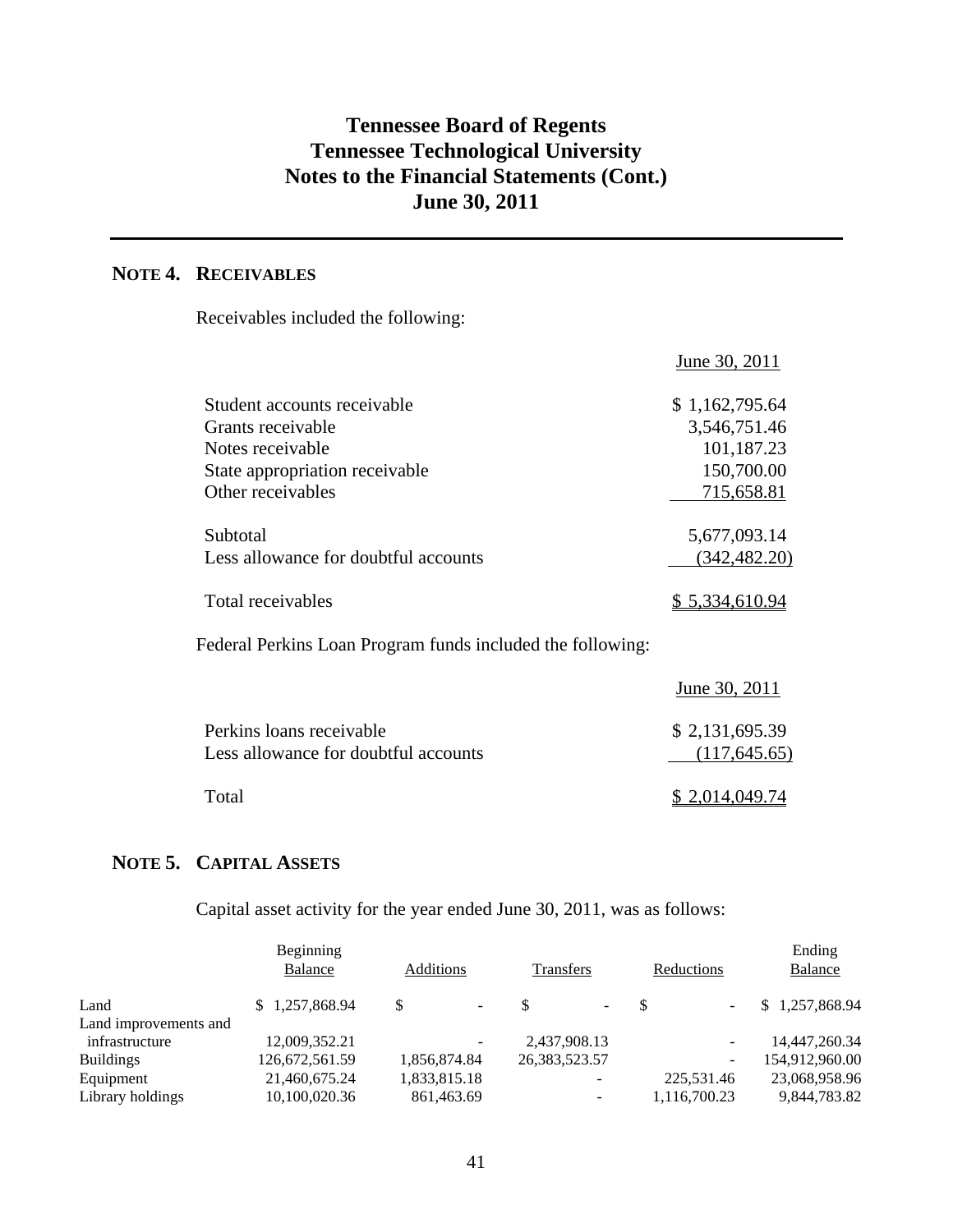# Tennessee Board of Regents
# Tennessee Technological University
# Notes to the Financial Statements (Cont.)
# June 30, 2011

## NOTE 4. RECEIVABLES

Receivables included the following:

| | June 30, 2011 |
|---|---|
| Student accounts receivable | $ 1,162,795.64 |
| Grants receivable | 3,546,751.46 |
| Notes receivable | 101,187.23 |
| State appropriation receivable | 150,700.00 |
| Other receivables | 715,658.81 |
| Subtotal | 5,677,093.14 |
| Less allowance for doubtful accounts | (342,482.20) |
| Total receivables | $ 5,334,610.94 |

Federal Perkins Loan Program funds included the following:

| | June 30, 2011 |
|---|---|
| Perkins loans receivable | $ 2,131,695.39 |
| Less allowance for doubtful accounts | (117,645.65) |
| Total | $ 2,014,049.74 |

## NOTE 5. CAPITAL ASSETS

Capital asset activity for the year ended June 30, 2011, was as follows:

| | Beginning Balance | Additions | Transfers | Reductions | Ending Balance |
|---|---|---|---|---|---|
| Land | $ 1,257,868.94 | $ - | $ - | $ - | $ 1,257,868.94 |
| Land improvements and infrastructure | 12,009,352.21 | - | 2,437,908.13 | - | 14,447,260.34 |
| Buildings | 126,672,561.59 | 1,856,874.84 | 26,383,523.57 | - | 154,912,960.00 |
| Equipment | 21,460,675.24 | 1,833,815.18 | - | 225,531.46 | 23,068,958.96 |
| Library holdings | 10,100,020.36 | 861,463.69 | - | 1,116,700.23 | 9,844,783.82 |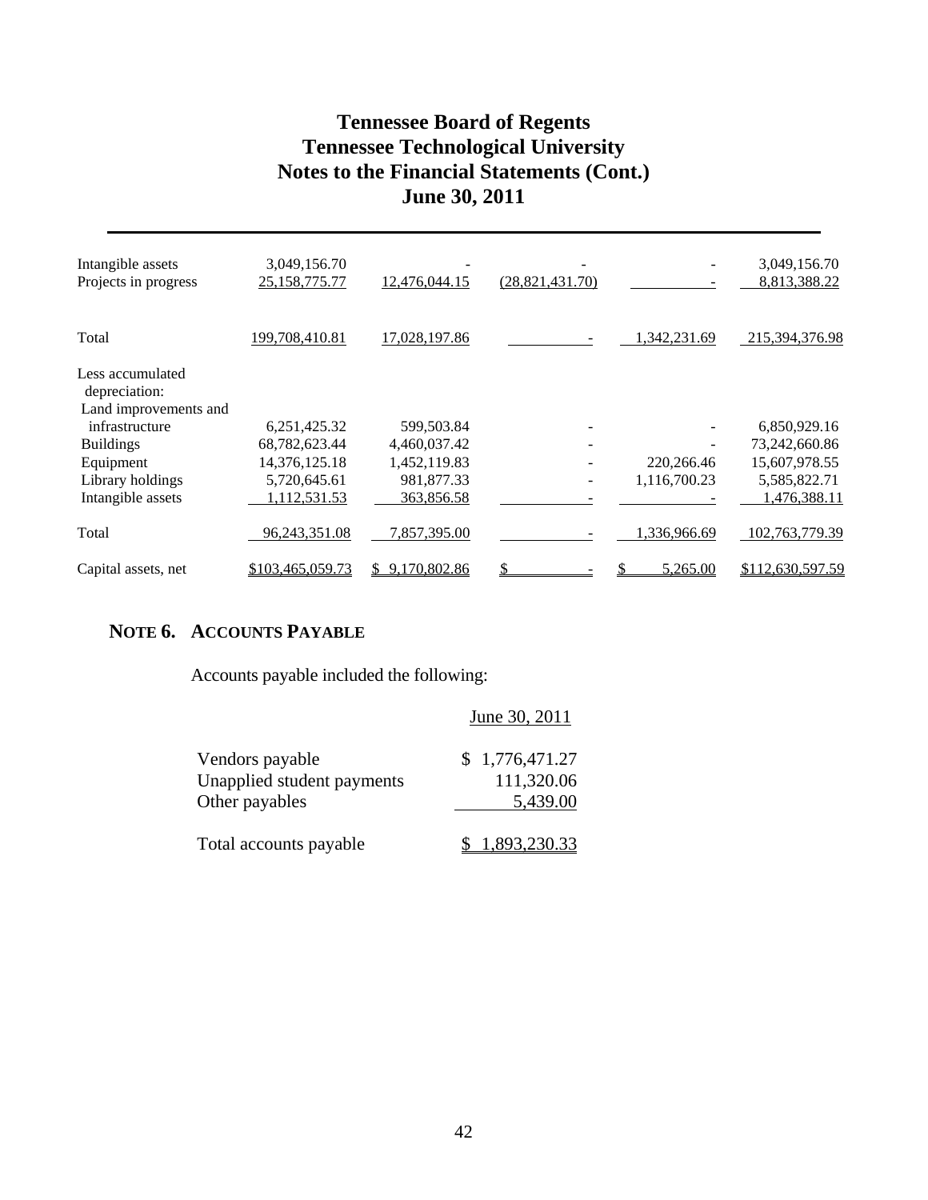| | | | | | |
|---|---|---|---|---|---|
| Intangible assets | 3,049,156.70 | - | - | - | 3,049,156.70 |
| Projects in progress | 25,158,775.77 | 12,476,044.15 | (28,821,431.70) | - | 8,813,388.22 |
| Total | 199,708,410.81 | 17,028,197.86 | - | 1,342,231.69 | 215,394,376.98 |
| Less accumulated depreciation: | | | | | |
| Land improvements and infrastructure | 6,251,425.32 | 599,503.84 | - | - | 6,850,929.16 |
| Buildings | 68,782,623.44 | 4,460,037.42 | - | - | 73,242,660.86 |
| Equipment | 14,376,125.18 | 1,452,119.83 | - | 220,266.46 | 15,607,978.55 |
| Library holdings | 5,720,645.61 | 981,877.33 | - | 1,116,700.23 | 5,585,822.71 |
| Intangible assets | 1,112,531.53 | 363,856.58 | - | - | 1,476,388.11 |
| Total | 96,243,351.08 | 7,857,395.00 | - | 1,336,966.69 | 102,763,779.39 |
| Capital assets, net | $103,465,059.73 | $ 9,170,802.86 | $ - | $ 5,265.00 | $112,630,597.59 |

## NOTE 6. ACCOUNTS PAYABLE

Accounts payable included the following:

| | June 30, 2011 |
|---|---|
| Vendors payable | $ 1,776,471.27 |
| Unapplied student payments | 111,320.06 |
| Other payables | 5,439.00 |
| Total accounts payable | $ 1,893,230.33 |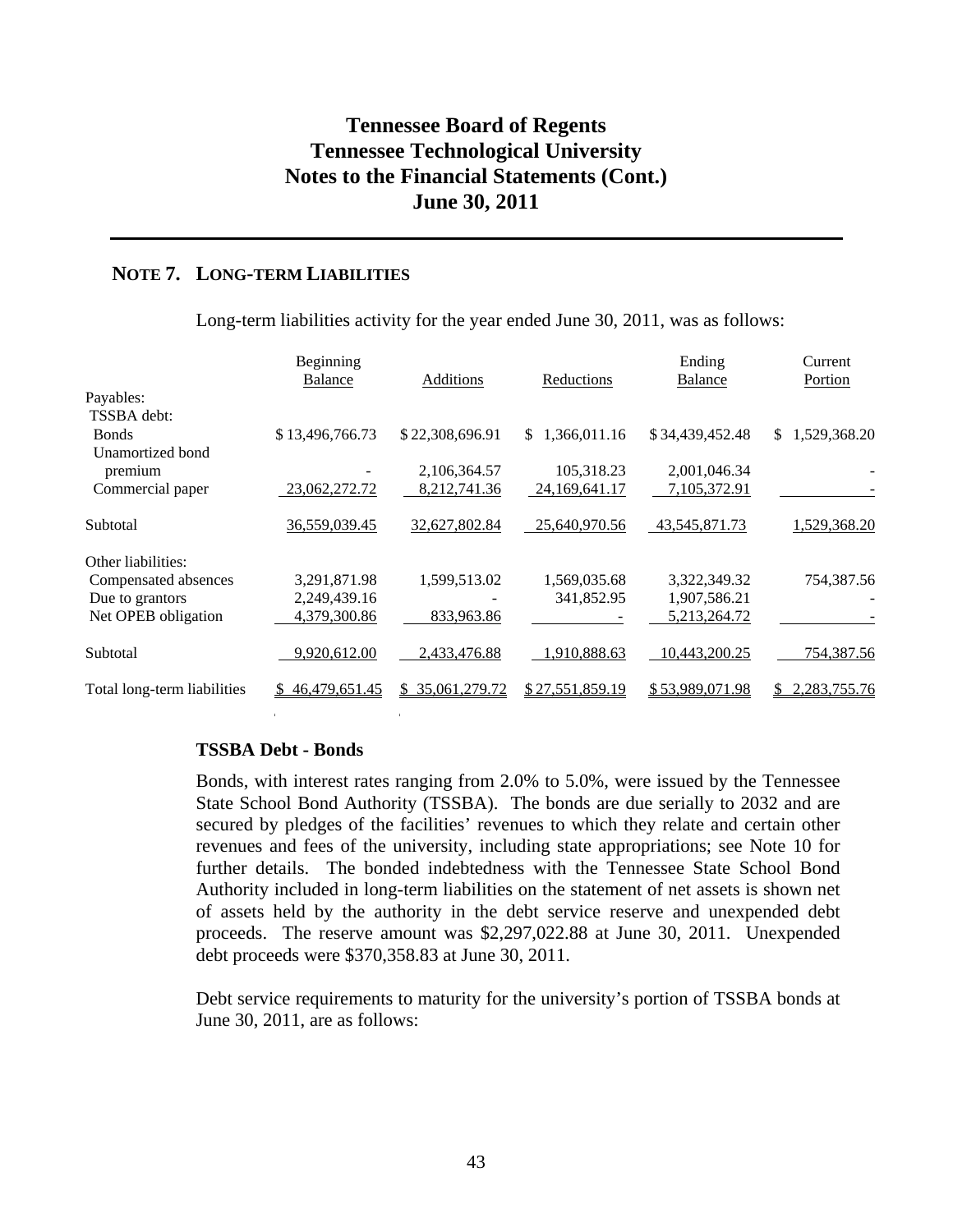# Tennessee Board of Regents
# Tennessee Technological University
# Notes to the Financial Statements (Cont.)
# June 30, 2011

## NOTE 7. LONG-TERM LIABILITIES

Long-term liabilities activity for the year ended June 30, 2011, was as follows:

| | Beginning Balance | Additions | Reductions | Ending Balance | Current Portion |
|---|---|---|---|---|---|
| Payables: | | | | | |
| TSSBA debt: | | | | | |
| Bonds | $ 13,496,766.73 | $ 22,308,696.91 | $ 1,366,011.16 | $ 34,439,452.48 | $ 1,529,368.20 |
| Unamortized bond premium | - | 2,106,364.57 | 105,318.23 | 2,001,046.34 | - |
| Commercial paper | 23,062,272.72 | 8,212,741.36 | 24,169,641.17 | 7,105,372.91 | - |
| Subtotal | 36,559,039.45 | 32,627,802.84 | 25,640,970.56 | 43,545,871.73 | 1,529,368.20 |
| Other liabilities: | | | | | |
| Compensated absences | 3,291,871.98 | 1,599,513.02 | 1,569,035.68 | 3,322,349.32 | 754,387.56 |
| Due to grantors | 2,249,439.16 | - | 341,852.95 | 1,907,586.21 | - |
| Net OPEB obligation | 4,379,300.86 | 833,963.86 | - | 5,213,264.72 | - |
| Subtotal | 9,920,612.00 | 2,433,476.88 | 1,910,888.63 | 10,443,200.25 | 754,387.56 |
| Total long-term liabilities | $ 46,479,651.45 | $ 35,061,279.72 | $ 27,551,859.19 | $ 53,989,071.98 | $ 2,283,755.76 |

### TSSBA Debt - Bonds

Bonds, with interest rates ranging from 2.0% to 5.0%, were issued by the Tennessee State School Bond Authority (TSSBA). The bonds are due serially to 2032 and are secured by pledges of the facilities' revenues to which they relate and certain other revenues and fees of the university, including state appropriations; see Note 10 for further details. The bonded indebtedness with the Tennessee State School Bond Authority included in long-term liabilities on the statement of net assets is shown net of assets held by the authority in the debt service reserve and unexpended debt proceeds. The reserve amount was $2,297,022.88 at June 30, 2011. Unexpended debt proceeds were $370,358.83 at June 30, 2011.

Debt service requirements to maturity for the university's portion of TSSBA bonds at June 30, 2011, are as follows: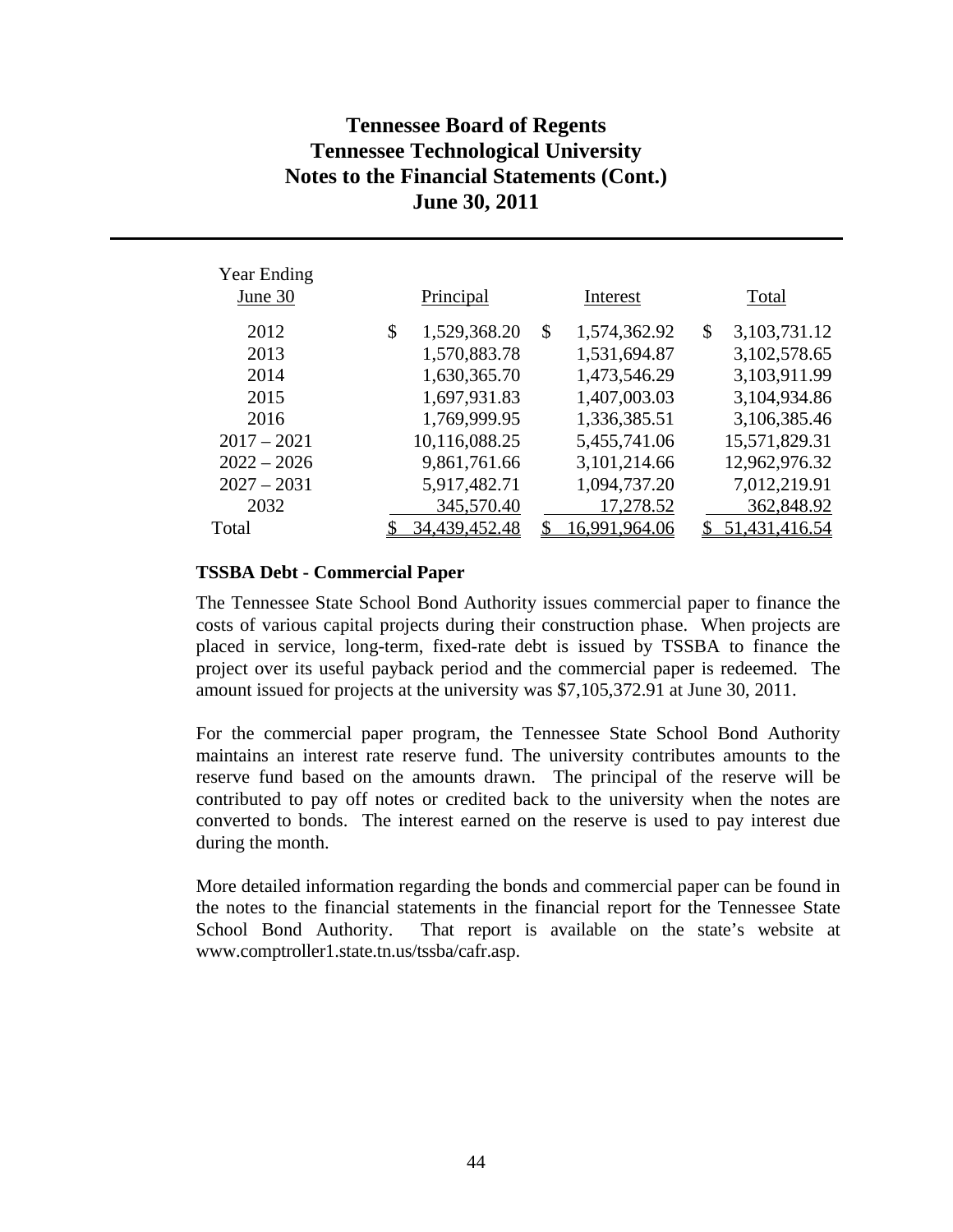# Tennessee Board of Regents
# Tennessee Technological University
# Notes to the Financial Statements (Cont.)
# June 30, 2011

| Year Ending June 30 | Principal | Interest | Total |
|---|---|---|---|
| 2012 | $ 1,529,368.20 | $ 1,574,362.92 | $ 3,103,731.12 |
| 2013 | 1,570,883.78 | 1,531,694.87 | 3,102,578.65 |
| 2014 | 1,630,365.70 | 1,473,546.29 | 3,103,911.99 |
| 2015 | 1,697,931.83 | 1,407,003.03 | 3,104,934.86 |
| 2016 | 1,769,999.95 | 1,336,385.51 | 3,106,385.46 |
| 2017 – 2021 | 10,116,088.25 | 5,455,741.06 | 15,571,829.31 |
| 2022 – 2026 | 9,861,761.66 | 3,101,214.66 | 12,962,976.32 |
| 2027 – 2031 | 5,917,482.71 | 1,094,737.20 | 7,012,219.91 |
| 2032 | 345,570.40 | 17,278.52 | 362,848.92 |
| Total | $ 34,439,452.48 | $ 16,991,964.06 | $ 51,431,416.54 |

**TSSBA Debt - Commercial Paper**

The Tennessee State School Bond Authority issues commercial paper to finance the costs of various capital projects during their construction phase. When projects are placed in service, long-term, fixed-rate debt is issued by TSSBA to finance the project over its useful payback period and the commercial paper is redeemed. The amount issued for projects at the university was $7,105,372.91 at June 30, 2011.

For the commercial paper program, the Tennessee State School Bond Authority maintains an interest rate reserve fund. The university contributes amounts to the reserve fund based on the amounts drawn. The principal of the reserve will be contributed to pay off notes or credited back to the university when the notes are converted to bonds. The interest earned on the reserve is used to pay interest due during the month.

More detailed information regarding the bonds and commercial paper can be found in the notes to the financial statements in the financial report for the Tennessee State School Bond Authority. That report is available on the state's website at www.comptroller1.state.tn.us/tssba/cafr.asp.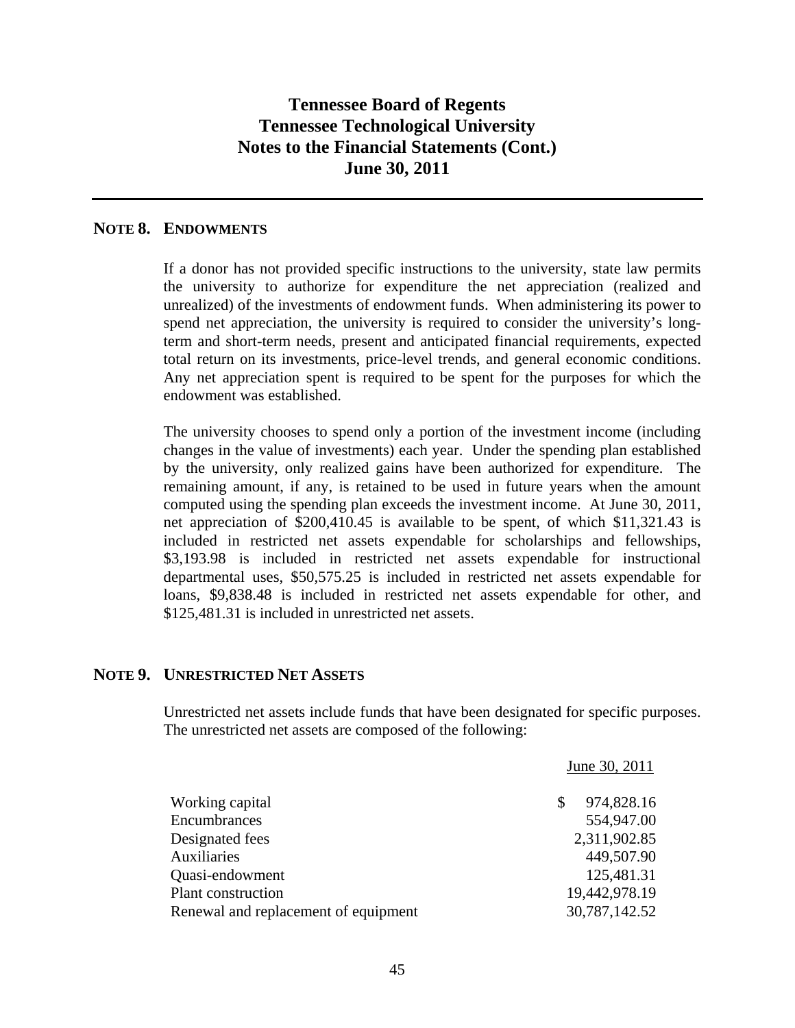# Tennessee Board of Regents
# Tennessee Technological University
# Notes to the Financial Statements (Cont.)
# June 30, 2011

## NOTE 8. ENDOWMENTS

If a donor has not provided specific instructions to the university, state law permits the university to authorize for expenditure the net appreciation (realized and unrealized) of the investments of endowment funds. When administering its power to spend net appreciation, the university is required to consider the university's long-term and short-term needs, present and anticipated financial requirements, expected total return on its investments, price-level trends, and general economic conditions. Any net appreciation spent is required to be spent for the purposes for which the endowment was established.

The university chooses to spend only a portion of the investment income (including changes in the value of investments) each year. Under the spending plan established by the university, only realized gains have been authorized for expenditure. The remaining amount, if any, is retained to be used in future years when the amount computed using the spending plan exceeds the investment income. At June 30, 2011, net appreciation of $200,410.45 is available to be spent, of which $11,321.43 is included in restricted net assets expendable for scholarships and fellowships, $3,193.98 is included in restricted net assets expendable for instructional departmental uses, $50,575.25 is included in restricted net assets expendable for loans, $9,838.48 is included in restricted net assets expendable for other, and $125,481.31 is included in unrestricted net assets.

## NOTE 9. UNRESTRICTED NET ASSETS

Unrestricted net assets include funds that have been designated for specific purposes. The unrestricted net assets are composed of the following:

| | June 30, 2011 |
|---|---|
| Working capital | $ 974,828.16 |
| Encumbrances | 554,947.00 |
| Designated fees | 2,311,902.85 |
| Auxiliaries | 449,507.90 |
| Quasi-endowment | 125,481.31 |
| Plant construction | 19,442,978.19 |
| Renewal and replacement of equipment | 30,787,142.52 |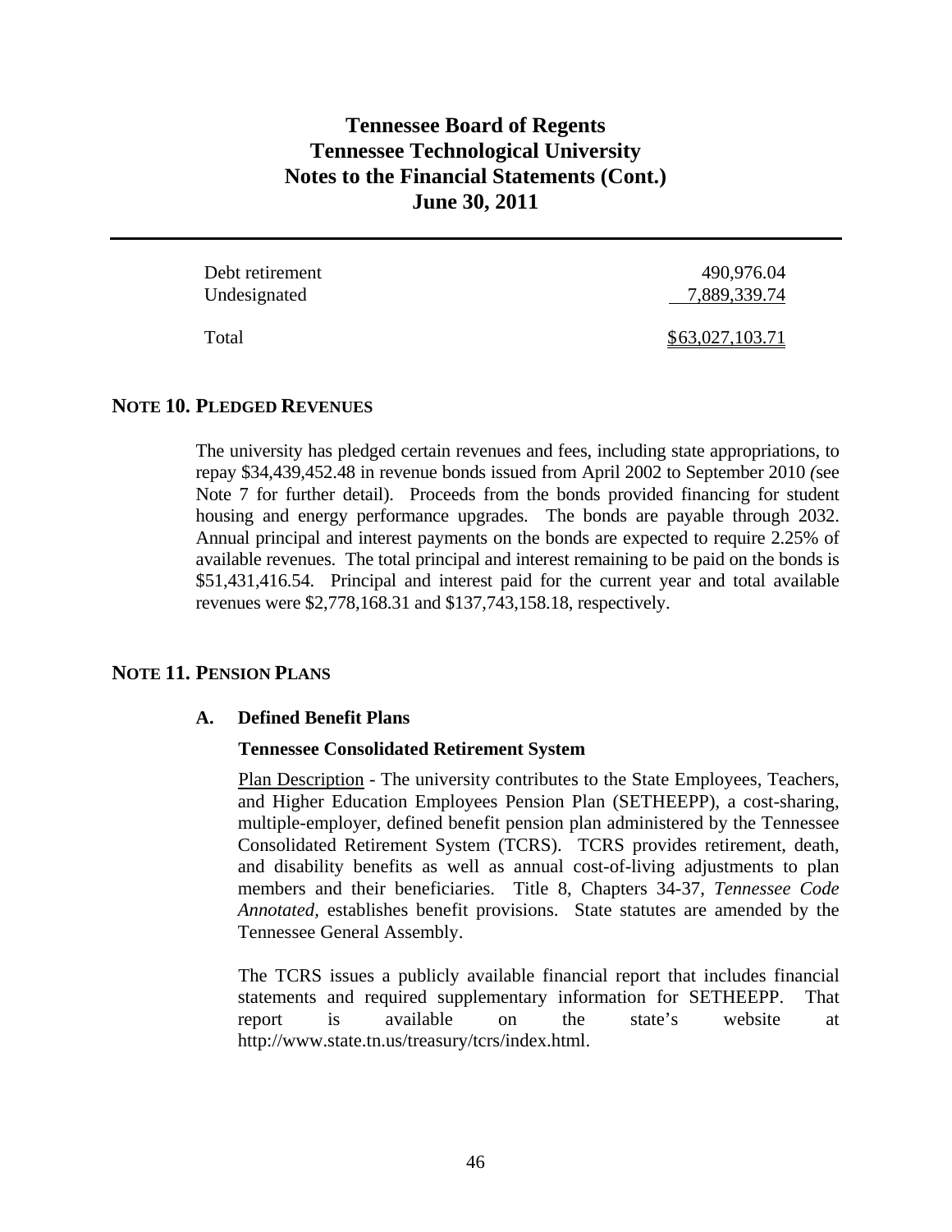| | |
|---|---|
| Debt retirement | 490,976.04 |
| Undesignated | 7,889,339.74 |
| Total | $63,027,103.71 |

## NOTE 10. PLEDGED REVENUES

The university has pledged certain revenues and fees, including state appropriations, to repay $34,439,452.48 in revenue bonds issued from April 2002 to September 2010 (see Note 7 for further detail). Proceeds from the bonds provided financing for student housing and energy performance upgrades. The bonds are payable through 2032. Annual principal and interest payments on the bonds are expected to require 2.25% of available revenues. The total principal and interest remaining to be paid on the bonds is $51,431,416.54. Principal and interest paid for the current year and total available revenues were $2,778,168.31 and $137,743,158.18, respectively.

## NOTE 11. PENSION PLANS

### A. Defined Benefit Plans

**Tennessee Consolidated Retirement System**

Plan Description - The university contributes to the State Employees, Teachers, and Higher Education Employees Pension Plan (SETHEEPP), a cost-sharing, multiple-employer, defined benefit pension plan administered by the Tennessee Consolidated Retirement System (TCRS). TCRS provides retirement, death, and disability benefits as well as annual cost-of-living adjustments to plan members and their beneficiaries. Title 8, Chapters 34-37, *Tennessee Code Annotated*, establishes benefit provisions. State statutes are amended by the Tennessee General Assembly.

The TCRS issues a publicly available financial report that includes financial statements and required supplementary information for SETHEEPP. That report is available on the state's website at http://www.state.tn.us/treasury/tcrs/index.html.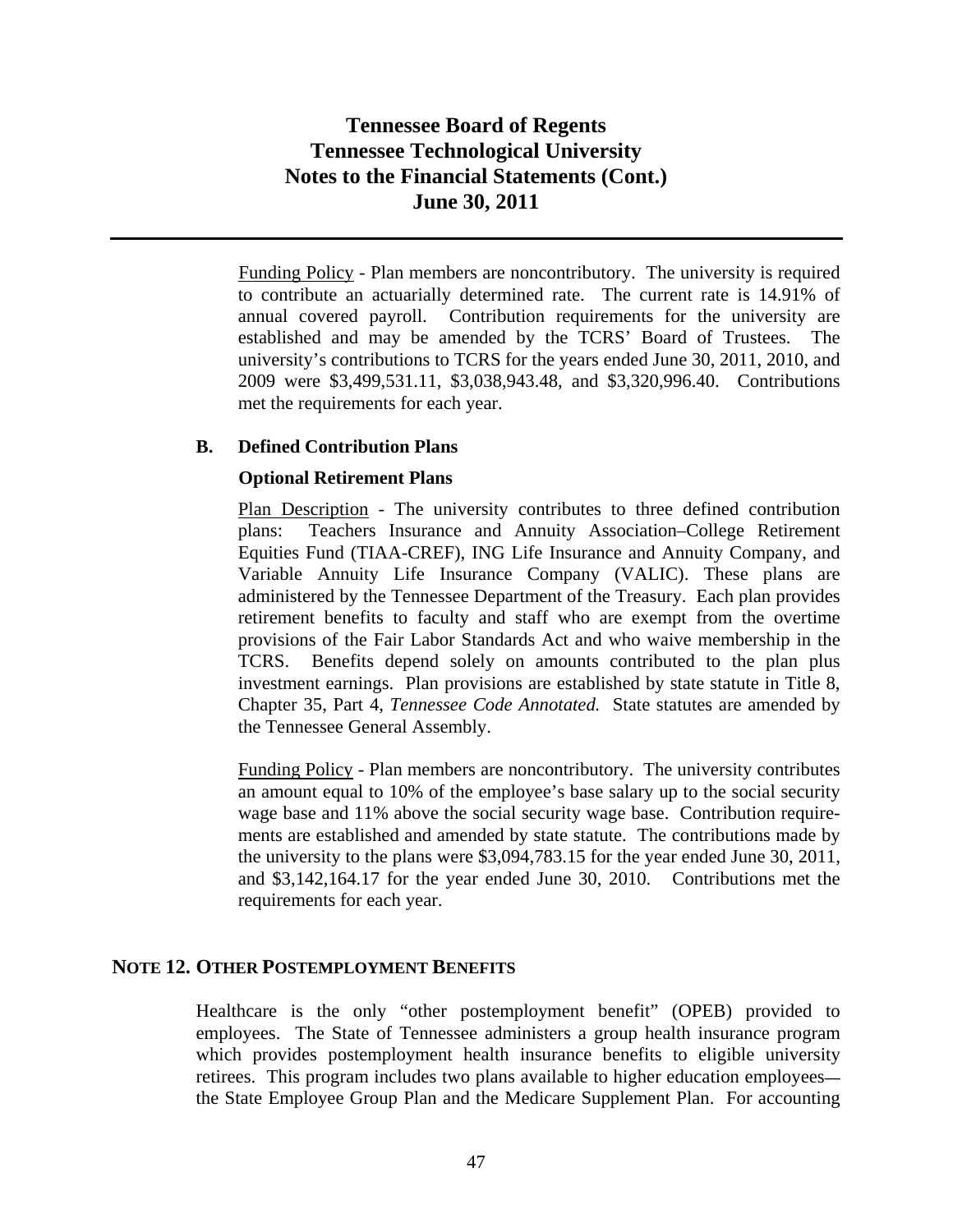Funding Policy - Plan members are noncontributory. The university is required to contribute an actuarially determined rate. The current rate is 14.91% of annual covered payroll. Contribution requirements for the university are established and may be amended by the TCRS' Board of Trustees. The university's contributions to TCRS for the years ended June 30, 2011, 2010, and 2009 were $3,499,531.11, $3,038,943.48, and $3,320,996.40. Contributions met the requirements for each year.

### B. Defined Contribution Plans

**Optional Retirement Plans**

Plan Description - The university contributes to three defined contribution plans: Teachers Insurance and Annuity Association–College Retirement Equities Fund (TIAA-CREF), ING Life Insurance and Annuity Company, and Variable Annuity Life Insurance Company (VALIC). These plans are administered by the Tennessee Department of the Treasury. Each plan provides retirement benefits to faculty and staff who are exempt from the overtime provisions of the Fair Labor Standards Act and who waive membership in the TCRS. Benefits depend solely on amounts contributed to the plan plus investment earnings. Plan provisions are established by state statute in Title 8, Chapter 35, Part 4, *Tennessee Code Annotated.* State statutes are amended by the Tennessee General Assembly.

Funding Policy - Plan members are noncontributory. The university contributes an amount equal to 10% of the employee's base salary up to the social security wage base and 11% above the social security wage base. Contribution requirements are established and amended by state statute. The contributions made by the university to the plans were $3,094,783.15 for the year ended June 30, 2011, and $3,142,164.17 for the year ended June 30, 2010. Contributions met the requirements for each year.

## NOTE 12. OTHER POSTEMPLOYMENT BENEFITS

Healthcare is the only "other postemployment benefit" (OPEB) provided to employees. The State of Tennessee administers a group health insurance program which provides postemployment health insurance benefits to eligible university retirees. This program includes two plans available to higher education employees—the State Employee Group Plan and the Medicare Supplement Plan. For accounting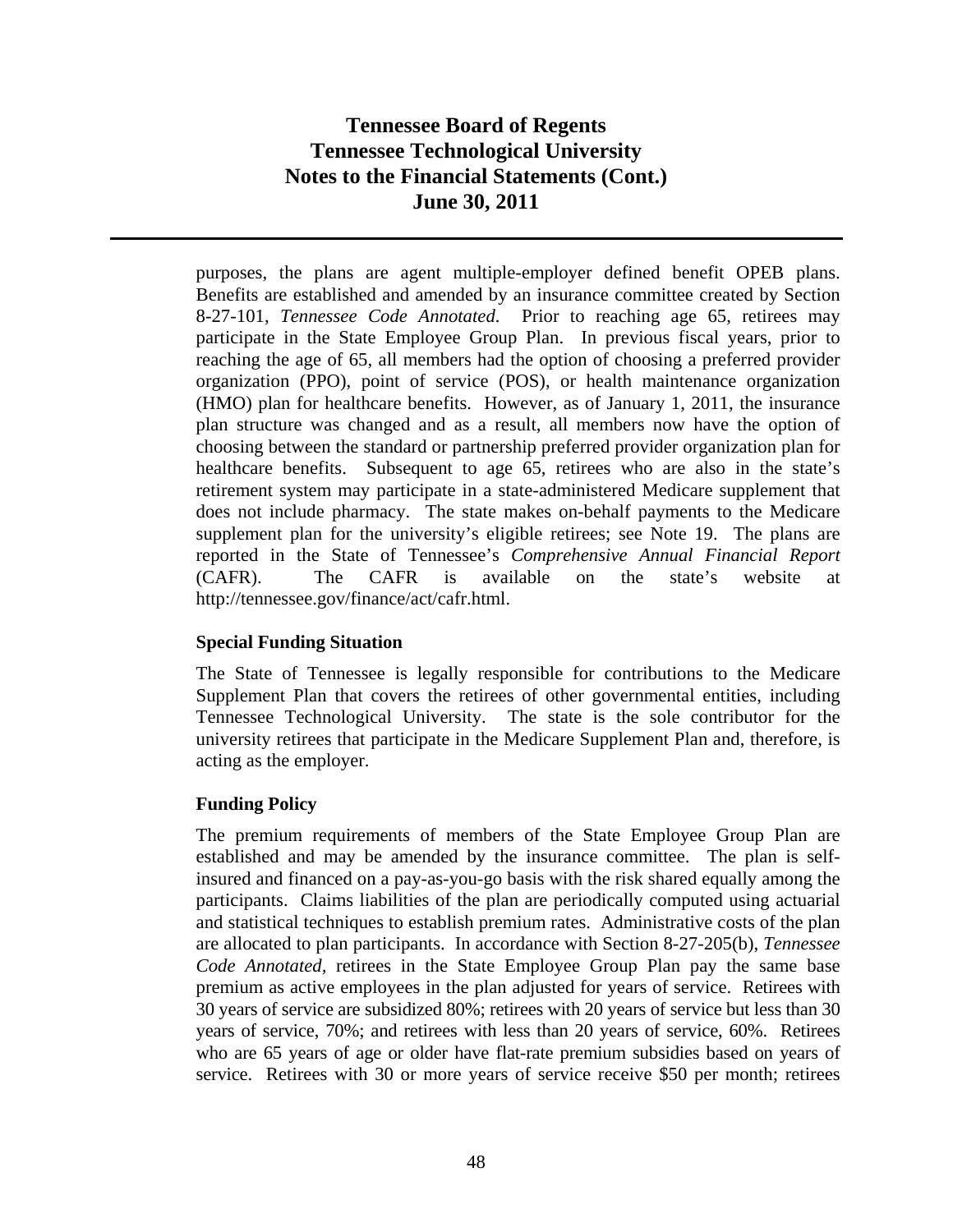purposes, the plans are agent multiple-employer defined benefit OPEB plans. Benefits are established and amended by an insurance committee created by Section 8-27-101, *Tennessee Code Annotated*. Prior to reaching age 65, retirees may participate in the State Employee Group Plan. In previous fiscal years, prior to reaching the age of 65, all members had the option of choosing a preferred provider organization (PPO), point of service (POS), or health maintenance organization (HMO) plan for healthcare benefits. However, as of January 1, 2011, the insurance plan structure was changed and as a result, all members now have the option of choosing between the standard or partnership preferred provider organization plan for healthcare benefits. Subsequent to age 65, retirees who are also in the state's retirement system may participate in a state-administered Medicare supplement that does not include pharmacy. The state makes on-behalf payments to the Medicare supplement plan for the university's eligible retirees; see Note 19. The plans are reported in the State of Tennessee's *Comprehensive Annual Financial Report* (CAFR). The CAFR is available on the state's website at http://tennessee.gov/finance/act/cafr.html.

**Special Funding Situation**

The State of Tennessee is legally responsible for contributions to the Medicare Supplement Plan that covers the retirees of other governmental entities, including Tennessee Technological University. The state is the sole contributor for the university retirees that participate in the Medicare Supplement Plan and, therefore, is acting as the employer.

**Funding Policy**

The premium requirements of members of the State Employee Group Plan are established and may be amended by the insurance committee. The plan is self-insured and financed on a pay-as-you-go basis with the risk shared equally among the participants. Claims liabilities of the plan are periodically computed using actuarial and statistical techniques to establish premium rates. Administrative costs of the plan are allocated to plan participants. In accordance with Section 8-27-205(b), *Tennessee Code Annotated*, retirees in the State Employee Group Plan pay the same base premium as active employees in the plan adjusted for years of service. Retirees with 30 years of service are subsidized 80%; retirees with 20 years of service but less than 30 years of service, 70%; and retirees with less than 20 years of service, 60%. Retirees who are 65 years of age or older have flat-rate premium subsidies based on years of service. Retirees with 30 or more years of service receive \$50 per month; retirees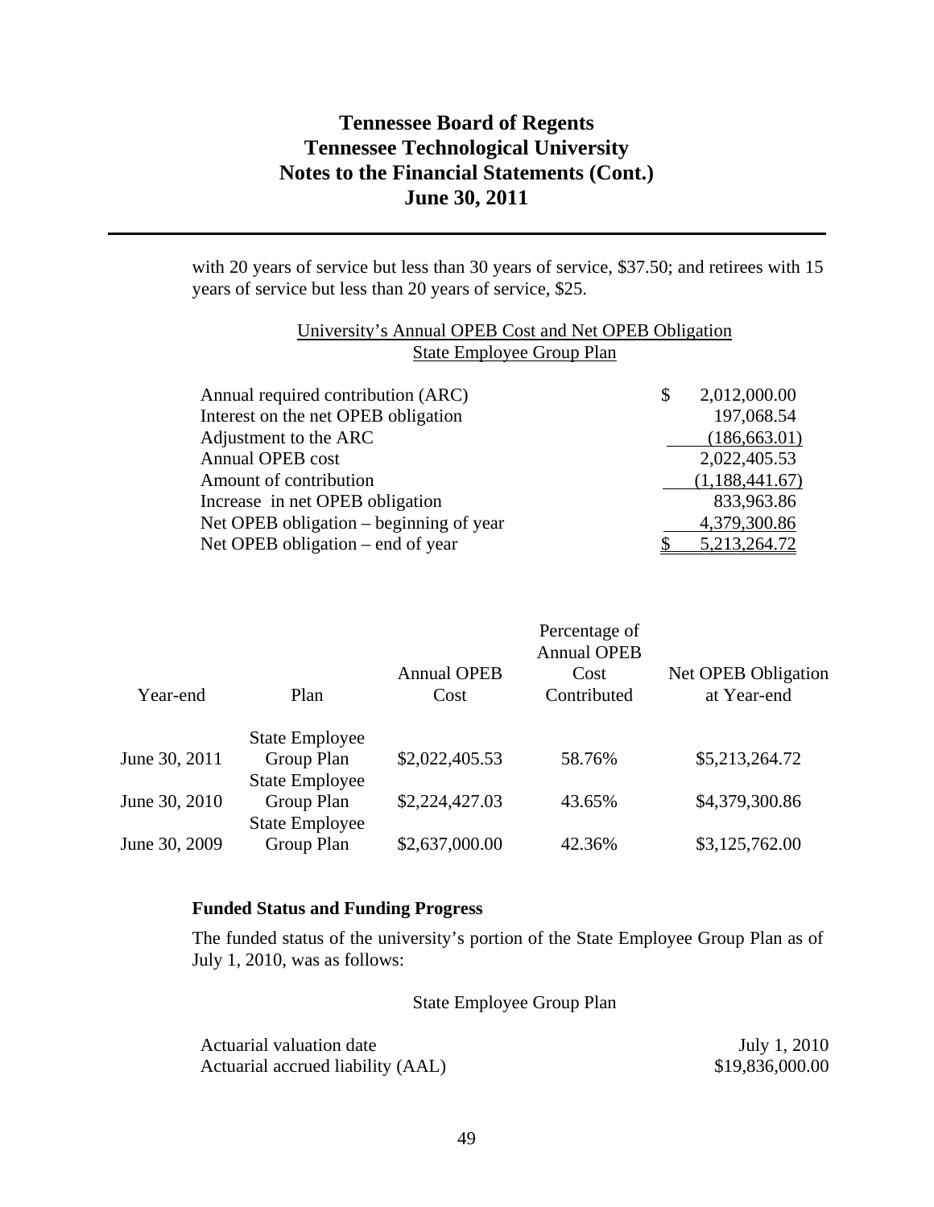with 20 years of service but less than 30 years of service, $37.50; and retirees with 15 years of service but less than 20 years of service, $25.

University's Annual OPEB Cost and Net OPEB Obligation
State Employee Group Plan

| | |
|---|---|
| Annual required contribution (ARC) | $ 2,012,000.00 |
| Interest on the net OPEB obligation | 197,068.54 |
| Adjustment to the ARC | (186,663.01) |
| Annual OPEB cost | 2,022,405.53 |
| Amount of contribution | (1,188,441.67) |
| Increase in net OPEB obligation | 833,963.86 |
| Net OPEB obligation – beginning of year | 4,379,300.86 |
| Net OPEB obligation – end of year | $ 5,213,264.72 |

| Year-end | Plan | Annual OPEB Cost | Percentage of Annual OPEB Cost Contributed | Net OPEB Obligation at Year-end |
|---|---|---|---|---|
| June 30, 2011 | State Employee Group Plan | $2,022,405.53 | 58.76% | $5,213,264.72 |
| June 30, 2010 | State Employee Group Plan | $2,224,427.03 | 43.65% | $4,379,300.86 |
| June 30, 2009 | State Employee Group Plan | $2,637,000.00 | 42.36% | $3,125,762.00 |

**Funded Status and Funding Progress**

The funded status of the university's portion of the State Employee Group Plan as of July 1, 2010, was as follows:

State Employee Group Plan

| | |
|---|---|
| Actuarial valuation date | July 1, 2010 |
| Actuarial accrued liability (AAL) | $19,836,000.00 |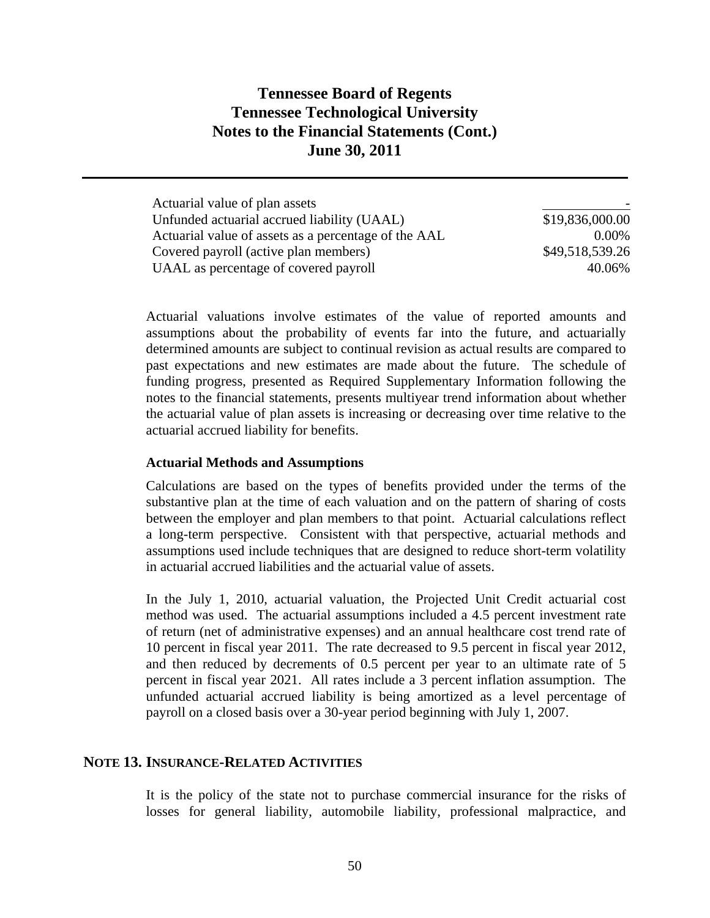| | |
|---|---|
| Actuarial value of plan assets | - |
| Unfunded actuarial accrued liability (UAAL) | $19,836,000.00 |
| Actuarial value of assets as a percentage of the AAL | 0.00% |
| Covered payroll (active plan members) | $49,518,539.26 |
| UAAL as percentage of covered payroll | 40.06% |

Actuarial valuations involve estimates of the value of reported amounts and assumptions about the probability of events far into the future, and actuarially determined amounts are subject to continual revision as actual results are compared to past expectations and new estimates are made about the future. The schedule of funding progress, presented as Required Supplementary Information following the notes to the financial statements, presents multiyear trend information about whether the actuarial value of plan assets is increasing or decreasing over time relative to the actuarial accrued liability for benefits.

**Actuarial Methods and Assumptions**

Calculations are based on the types of benefits provided under the terms of the substantive plan at the time of each valuation and on the pattern of sharing of costs between the employer and plan members to that point. Actuarial calculations reflect a long-term perspective. Consistent with that perspective, actuarial methods and assumptions used include techniques that are designed to reduce short-term volatility in actuarial accrued liabilities and the actuarial value of assets.

In the July 1, 2010, actuarial valuation, the Projected Unit Credit actuarial cost method was used. The actuarial assumptions included a 4.5 percent investment rate of return (net of administrative expenses) and an annual healthcare cost trend rate of 10 percent in fiscal year 2011. The rate decreased to 9.5 percent in fiscal year 2012, and then reduced by decrements of 0.5 percent per year to an ultimate rate of 5 percent in fiscal year 2021. All rates include a 3 percent inflation assumption. The unfunded actuarial accrued liability is being amortized as a level percentage of payroll on a closed basis over a 30-year period beginning with July 1, 2007.

## NOTE 13. INSURANCE-RELATED ACTIVITIES

It is the policy of the state not to purchase commercial insurance for the risks of losses for general liability, automobile liability, professional malpractice, and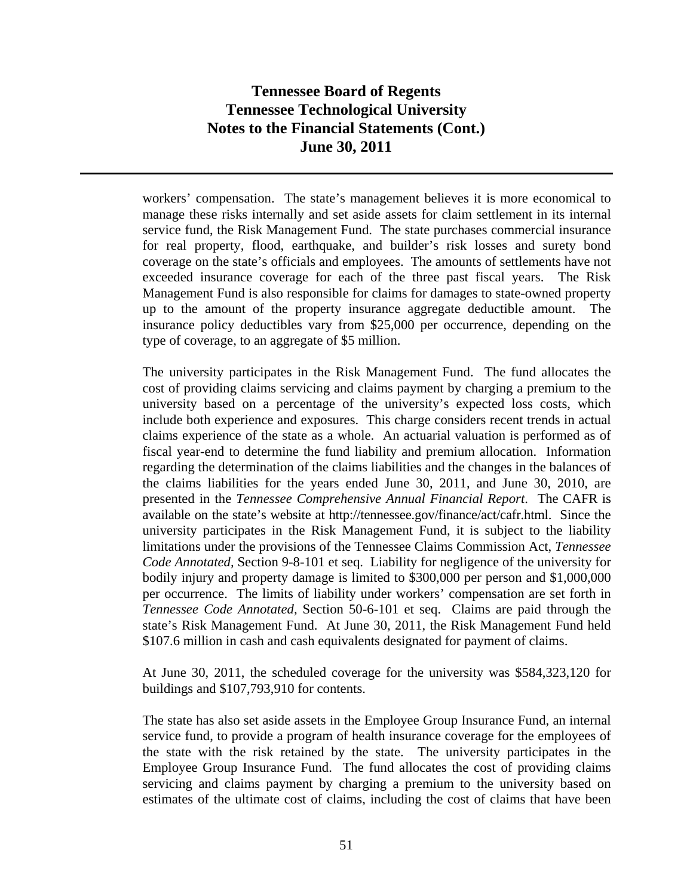workers' compensation. The state's management believes it is more economical to manage these risks internally and set aside assets for claim settlement in its internal service fund, the Risk Management Fund. The state purchases commercial insurance for real property, flood, earthquake, and builder's risk losses and surety bond coverage on the state's officials and employees. The amounts of settlements have not exceeded insurance coverage for each of the three past fiscal years. The Risk Management Fund is also responsible for claims for damages to state-owned property up to the amount of the property insurance aggregate deductible amount. The insurance policy deductibles vary from $25,000 per occurrence, depending on the type of coverage, to an aggregate of $5 million.

The university participates in the Risk Management Fund. The fund allocates the cost of providing claims servicing and claims payment by charging a premium to the university based on a percentage of the university's expected loss costs, which include both experience and exposures. This charge considers recent trends in actual claims experience of the state as a whole. An actuarial valuation is performed as of fiscal year-end to determine the fund liability and premium allocation. Information regarding the determination of the claims liabilities and the changes in the balances of the claims liabilities for the years ended June 30, 2011, and June 30, 2010, are presented in the *Tennessee Comprehensive Annual Financial Report*. The CAFR is available on the state's website at http://tennessee.gov/finance/act/cafr.html. Since the university participates in the Risk Management Fund, it is subject to the liability limitations under the provisions of the Tennessee Claims Commission Act, *Tennessee Code Annotated,* Section 9-8-101 et seq. Liability for negligence of the university for bodily injury and property damage is limited to $300,000 per person and $1,000,000 per occurrence. The limits of liability under workers' compensation are set forth in *Tennessee Code Annotated,* Section 50-6-101 et seq. Claims are paid through the state's Risk Management Fund. At June 30, 2011, the Risk Management Fund held $107.6 million in cash and cash equivalents designated for payment of claims.

At June 30, 2011, the scheduled coverage for the university was $584,323,120 for buildings and $107,793,910 for contents.

The state has also set aside assets in the Employee Group Insurance Fund, an internal service fund, to provide a program of health insurance coverage for the employees of the state with the risk retained by the state. The university participates in the Employee Group Insurance Fund. The fund allocates the cost of providing claims servicing and claims payment by charging a premium to the university based on estimates of the ultimate cost of claims, including the cost of claims that have been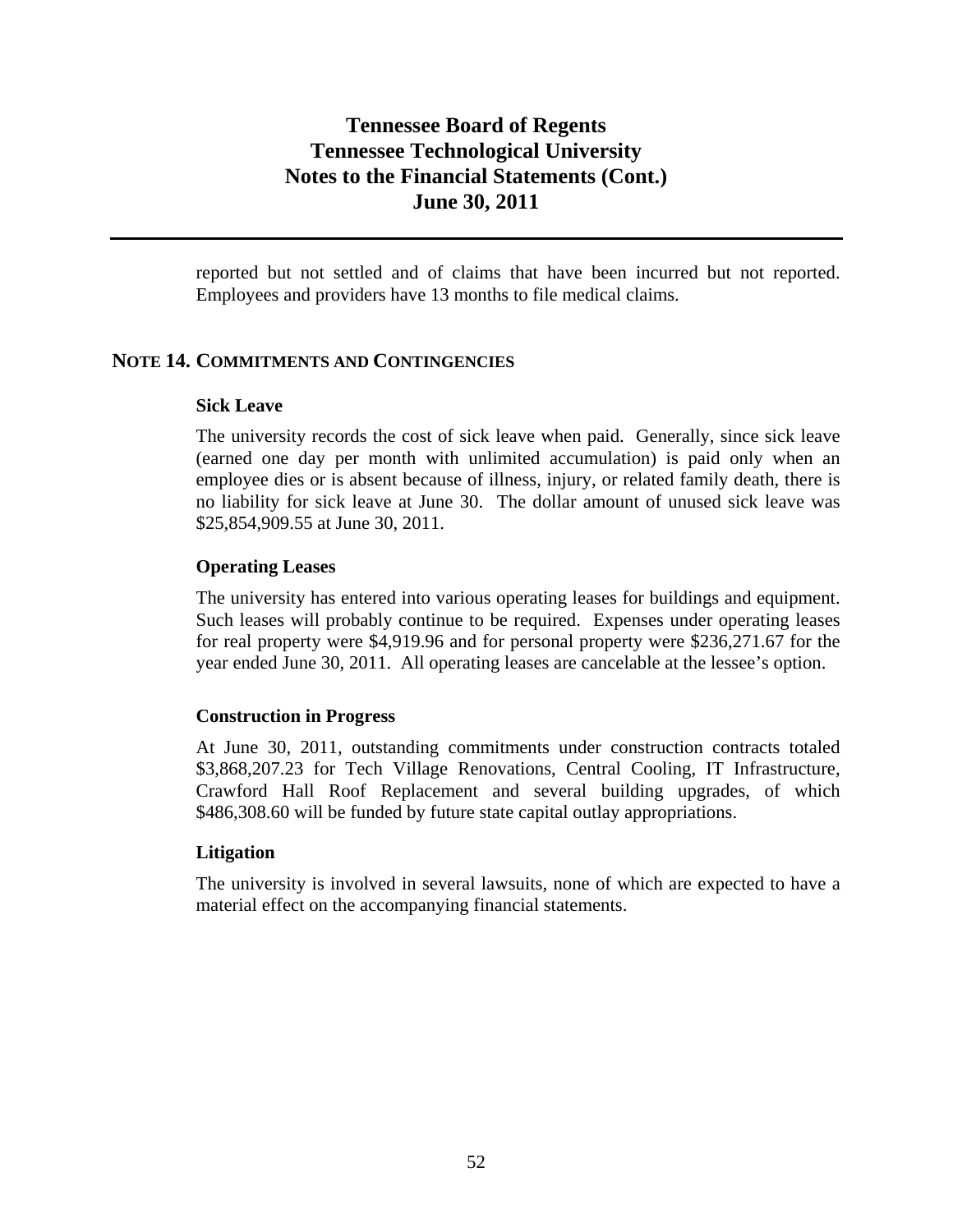reported but not settled and of claims that have been incurred but not reported. Employees and providers have 13 months to file medical claims.

## NOTE 14. COMMITMENTS AND CONTINGENCIES

### Sick Leave

The university records the cost of sick leave when paid. Generally, since sick leave (earned one day per month with unlimited accumulation) is paid only when an employee dies or is absent because of illness, injury, or related family death, there is no liability for sick leave at June 30. The dollar amount of unused sick leave was $25,854,909.55 at June 30, 2011.

### Operating Leases

The university has entered into various operating leases for buildings and equipment. Such leases will probably continue to be required. Expenses under operating leases for real property were $4,919.96 and for personal property were $236,271.67 for the year ended June 30, 2011. All operating leases are cancelable at the lessee's option.

### Construction in Progress

At June 30, 2011, outstanding commitments under construction contracts totaled $3,868,207.23 for Tech Village Renovations, Central Cooling, IT Infrastructure, Crawford Hall Roof Replacement and several building upgrades, of which $486,308.60 will be funded by future state capital outlay appropriations.

### Litigation

The university is involved in several lawsuits, none of which are expected to have a material effect on the accompanying financial statements.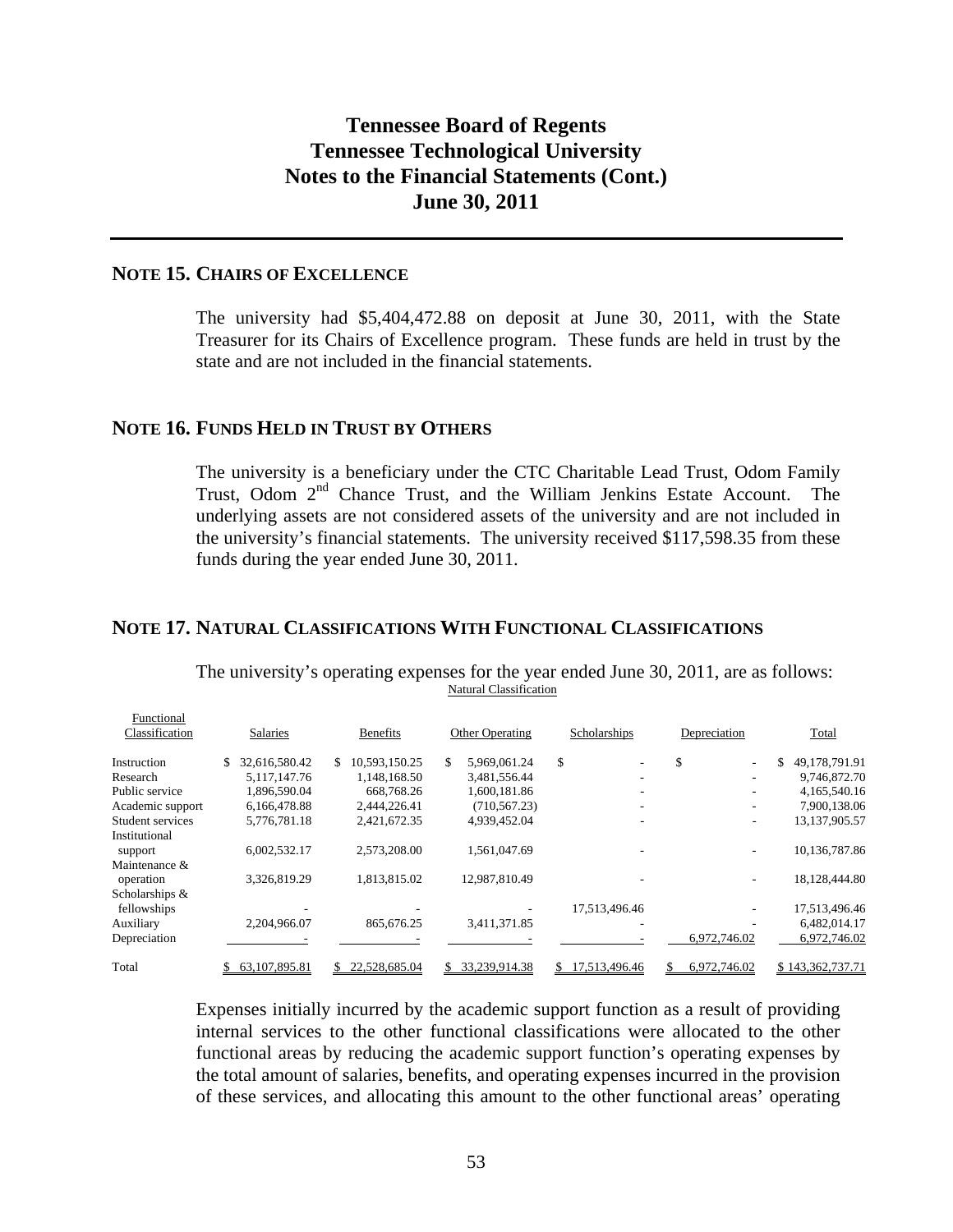# Tennessee Board of Regents
# Tennessee Technological University
# Notes to the Financial Statements (Cont.)
# June 30, 2011

## NOTE 15. CHAIRS OF EXCELLENCE

The university had $5,404,472.88 on deposit at June 30, 2011, with the State Treasurer for its Chairs of Excellence program. These funds are held in trust by the state and are not included in the financial statements.

## NOTE 16. FUNDS HELD IN TRUST BY OTHERS

The university is a beneficiary under the CTC Charitable Lead Trust, Odom Family Trust, Odom 2nd Chance Trust, and the William Jenkins Estate Account. The underlying assets are not considered assets of the university and are not included in the university's financial statements. The university received $117,598.35 from these funds during the year ended June 30, 2011.

## NOTE 17. NATURAL CLASSIFICATIONS WITH FUNCTIONAL CLASSIFICATIONS

The university's operating expenses for the year ended June 30, 2011, are as follows:

| | Natural Classification | | | | | |
|---|---|---|---|---|---|---|
| Functional Classification | Salaries | Benefits | Other Operating | Scholarships | Depreciation | Total |
| Instruction | $ 32,616,580.42 | $ 10,593,150.25 | $ 5,969,061.24 | $ - | $ - | $ 49,178,791.91 |
| Research | 5,117,147.76 | 1,148,168.50 | 3,481,556.44 | - | - | 9,746,872.70 |
| Public service | 1,896,590.04 | 668,768.26 | 1,600,181.86 | - | - | 4,165,540.16 |
| Academic support | 6,166,478.88 | 2,444,226.41 | (710,567.23) | - | - | 7,900,138.06 |
| Student services | 5,776,781.18 | 2,421,672.35 | 4,939,452.04 | - | - | 13,137,905.57 |
| Institutional support | 6,002,532.17 | 2,573,208.00 | 1,561,047.69 | - | - | 10,136,787.86 |
| Maintenance & operation | 3,326,819.29 | 1,813,815.02 | 12,987,810.49 | - | - | 18,128,444.80 |
| Scholarships & fellowships | - | - | - | 17,513,496.46 | - | 17,513,496.46 |
| Auxiliary | 2,204,966.07 | 865,676.25 | 3,411,371.85 | - | - | 6,482,014.17 |
| Depreciation | - | - | - | - | 6,972,746.02 | 6,972,746.02 |
| Total | $ 63,107,895.81 | $ 22,528,685.04 | $ 33,239,914.38 | $ 17,513,496.46 | $ 6,972,746.02 | $ 143,362,737.71 |

Expenses initially incurred by the academic support function as a result of providing internal services to the other functional classifications were allocated to the other functional areas by reducing the academic support function's operating expenses by the total amount of salaries, benefits, and operating expenses incurred in the provision of these services, and allocating this amount to the other functional areas' operating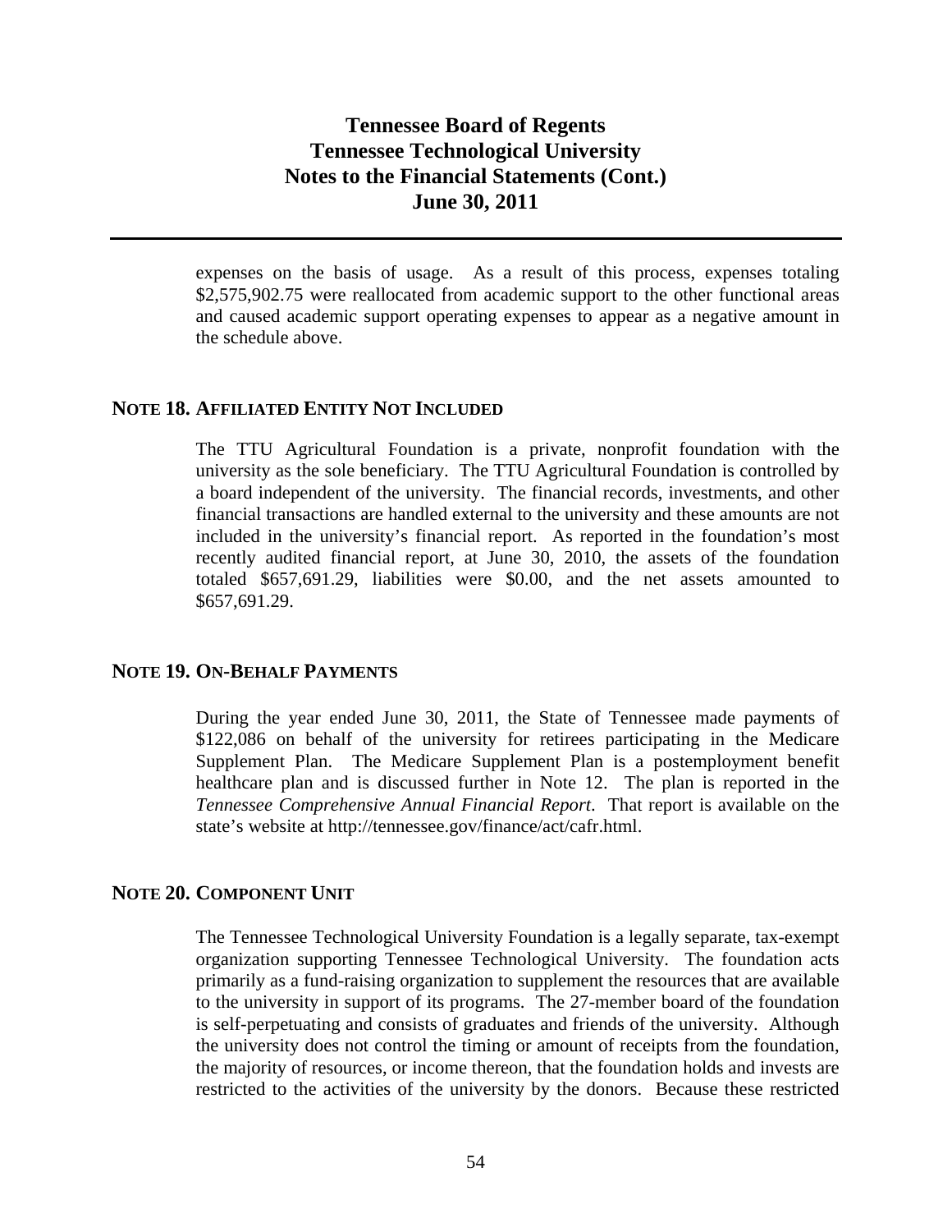expenses on the basis of usage. As a result of this process, expenses totaling $2,575,902.75 were reallocated from academic support to the other functional areas and caused academic support operating expenses to appear as a negative amount in the schedule above.

## NOTE 18. AFFILIATED ENTITY NOT INCLUDED

The TTU Agricultural Foundation is a private, nonprofit foundation with the university as the sole beneficiary. The TTU Agricultural Foundation is controlled by a board independent of the university. The financial records, investments, and other financial transactions are handled external to the university and these amounts are not included in the university's financial report. As reported in the foundation's most recently audited financial report, at June 30, 2010, the assets of the foundation totaled $657,691.29, liabilities were $0.00, and the net assets amounted to $657,691.29.

## NOTE 19. ON-BEHALF PAYMENTS

During the year ended June 30, 2011, the State of Tennessee made payments of $122,086 on behalf of the university for retirees participating in the Medicare Supplement Plan. The Medicare Supplement Plan is a postemployment benefit healthcare plan and is discussed further in Note 12. The plan is reported in the *Tennessee Comprehensive Annual Financial Report*. That report is available on the state's website at http://tennessee.gov/finance/act/cafr.html.

## NOTE 20. COMPONENT UNIT

The Tennessee Technological University Foundation is a legally separate, tax-exempt organization supporting Tennessee Technological University. The foundation acts primarily as a fund-raising organization to supplement the resources that are available to the university in support of its programs. The 27-member board of the foundation is self-perpetuating and consists of graduates and friends of the university. Although the university does not control the timing or amount of receipts from the foundation, the majority of resources, or income thereon, that the foundation holds and invests are restricted to the activities of the university by the donors. Because these restricted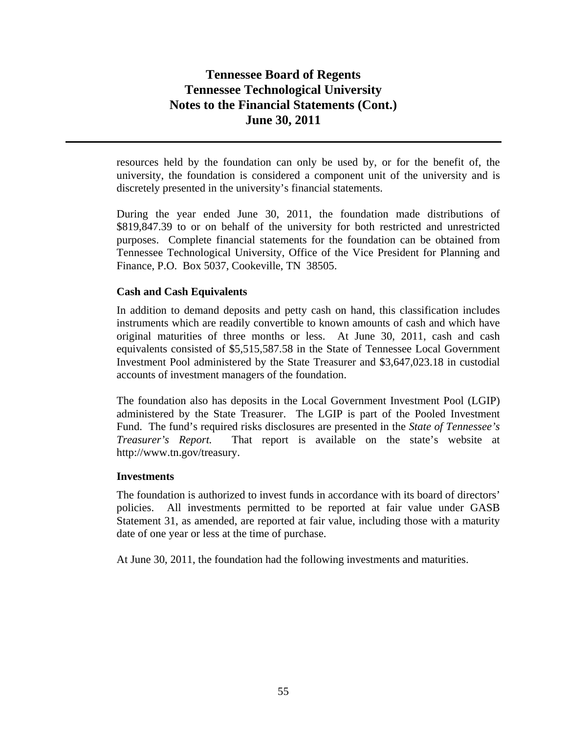resources held by the foundation can only be used by, or for the benefit of, the university, the foundation is considered a component unit of the university and is discretely presented in the university's financial statements.

During the year ended June 30, 2011, the foundation made distributions of $819,847.39 to or on behalf of the university for both restricted and unrestricted purposes. Complete financial statements for the foundation can be obtained from Tennessee Technological University, Office of the Vice President for Planning and Finance, P.O. Box 5037, Cookeville, TN 38505.

**Cash and Cash Equivalents**

In addition to demand deposits and petty cash on hand, this classification includes instruments which are readily convertible to known amounts of cash and which have original maturities of three months or less. At June 30, 2011, cash and cash equivalents consisted of $5,515,587.58 in the State of Tennessee Local Government Investment Pool administered by the State Treasurer and $3,647,023.18 in custodial accounts of investment managers of the foundation.

The foundation also has deposits in the Local Government Investment Pool (LGIP) administered by the State Treasurer. The LGIP is part of the Pooled Investment Fund. The fund's required risks disclosures are presented in the *State of Tennessee's Treasurer's Report.* That report is available on the state's website at http://www.tn.gov/treasury.

**Investments**

The foundation is authorized to invest funds in accordance with its board of directors' policies. All investments permitted to be reported at fair value under GASB Statement 31, as amended, are reported at fair value, including those with a maturity date of one year or less at the time of purchase.

At June 30, 2011, the foundation had the following investments and maturities.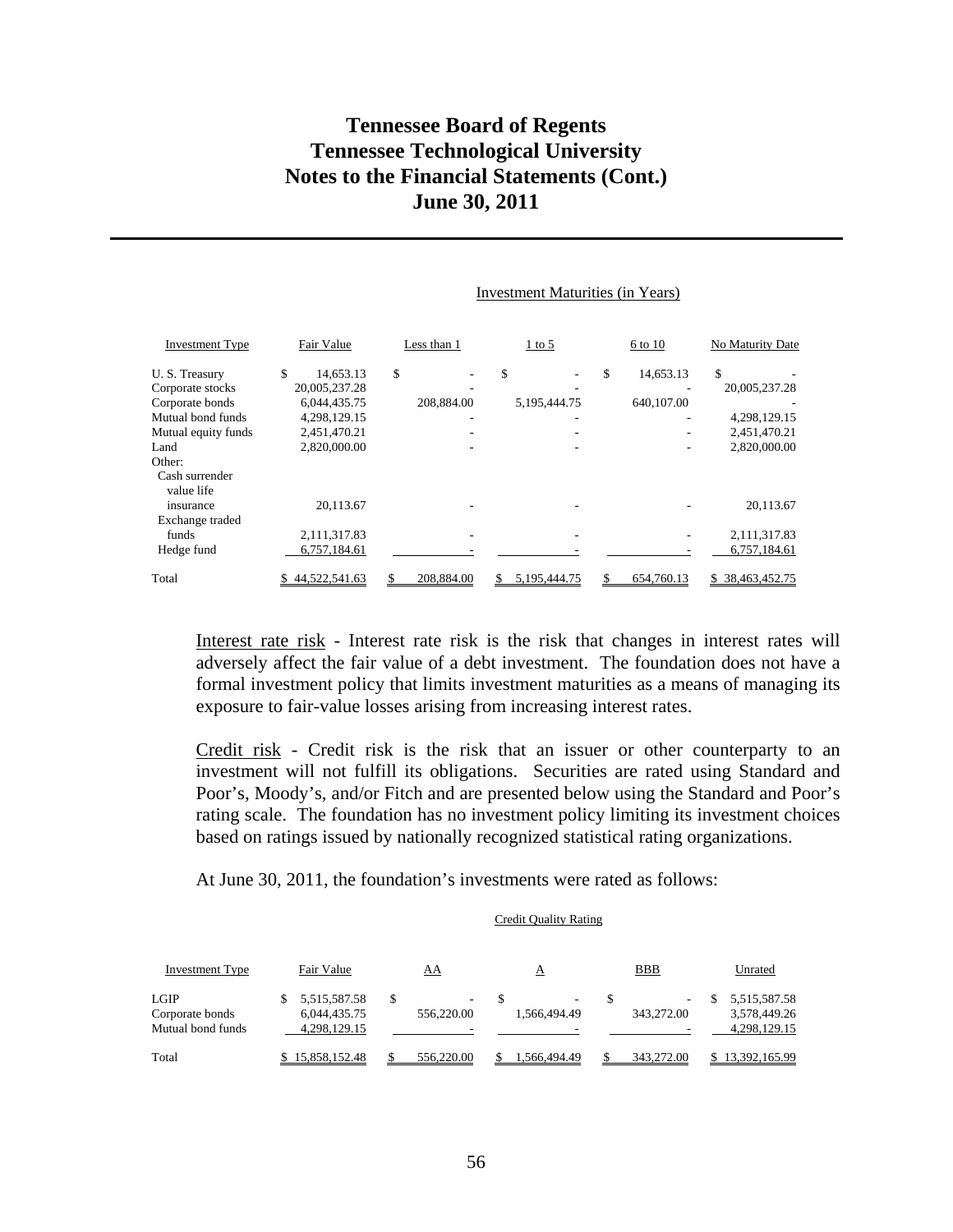# Tennessee Board of Regents
# Tennessee Technological University
# Notes to the Financial Statements (Cont.)
# June 30, 2011

| | | Investment Maturities (in Years) | | | |
|---|---|---|---|---|---|
| Investment Type | Fair Value | Less than 1 | 1 to 5 | 6 to 10 | No Maturity Date |
| U. S. Treasury | $ 14,653.13 | $ - | $ - | $ 14,653.13 | $ - |
| Corporate stocks | 20,005,237.28 | - | - | - | 20,005,237.28 |
| Corporate bonds | 6,044,435.75 | 208,884.00 | 5,195,444.75 | 640,107.00 | - |
| Mutual bond funds | 4,298,129.15 | - | - | - | 4,298,129.15 |
| Mutual equity funds | 2,451,470.21 | - | - | - | 2,451,470.21 |
| Land | 2,820,000.00 | - | - | - | 2,820,000.00 |
| Other: | | | | | |
| Cash surrender value life insurance | 20,113.67 | - | - | - | 20,113.67 |
| Exchange traded funds | 2,111,317.83 | - | - | - | 2,111,317.83 |
| Hedge fund | 6,757,184.61 | - | - | - | 6,757,184.61 |
| Total | $ 44,522,541.63 | $ 208,884.00 | $ 5,195,444.75 | $ 654,760.13 | $ 38,463,452.75 |

Interest rate risk - Interest rate risk is the risk that changes in interest rates will adversely affect the fair value of a debt investment. The foundation does not have a formal investment policy that limits investment maturities as a means of managing its exposure to fair-value losses arising from increasing interest rates.

Credit risk - Credit risk is the risk that an issuer or other counterparty to an investment will not fulfill its obligations. Securities are rated using Standard and Poor's, Moody's, and/or Fitch and are presented below using the Standard and Poor's rating scale. The foundation has no investment policy limiting its investment choices based on ratings issued by nationally recognized statistical rating organizations.

At June 30, 2011, the foundation's investments were rated as follows:

| | | Credit Quality Rating | | | |
|---|---|---|---|---|---|
| Investment Type | Fair Value | AA | A | BBB | Unrated |
| LGIP | $ 5,515,587.58 | $ - | $ - | $ - | $ 5,515,587.58 |
| Corporate bonds | 6,044,435.75 | 556,220.00 | 1,566,494.49 | 343,272.00 | 3,578,449.26 |
| Mutual bond funds | 4,298,129.15 | - | - | - | 4,298,129.15 |
| Total | $ 15,858,152.48 | $ 556,220.00 | $ 1,566,494.49 | $ 343,272.00 | $ 13,392,165.99 |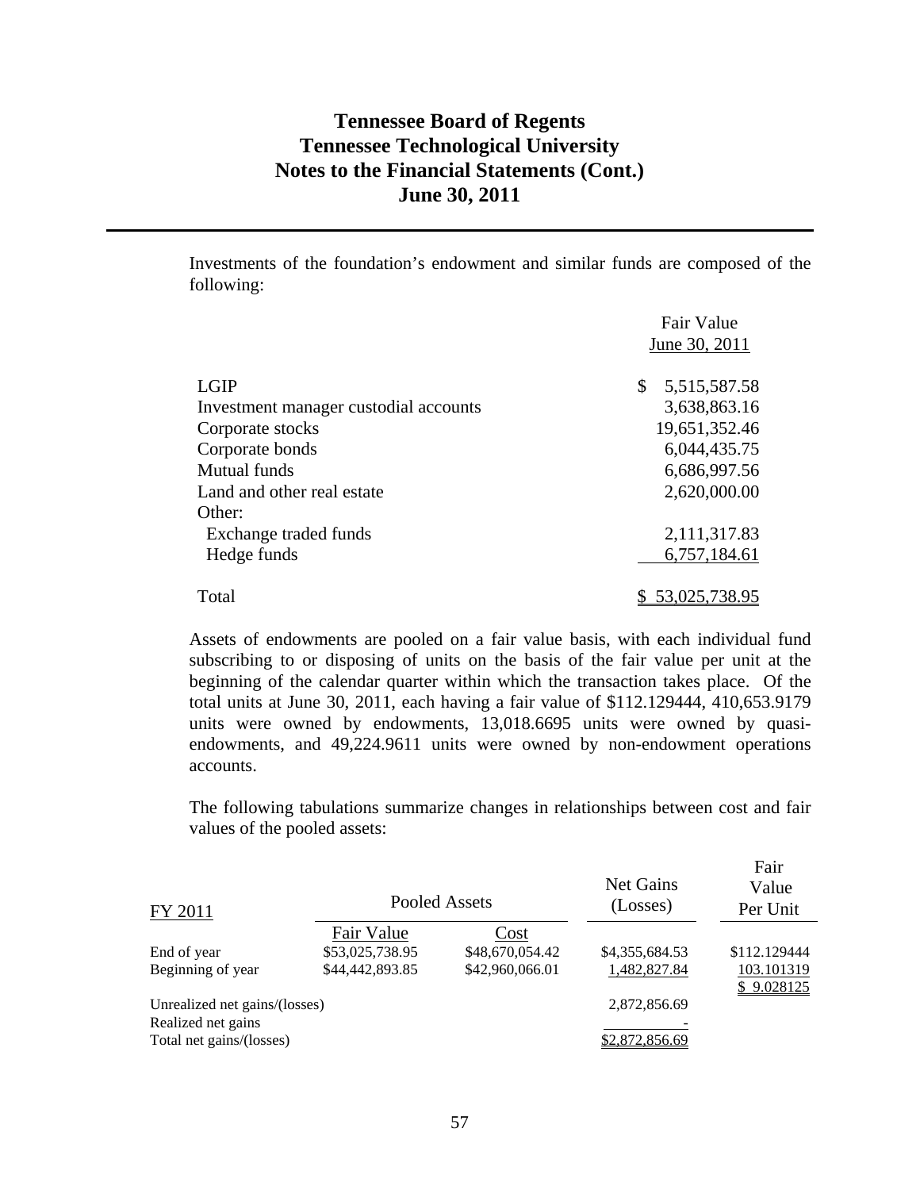# Tennessee Board of Regents
# Tennessee Technological University
# Notes to the Financial Statements (Cont.)
# June 30, 2011

Investments of the foundation's endowment and similar funds are composed of the following:

| | Fair Value June 30, 2011 |
|---|---:|
| LGIP | $ 5,515,587.58 |
| Investment manager custodial accounts | 3,638,863.16 |
| Corporate stocks | 19,651,352.46 |
| Corporate bonds | 6,044,435.75 |
| Mutual funds | 6,686,997.56 |
| Land and other real estate | 2,620,000.00 |
| Other: | |
| Exchange traded funds | 2,111,317.83 |
| Hedge funds | 6,757,184.61 |
| Total | $ 53,025,738.95 |

Assets of endowments are pooled on a fair value basis, with each individual fund subscribing to or disposing of units on the basis of the fair value per unit at the beginning of the calendar quarter within which the transaction takes place. Of the total units at June 30, 2011, each having a fair value of $112.129444, 410,653.9179 units were owned by endowments, 13,018.6695 units were owned by quasi-endowments, and 49,224.9611 units were owned by non-endowment operations accounts.

The following tabulations summarize changes in relationships between cost and fair values of the pooled assets:

| FY 2011 | Pooled Assets | | Net Gains (Losses) | Fair Value Per Unit |
|---|---|---|---:|---:|
| | Fair Value | Cost | | |
| End of year | $53,025,738.95 | $48,670,054.42 | $4,355,684.53 | $112.129444 |
| Beginning of year | $44,442,893.85 | $42,960,066.01 | 1,482,827.84 | 103.101319 |
| | | | | $ 9.028125 |
| Unrealized net gains/(losses) | | | 2,872,856.69 | |
| Realized net gains | | | - | |
| Total net gains/(losses) | | | $2,872,856.69 | |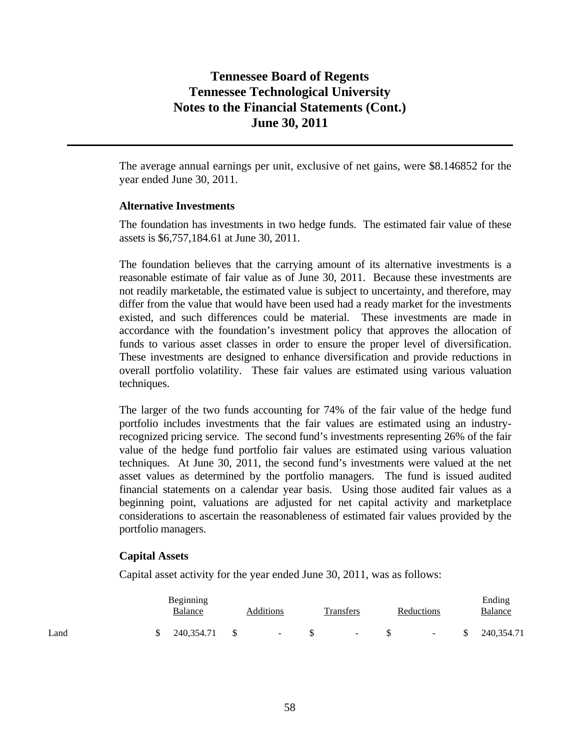The average annual earnings per unit, exclusive of net gains, were $8.146852 for the year ended June 30, 2011.

**Alternative Investments**

The foundation has investments in two hedge funds. The estimated fair value of these assets is $6,757,184.61 at June 30, 2011.

The foundation believes that the carrying amount of its alternative investments is a reasonable estimate of fair value as of June 30, 2011. Because these investments are not readily marketable, the estimated value is subject to uncertainty, and therefore, may differ from the value that would have been used had a ready market for the investments existed, and such differences could be material. These investments are made in accordance with the foundation's investment policy that approves the allocation of funds to various asset classes in order to ensure the proper level of diversification. These investments are designed to enhance diversification and provide reductions in overall portfolio volatility. These fair values are estimated using various valuation techniques.

The larger of the two funds accounting for 74% of the fair value of the hedge fund portfolio includes investments that the fair values are estimated using an industry-recognized pricing service. The second fund's investments representing 26% of the fair value of the hedge fund portfolio fair values are estimated using various valuation techniques. At June 30, 2011, the second fund's investments were valued at the net asset values as determined by the portfolio managers. The fund is issued audited financial statements on a calendar year basis. Using those audited fair values as a beginning point, valuations are adjusted for net capital activity and marketplace considerations to ascertain the reasonableness of estimated fair values provided by the portfolio managers.

**Capital Assets**

Capital asset activity for the year ended June 30, 2011, was as follows:

| | Beginning Balance | Additions | Transfers | Reductions | Ending Balance |
|---|---|---|---|---|---|
| Land | $ 240,354.71 | $ - | $ - | $ - | $ 240,354.71 |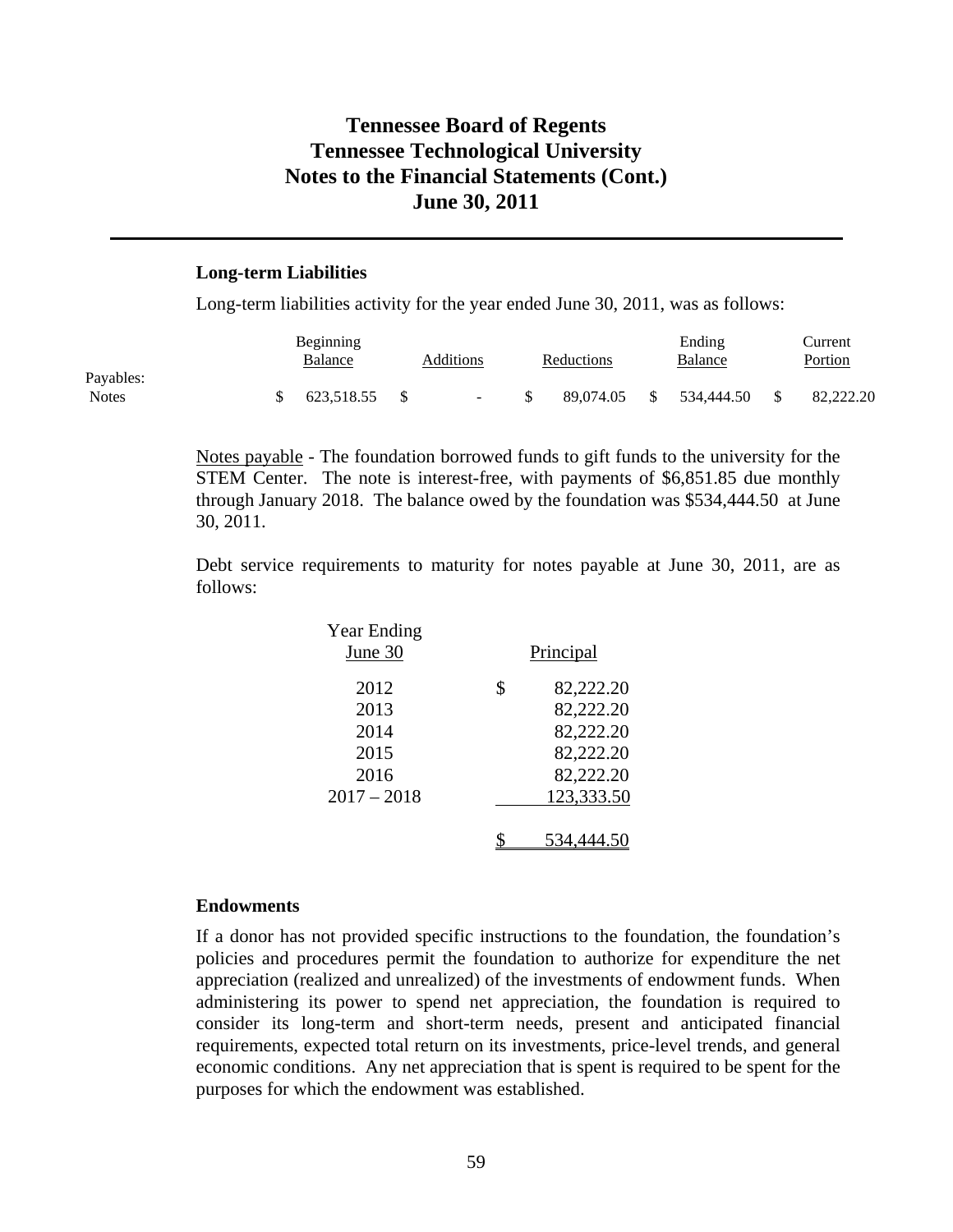### Long-term Liabilities

Long-term liabilities activity for the year ended June 30, 2011, was as follows:

| | Beginning Balance | Additions | Reductions | Ending Balance | Current Portion |
|---|---|---|---|---|---|
| Payables: | | | | | |
| Notes | $ 623,518.55 | $ - | $ 89,074.05 | $ 534,444.50 | $ 82,222.20 |

Notes payable - The foundation borrowed funds to gift funds to the university for the STEM Center. The note is interest-free, with payments of $6,851.85 due monthly through January 2018. The balance owed by the foundation was $534,444.50 at June 30, 2011.

Debt service requirements to maturity for notes payable at June 30, 2011, are as follows:

| Year Ending June 30 | Principal |
|---|---|
| 2012 | $ 82,222.20 |
| 2013 | 82,222.20 |
| 2014 | 82,222.20 |
| 2015 | 82,222.20 |
| 2016 | 82,222.20 |
| 2017 – 2018 | 123,333.50 |
| | $ 534,444.50 |

### Endowments

If a donor has not provided specific instructions to the foundation, the foundation's policies and procedures permit the foundation to authorize for expenditure the net appreciation (realized and unrealized) of the investments of endowment funds. When administering its power to spend net appreciation, the foundation is required to consider its long-term and short-term needs, present and anticipated financial requirements, expected total return on its investments, price-level trends, and general economic conditions. Any net appreciation that is spent is required to be spent for the purposes for which the endowment was established.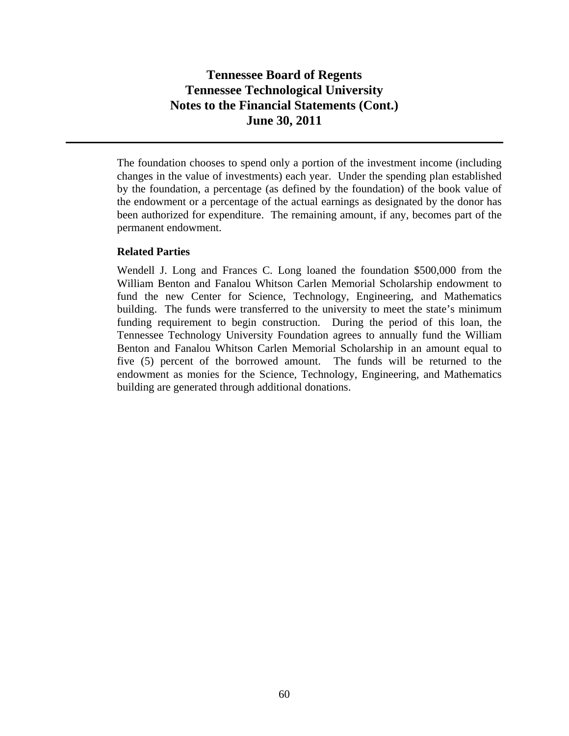The foundation chooses to spend only a portion of the investment income (including changes in the value of investments) each year. Under the spending plan established by the foundation, a percentage (as defined by the foundation) of the book value of the endowment or a percentage of the actual earnings as designated by the donor has been authorized for expenditure. The remaining amount, if any, becomes part of the permanent endowment.

**Related Parties**

Wendell J. Long and Frances C. Long loaned the foundation $500,000 from the William Benton and Fanalou Whitson Carlen Memorial Scholarship endowment to fund the new Center for Science, Technology, Engineering, and Mathematics building. The funds were transferred to the university to meet the state's minimum funding requirement to begin construction. During the period of this loan, the Tennessee Technology University Foundation agrees to annually fund the William Benton and Fanalou Whitson Carlen Memorial Scholarship in an amount equal to five (5) percent of the borrowed amount. The funds will be returned to the endowment as monies for the Science, Technology, Engineering, and Mathematics building are generated through additional donations.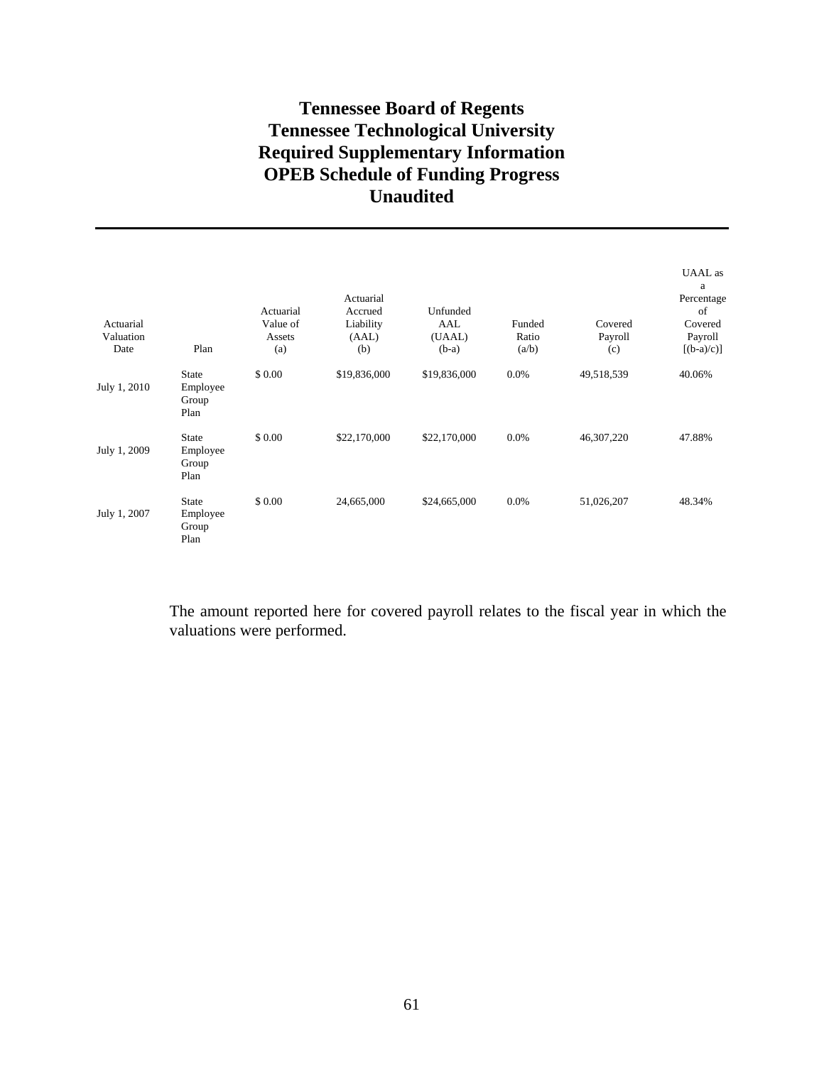# Tennessee Board of Regents
# Tennessee Technological University
# Required Supplementary Information
# OPEB Schedule of Funding Progress
# Unaudited

| Actuarial Valuation Date | Plan | Actuarial Value of Assets (a) | Actuarial Accrued Liability (AAL) (b) | Unfunded AAL (UAAL) (b-a) | Funded Ratio (a/b) | Covered Payroll (c) | UAAL as a Percentage of Covered Payroll [(b-a)/c)] |
|---|---|---|---|---|---|---|---|
| July 1, 2010 | State Employee Group Plan | $ 0.00 | $19,836,000 | $19,836,000 | 0.0% | 49,518,539 | 40.06% |
| July 1, 2009 | State Employee Group Plan | $ 0.00 | $22,170,000 | $22,170,000 | 0.0% | 46,307,220 | 47.88% |
| July 1, 2007 | State Employee Group Plan | $ 0.00 | 24,665,000 | $24,665,000 | 0.0% | 51,026,207 | 48.34% |

The amount reported here for covered payroll relates to the fiscal year in which the valuations were performed.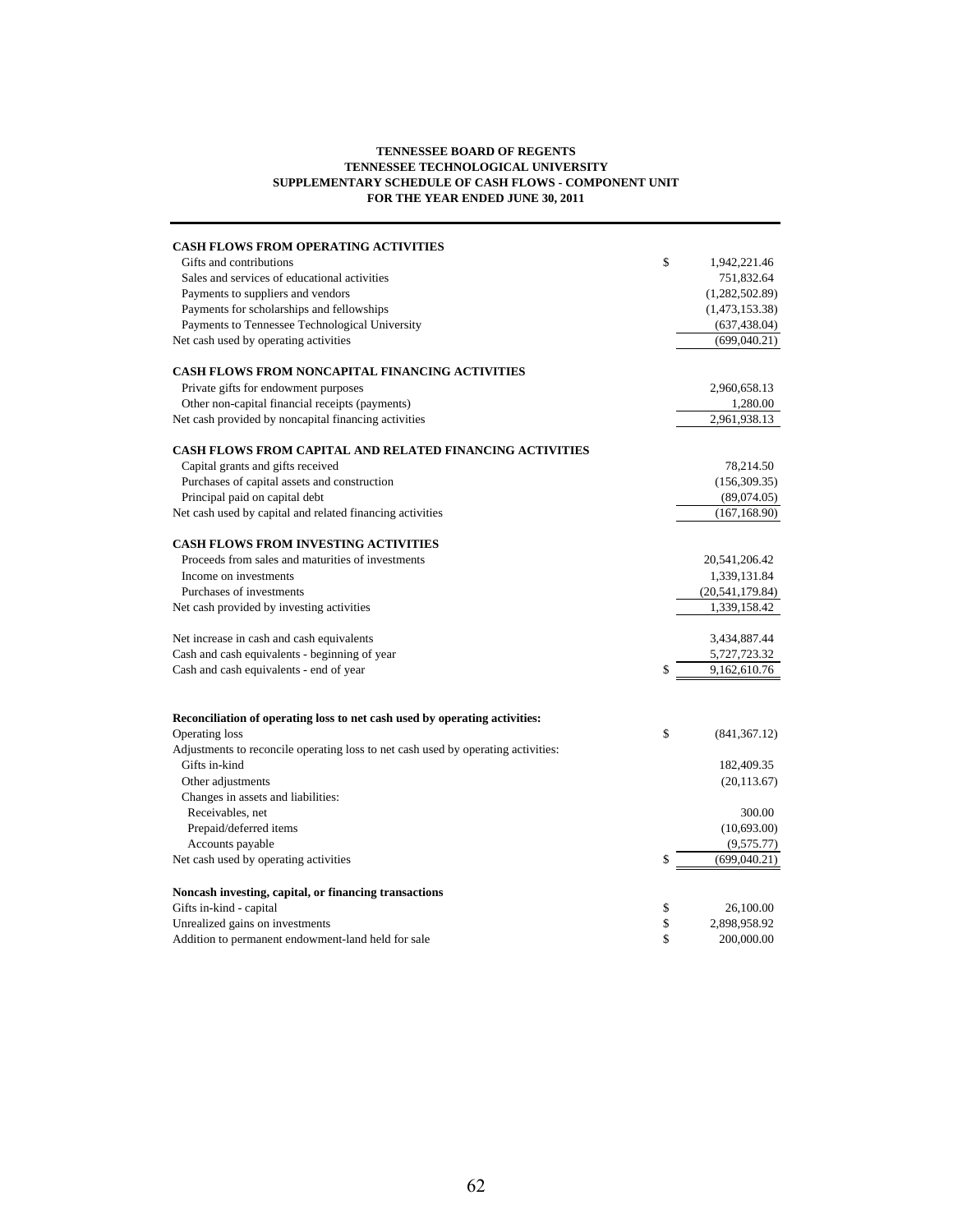**TENNESSEE BOARD OF REGENTS**
**TENNESSEE TECHNOLOGICAL UNIVERSITY**
**SUPPLEMENTARY SCHEDULE OF CASH FLOWS - COMPONENT UNIT**
**FOR THE YEAR ENDED JUNE 30, 2011**

| | | |
|---|---|---|
| **CASH FLOWS FROM OPERATING ACTIVITIES** | | |
| Gifts and contributions | $ | 1,942,221.46 |
| Sales and services of educational activities | | 751,832.64 |
| Payments to suppliers and vendors | | (1,282,502.89) |
| Payments for scholarships and fellowships | | (1,473,153.38) |
| Payments to Tennessee Technological University | | (637,438.04) |
| Net cash used by operating activities | | (699,040.21) |
| **CASH FLOWS FROM NONCAPITAL FINANCING ACTIVITIES** | | |
| Private gifts for endowment purposes | | 2,960,658.13 |
| Other non-capital financial receipts (payments) | | 1,280.00 |
| Net cash provided by noncapital financing activities | | 2,961,938.13 |
| **CASH FLOWS FROM CAPITAL AND RELATED FINANCING ACTIVITIES** | | |
| Capital grants and gifts received | | 78,214.50 |
| Purchases of capital assets and construction | | (156,309.35) |
| Principal paid on capital debt | | (89,074.05) |
| Net cash used by capital and related financing activities | | (167,168.90) |
| **CASH FLOWS FROM INVESTING ACTIVITIES** | | |
| Proceeds from sales and maturities of investments | | 20,541,206.42 |
| Income on investments | | 1,339,131.84 |
| Purchases of investments | | (20,541,179.84) |
| Net cash provided by investing activities | | 1,339,158.42 |
| Net increase in cash and cash equivalents | | 3,434,887.44 |
| Cash and cash equivalents - beginning of year | | 5,727,723.32 |
| Cash and cash equivalents - end of year | $ | 9,162,610.76 |
| **Reconciliation of operating loss to net cash used by operating activities:** | | |
| Operating loss | $ | (841,367.12) |
| Adjustments to reconcile operating loss to net cash used by operating activities: | | |
| Gifts in-kind | | 182,409.35 |
| Other adjustments | | (20,113.67) |
| Changes in assets and liabilities: | | |
| Receivables, net | | 300.00 |
| Prepaid/deferred items | | (10,693.00) |
| Accounts payable | | (9,575.77) |
| Net cash used by operating activities | $ | (699,040.21) |
| **Noncash investing, capital, or financing transactions** | | |
| Gifts in-kind - capital | $ | 26,100.00 |
| Unrealized gains on investments | $ | 2,898,958.92 |
| Addition to permanent endowment-land held for sale | $ | 200,000.00 |